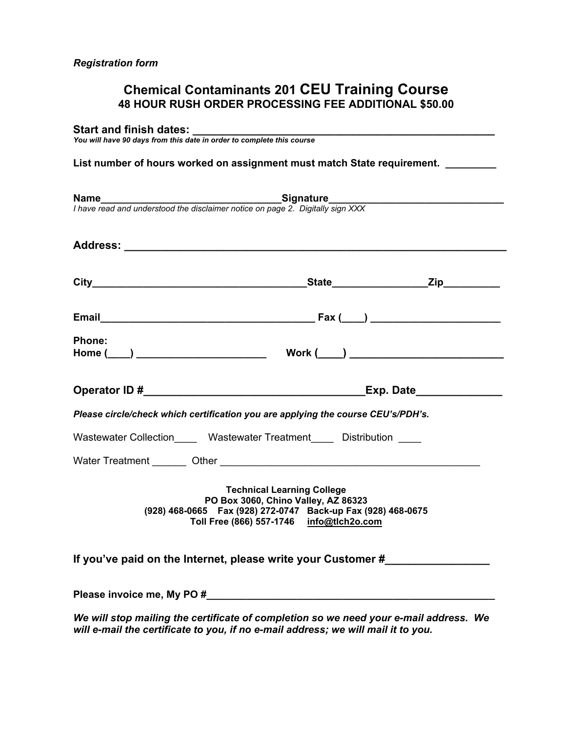*Registration form*

## Chemical Contaminants 201 CEU Training Course

### 48 HOUR RUSH ORDER PROCESSING FEE ADDITIONAL $50.00

**Start and finish dates:** ____________________________________________________

***You will have 90 days from this date in order to complete this course***

**List number of hours worked on assignment must match State requirement.** _________

**Name**_________________________________**Signature**_______________________________

*I have read and understood the disclaimer notice on page 2. Digitally sign XXX*

**Address:** _________________________________________________________________

**City**_______________________________________**State**________________**Zip**__________

**Email**_______________________________________ **Fax (____)** _______________________

**Phone:**
**Home (____)** ________________________ **Work (____)** ___________________________

**Operator ID #**_____________________________________**Exp. Date**______________

***Please circle/check which certification you are applying the course CEU's/PDH's.***

Wastewater Collection____ Wastewater Treatment____ Distribution ____

Water Treatment ______ Other ______________________________________________

**Technical Learning College**
**PO Box 3060, Chino Valley, AZ 86323**
**(928) 468-0665 Fax (928) 272-0747 Back-up Fax (928) 468-0675**
**Toll Free (866) 557-1746 info@tlch2o.com**

**If you've paid on the Internet, please write your Customer #**_________________

**Please invoice me, My PO #**_____________________________________________________

***We will stop mailing the certificate of completion so we need your e-mail address. We will e-mail the certificate to you, if no e-mail address; we will mail it to you.***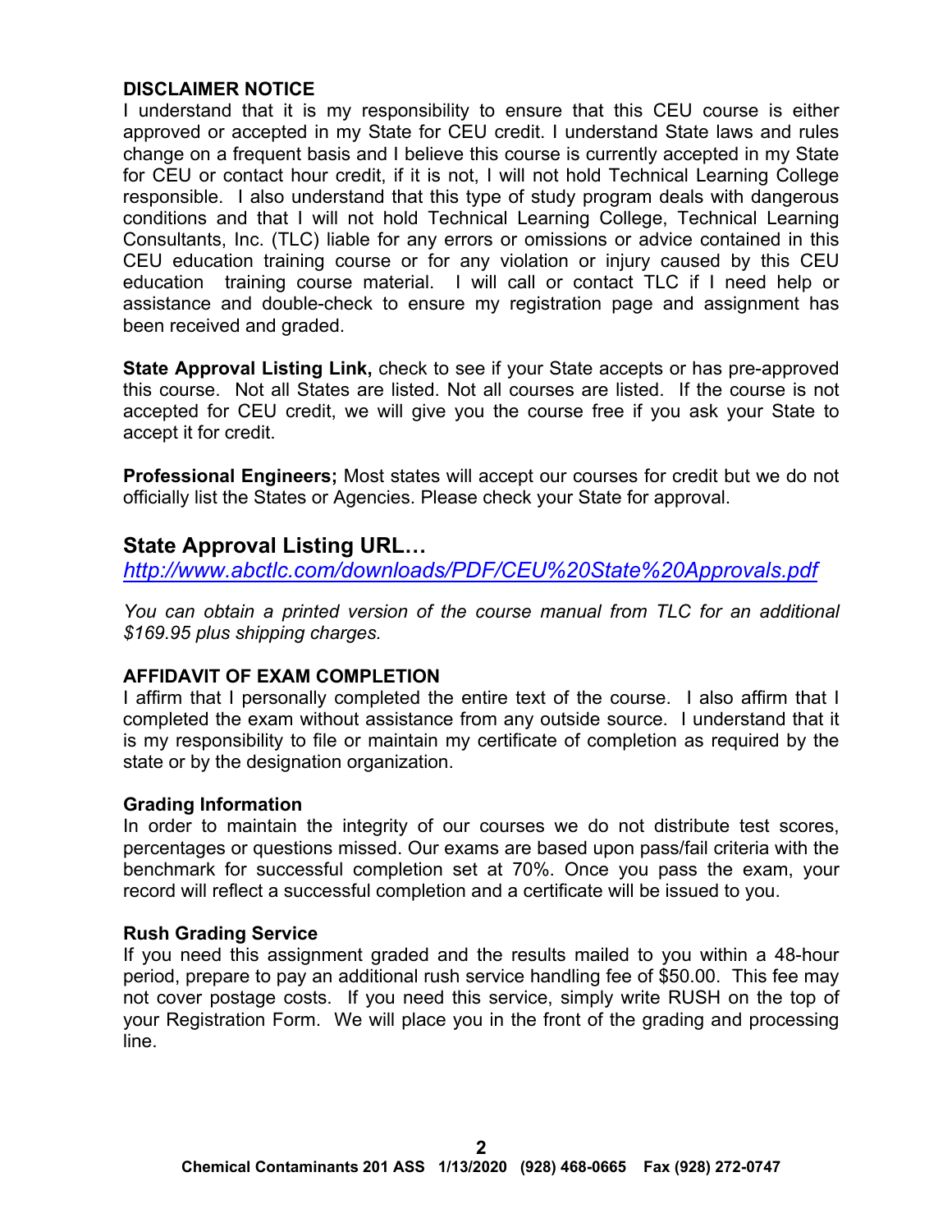**DISCLAIMER NOTICE**

I understand that it is my responsibility to ensure that this CEU course is either approved or accepted in my State for CEU credit. I understand State laws and rules change on a frequent basis and I believe this course is currently accepted in my State for CEU or contact hour credit, if it is not, I will not hold Technical Learning College responsible. I also understand that this type of study program deals with dangerous conditions and that I will not hold Technical Learning College, Technical Learning Consultants, Inc. (TLC) liable for any errors or omissions or advice contained in this CEU education training course or for any violation or injury caused by this CEU education training course material. I will call or contact TLC if I need help or assistance and double-check to ensure my registration page and assignment has been received and graded.

**State Approval Listing Link,** check to see if your State accepts or has pre-approved this course. Not all States are listed. Not all courses are listed. If the course is not accepted for CEU credit, we will give you the course free if you ask your State to accept it for credit.

**Professional Engineers;** Most states will accept our courses for credit but we do not officially list the States or Agencies. Please check your State for approval.

## State Approval Listing URL…

*http://www.abctlc.com/downloads/PDF/CEU%20State%20Approvals.pdf*

*You can obtain a printed version of the course manual from TLC for an additional $169.95 plus shipping charges.*

**AFFIDAVIT OF EXAM COMPLETION**

I affirm that I personally completed the entire text of the course. I also affirm that I completed the exam without assistance from any outside source. I understand that it is my responsibility to file or maintain my certificate of completion as required by the state or by the designation organization.

**Grading Information**

In order to maintain the integrity of our courses we do not distribute test scores, percentages or questions missed. Our exams are based upon pass/fail criteria with the benchmark for successful completion set at 70%. Once you pass the exam, your record will reflect a successful completion and a certificate will be issued to you.

**Rush Grading Service**

If you need this assignment graded and the results mailed to you within a 48-hour period, prepare to pay an additional rush service handling fee of $50.00. This fee may not cover postage costs. If you need this service, simply write RUSH on the top of your Registration Form. We will place you in the front of the grading and processing line.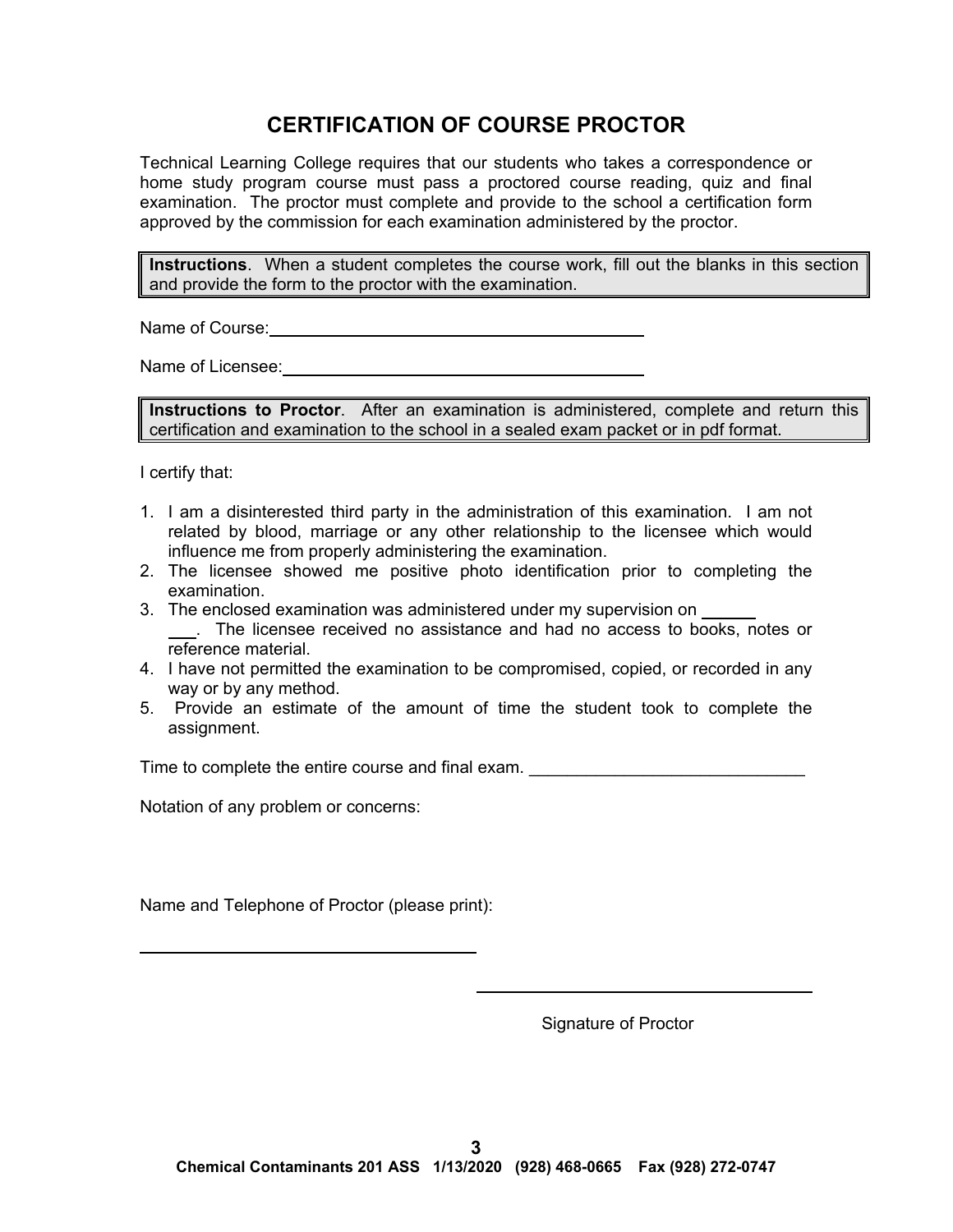# CERTIFICATION OF COURSE PROCTOR

Technical Learning College requires that our students who takes a correspondence or home study program course must pass a proctored course reading, quiz and final examination. The proctor must complete and provide to the school a certification form approved by the commission for each examination administered by the proctor.

> **Instructions**. When a student completes the course work, fill out the blanks in this section and provide the form to the proctor with the examination.

Name of Course: ______________________________________

Name of Licensee: ______________________________________

> **Instructions to Proctor**. After an examination is administered, complete and return this certification and examination to the school in a sealed exam packet or in pdf format.

I certify that:

1. I am a disinterested third party in the administration of this examination. I am not related by blood, marriage or any other relationship to the licensee which would influence me from properly administering the examination.
2. The licensee showed me positive photo identification prior to completing the examination.
3. The enclosed examination was administered under my supervision on ________. The licensee received no assistance and had no access to books, notes or reference material.
4. I have not permitted the examination to be compromised, copied, or recorded in any way or by any method.
5. Provide an estimate of the amount of time the student took to complete the assignment.

Time to complete the entire course and final exam. ______________________________

Notation of any problem or concerns:

Name and Telephone of Proctor (please print):

______________________________________

______________________________________

Signature of Proctor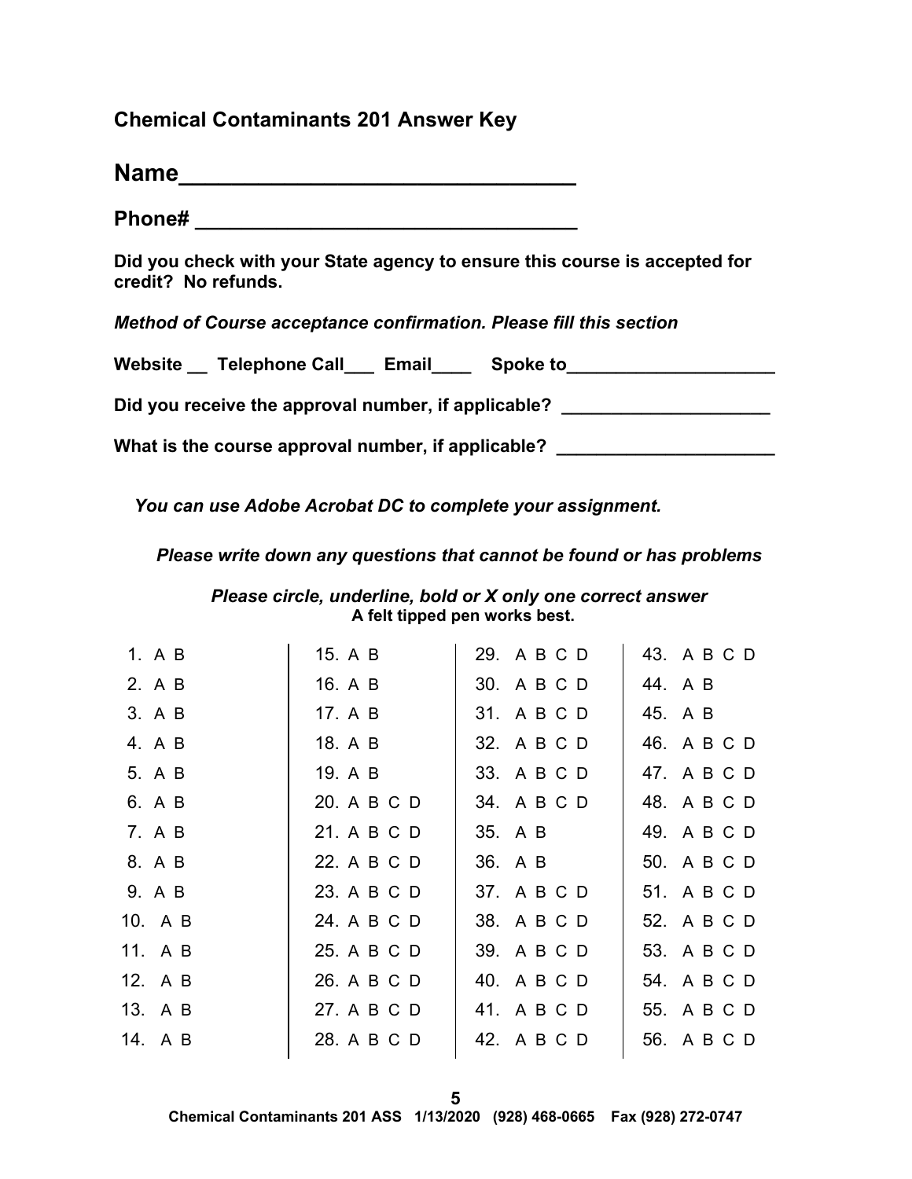## Chemical Contaminants 201 Answer Key

**Name_________________________________**

**Phone# _________________________________**

**Did you check with your State agency to ensure this course is accepted for credit? No refunds.**

***Method of Course acceptance confirmation. Please fill this section***

**Website __ Telephone Call___ Email____ Spoke to____________________**

**Did you receive the approval number, if applicable? ____________________**

**What is the course approval number, if applicable? _____________________**

***You can use Adobe Acrobat DC to complete your assignment.***

***Please write down any questions that cannot be found or has problems***

***Please circle, underline, bold or X only one correct answer***
**A felt tipped pen works best.**

| | | | |
|---|---|---|---|
| 1. A B | 15. A B | 29. A B C D | 43. A B C D |
| 2. A B | 16. A B | 30. A B C D | 44. A B |
| 3. A B | 17. A B | 31. A B C D | 45. A B |
| 4. A B | 18. A B | 32. A B C D | 46. A B C D |
| 5. A B | 19. A B | 33. A B C D | 47. A B C D |
| 6. A B | 20. A B C D | 34. A B C D | 48. A B C D |
| 7. A B | 21. A B C D | 35. A B | 49. A B C D |
| 8. A B | 22. A B C D | 36. A B | 50. A B C D |
| 9. A B | 23. A B C D | 37. A B C D | 51. A B C D |
| 10. A B | 24. A B C D | 38. A B C D | 52. A B C D |
| 11. A B | 25. A B C D | 39. A B C D | 53. A B C D |
| 12. A B | 26. A B C D | 40. A B C D | 54. A B C D |
| 13. A B | 27. A B C D | 41. A B C D | 55. A B C D |
| 14. A B | 28. A B C D | 42. A B C D | 56. A B C D |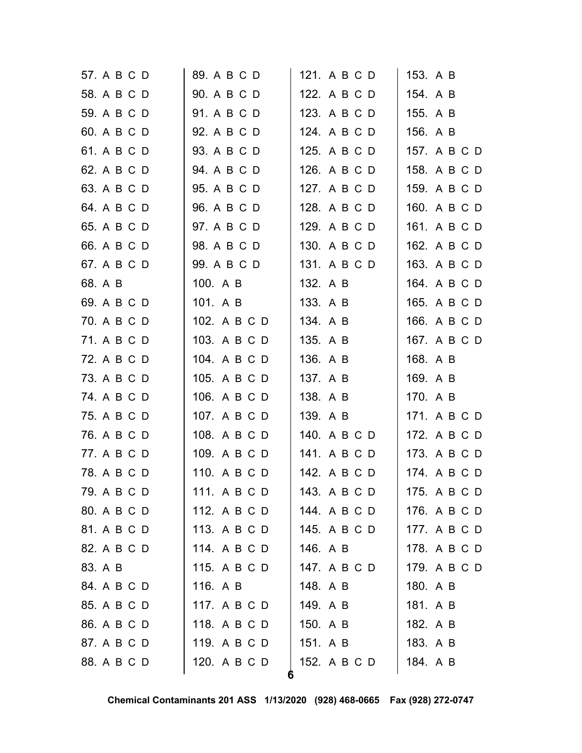57. A B C D
58. A B C D
59. A B C D
60. A B C D
61. A B C D
62. A B C D
63. A B C D
64. A B C D
65. A B C D
66. A B C D
67. A B C D
68. A B
69. A B C D
70. A B C D
71. A B C D
72. A B C D
73. A B C D
74. A B C D
75. A B C D
76. A B C D
77. A B C D
78. A B C D
79. A B C D
80. A B C D
81. A B C D
82. A B C D
83. A B
84. A B C D
85. A B C D
86. A B C D
87. A B C D
88. A B C D

89. A B C D
90. A B C D
91. A B C D
92. A B C D
93. A B C D
94. A B C D
95. A B C D
96. A B C D
97. A B C D
98. A B C D
99. A B C D
100. A B
101. A B
102. A B C D
103. A B C D
104. A B C D
105. A B C D
106. A B C D
107. A B C D
108. A B C D
109. A B C D
110. A B C D
111. A B C D
112. A B C D
113. A B C D
114. A B C D
115. A B C D
116. A B
117. A B C D
118. A B C D
119. A B C D
120. A B C D

121. A B C D
122. A B C D
123. A B C D
124. A B C D
125. A B C D
126. A B C D
127. A B C D
128. A B C D
129. A B C D
130. A B C D
131. A B C D
132. A B
133. A B
134. A B
135. A B
136. A B
137. A B
138. A B
139. A B
140. A B C D
141. A B C D
142. A B C D
143. A B C D
144. A B C D
145. A B C D
146. A B
147. A B C D
148. A B
149. A B
150. A B
151. A B
152. A B C D

153. A B
154. A B
155. A B
156. A B
157. A B C D
158. A B C D
159. A B C D
160. A B C D
161. A B C D
162. A B C D
163. A B C D
164. A B C D
165. A B C D
166. A B C D
167. A B C D
168. A B
169. A B
170. A B
171. A B C D
172. A B C D
173. A B C D
174. A B C D
175. A B C D
176. A B C D
177. A B C D
178. A B C D
179. A B C D
180. A B
181. A B
182. A B
183. A B
184. A B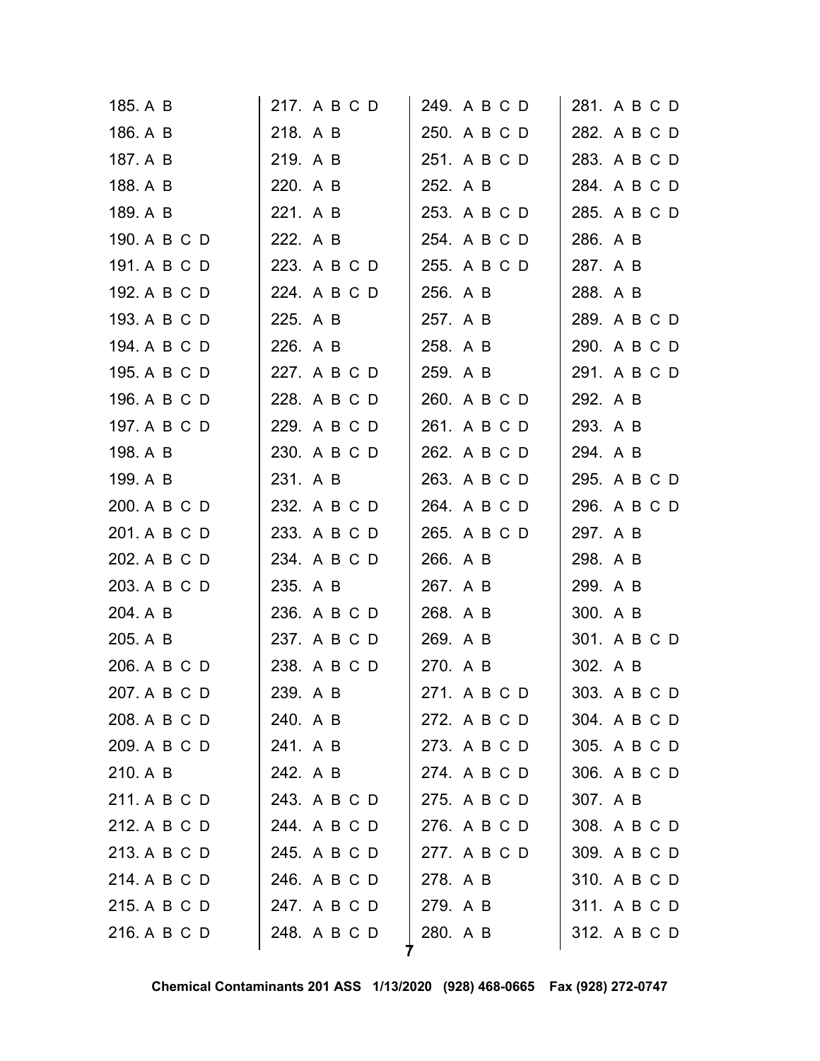185. A B
186. A B
187. A B
188. A B
189. A B
190. A B C D
191. A B C D
192. A B C D
193. A B C D
194. A B C D
195. A B C D
196. A B C D
197. A B C D
198. A B
199. A B
200. A B C D
201. A B C D
202. A B C D
203. A B C D
204. A B
205. A B
206. A B C D
207. A B C D
208. A B C D
209. A B C D
210. A B
211. A B C D
212. A B C D
213. A B C D
214. A B C D
215. A B C D
216. A B C D
217. A B C D
218. A B
219. A B
220. A B
221. A B
222. A B
223. A B C D
224. A B C D
225. A B
226. A B
227. A B C D
228. A B C D
229. A B C D
230. A B C D
231. A B
232. A B C D
233. A B C D
234. A B C D
235. A B
236. A B C D
237. A B C D
238. A B C D
239. A B
240. A B
241. A B
242. A B
243. A B C D
244. A B C D
245. A B C D
246. A B C D
247. A B C D
248. A B C D
249. A B C D
250. A B C D
251. A B C D
252. A B
253. A B C D
254. A B C D
255. A B C D
256. A B
257. A B
258. A B
259. A B
260. A B C D
261. A B C D
262. A B C D
263. A B C D
264. A B C D
265. A B C D
266. A B
267. A B
268. A B
269. A B
270. A B
271. A B C D
272. A B C D
273. A B C D
274. A B C D
275. A B C D
276. A B C D
277. A B C D
278. A B
279. A B
280. A B
281. A B C D
282. A B C D
283. A B C D
284. A B C D
285. A B C D
286. A B
287. A B
288. A B
289. A B C D
290. A B C D
291. A B C D
292. A B
293. A B
294. A B
295. A B C D
296. A B C D
297. A B
298. A B
299. A B
300. A B
301. A B C D
302. A B
303. A B C D
304. A B C D
305. A B C D
306. A B C D
307. A B
308. A B C D
309. A B C D
310. A B C D
311. A B C D
312. A B C D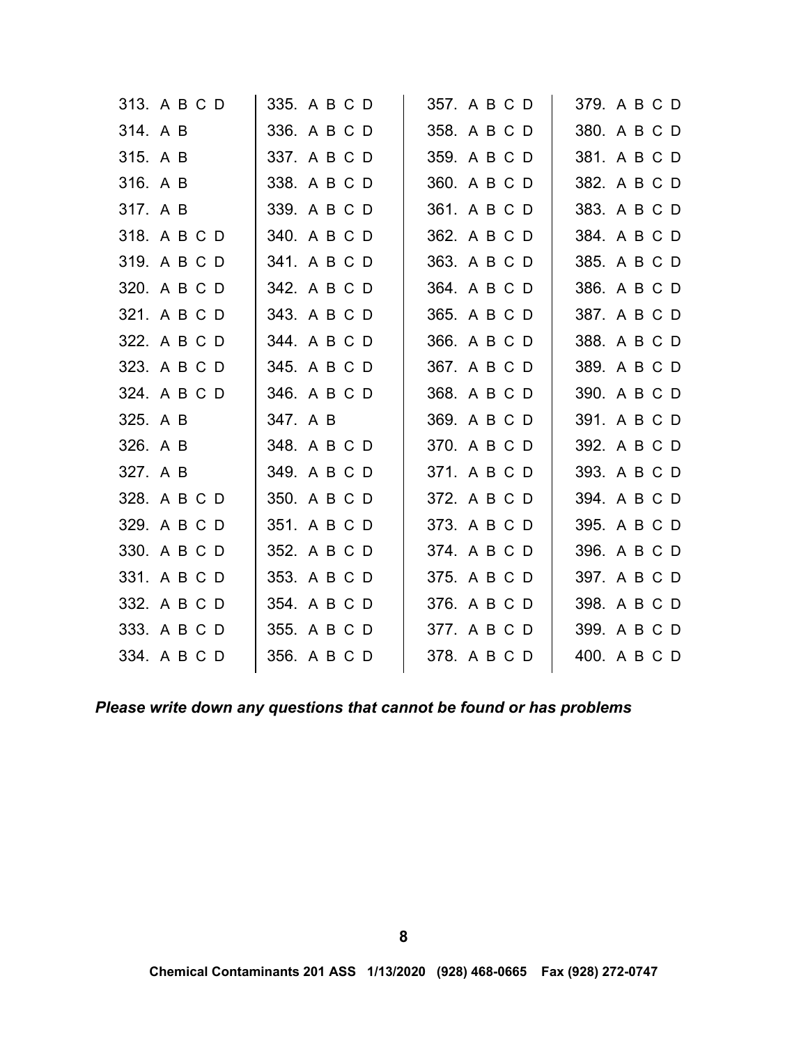| | | | |
|---|---|---|---|
| 313. A B C D | 335. A B C D | 357. A B C D | 379. A B C D |
| 314. A B | 336. A B C D | 358. A B C D | 380. A B C D |
| 315. A B | 337. A B C D | 359. A B C D | 381. A B C D |
| 316. A B | 338. A B C D | 360. A B C D | 382. A B C D |
| 317. A B | 339. A B C D | 361. A B C D | 383. A B C D |
| 318. A B C D | 340. A B C D | 362. A B C D | 384. A B C D |
| 319. A B C D | 341. A B C D | 363. A B C D | 385. A B C D |
| 320. A B C D | 342. A B C D | 364. A B C D | 386. A B C D |
| 321. A B C D | 343. A B C D | 365. A B C D | 387. A B C D |
| 322. A B C D | 344. A B C D | 366. A B C D | 388. A B C D |
| 323. A B C D | 345. A B C D | 367. A B C D | 389. A B C D |
| 324. A B C D | 346. A B C D | 368. A B C D | 390. A B C D |
| 325. A B | 347. A B | 369. A B C D | 391. A B C D |
| 326. A B | 348. A B C D | 370. A B C D | 392. A B C D |
| 327. A B | 349. A B C D | 371. A B C D | 393. A B C D |
| 328. A B C D | 350. A B C D | 372. A B C D | 394. A B C D |
| 329. A B C D | 351. A B C D | 373. A B C D | 395. A B C D |
| 330. A B C D | 352. A B C D | 374. A B C D | 396. A B C D |
| 331. A B C D | 353. A B C D | 375. A B C D | 397. A B C D |
| 332. A B C D | 354. A B C D | 376. A B C D | 398. A B C D |
| 333. A B C D | 355. A B C D | 377. A B C D | 399. A B C D |
| 334. A B C D | 356. A B C D | 378. A B C D | 400. A B C D |

***Please write down any questions that cannot be found or has problems***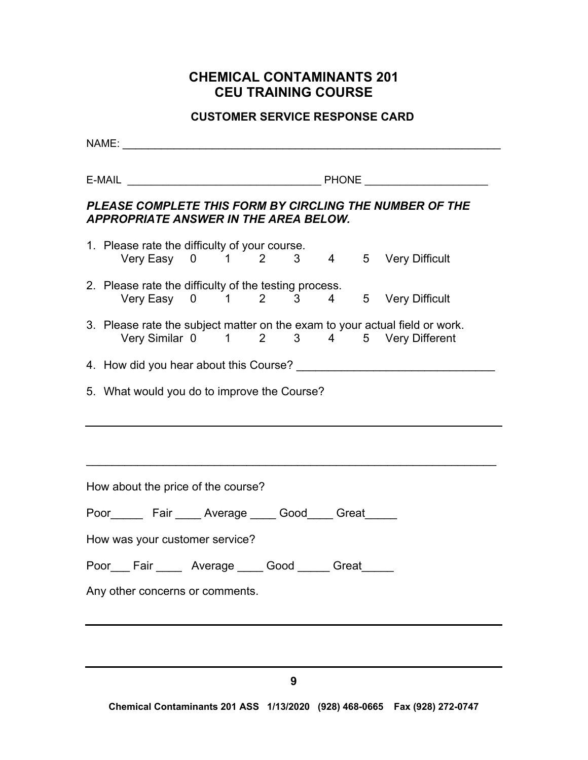# CHEMICAL CONTAMINANTS 201
# CEU TRAINING COURSE

## CUSTOMER SERVICE RESPONSE CARD

NAME: _______________________________________________________________

E-MAIL ________________________________ PHONE ____________________

***PLEASE COMPLETE THIS FORM BY CIRCLING THE NUMBER OF THE APPROPRIATE ANSWER IN THE AREA BELOW.***

1. Please rate the difficulty of your course.
   Very Easy 0 1 2 3 4 5 Very Difficult

2. Please rate the difficulty of the testing process.
   Very Easy 0 1 2 3 4 5 Very Difficult

3. Please rate the subject matter on the exam to your actual field or work.
   Very Similar 0 1 2 3 4 5 Very Different

4. How did you hear about this Course? ______________________________

5. What would you do to improve the Course?

_________________________________________________________________

_________________________________________________________________

How about the price of the course?

Poor_____ Fair ____ Average ____ Good____ Great_____

How was your customer service?

Poor___ Fair ____ Average ____ Good _____ Great_____

Any other concerns or comments.

_________________________________________________________________

_________________________________________________________________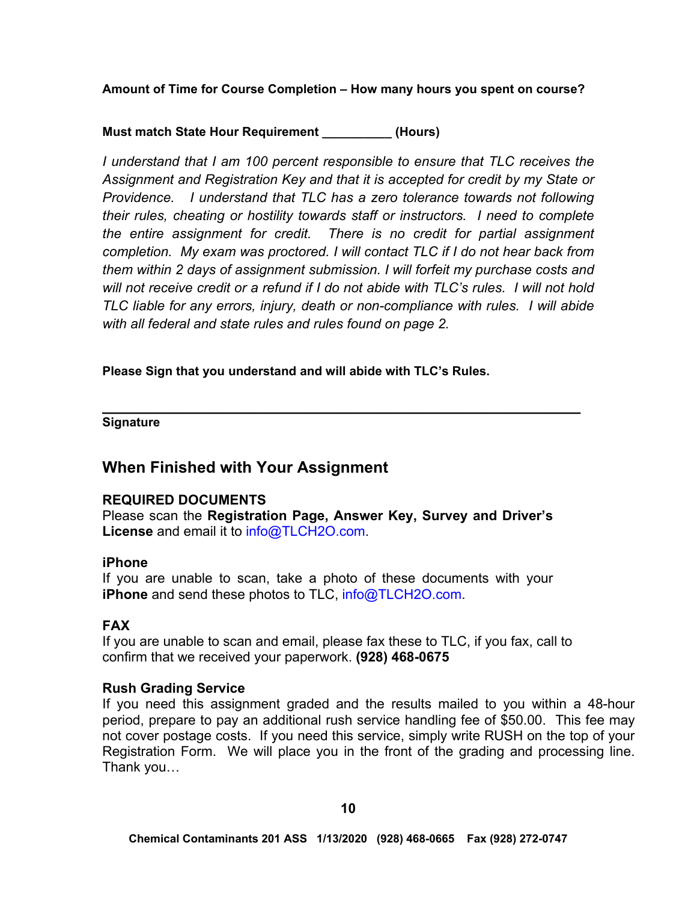**Amount of Time for Course Completion – How many hours you spent on course?**

**Must match State Hour Requirement __________ (Hours)**

*I understand that I am 100 percent responsible to ensure that TLC receives the Assignment and Registration Key and that it is accepted for credit by my State or Providence. I understand that TLC has a zero tolerance towards not following their rules, cheating or hostility towards staff or instructors. I need to complete the entire assignment for credit. There is no credit for partial assignment completion. My exam was proctored. I will contact TLC if I do not hear back from them within 2 days of assignment submission. I will forfeit my purchase costs and will not receive credit or a refund if I do not abide with TLC's rules. I will not hold TLC liable for any errors, injury, death or non-compliance with rules. I will abide with all federal and state rules and rules found on page 2.*

**Please Sign that you understand and will abide with TLC's Rules.**

_________________________________________________________________
**Signature**

## When Finished with Your Assignment

**REQUIRED DOCUMENTS**
Please scan the **Registration Page, Answer Key, Survey and Driver's License** and email it to info@TLCH2O.com.

**iPhone**
If you are unable to scan, take a photo of these documents with your **iPhone** and send these photos to TLC, info@TLCH2O.com.

**FAX**
If you are unable to scan and email, please fax these to TLC, if you fax, call to confirm that we received your paperwork. **(928) 468-0675**

**Rush Grading Service**
If you need this assignment graded and the results mailed to you within a 48-hour period, prepare to pay an additional rush service handling fee of $50.00. This fee may not cover postage costs. If you need this service, simply write RUSH on the top of your Registration Form. We will place you in the front of the grading and processing line. Thank you…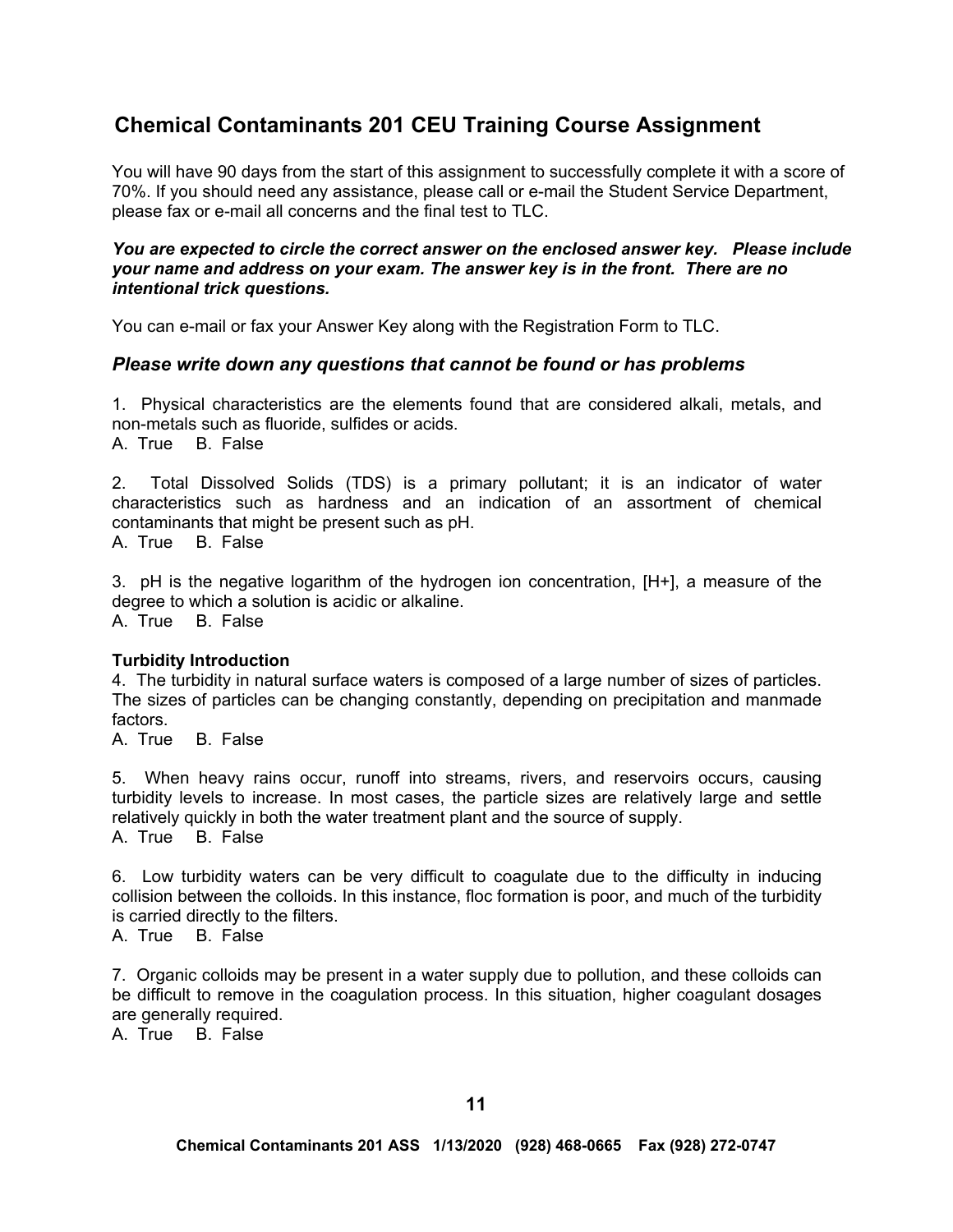# Chemical Contaminants 201 CEU Training Course Assignment

You will have 90 days from the start of this assignment to successfully complete it with a score of 70%. If you should need any assistance, please call or e-mail the Student Service Department, please fax or e-mail all concerns and the final test to TLC.

***You are expected to circle the correct answer on the enclosed answer key. Please include your name and address on your exam. The answer key is in the front. There are no intentional trick questions.***

You can e-mail or fax your Answer Key along with the Registration Form to TLC.

### *Please write down any questions that cannot be found or has problems*

1. Physical characteristics are the elements found that are considered alkali, metals, and non-metals such as fluoride, sulfides or acids.
A. True B. False

2. Total Dissolved Solids (TDS) is a primary pollutant; it is an indicator of water characteristics such as hardness and an indication of an assortment of chemical contaminants that might be present such as pH.
A. True B. False

3. pH is the negative logarithm of the hydrogen ion concentration, [H+], a measure of the degree to which a solution is acidic or alkaline.
A. True B. False

**Turbidity Introduction**

4. The turbidity in natural surface waters is composed of a large number of sizes of particles. The sizes of particles can be changing constantly, depending on precipitation and manmade factors.
A. True B. False

5. When heavy rains occur, runoff into streams, rivers, and reservoirs occurs, causing turbidity levels to increase. In most cases, the particle sizes are relatively large and settle relatively quickly in both the water treatment plant and the source of supply.
A. True B. False

6. Low turbidity waters can be very difficult to coagulate due to the difficulty in inducing collision between the colloids. In this instance, floc formation is poor, and much of the turbidity is carried directly to the filters.
A. True B. False

7. Organic colloids may be present in a water supply due to pollution, and these colloids can be difficult to remove in the coagulation process. In this situation, higher coagulant dosages are generally required.
A. True B. False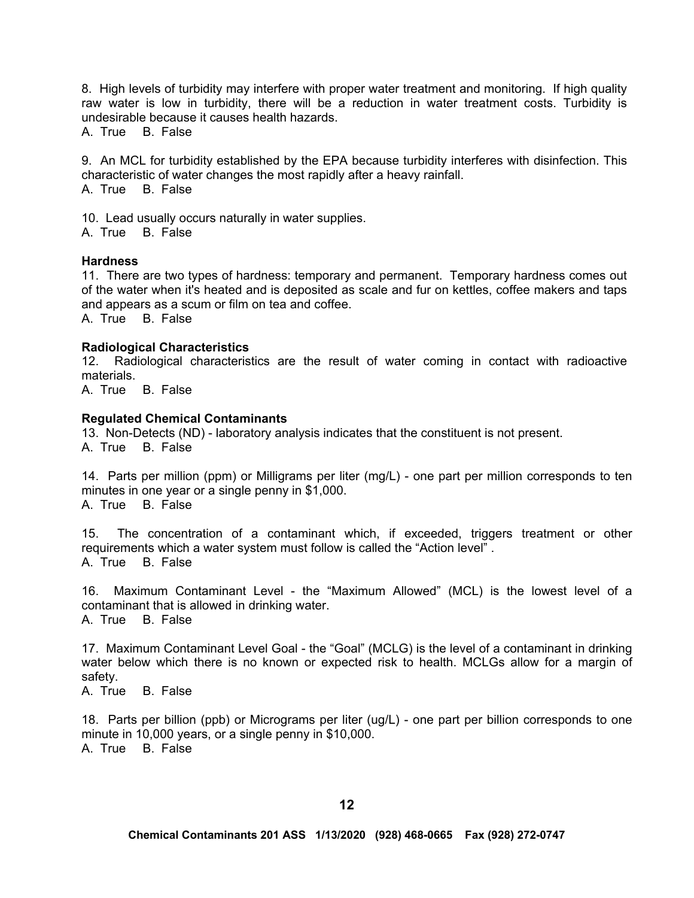8. High levels of turbidity may interfere with proper water treatment and monitoring. If high quality raw water is low in turbidity, there will be a reduction in water treatment costs. Turbidity is undesirable because it causes health hazards.
A. True B. False

9. An MCL for turbidity established by the EPA because turbidity interferes with disinfection. This characteristic of water changes the most rapidly after a heavy rainfall.
A. True B. False

10. Lead usually occurs naturally in water supplies.
A. True B. False

**Hardness**

11. There are two types of hardness: temporary and permanent. Temporary hardness comes out of the water when it's heated and is deposited as scale and fur on kettles, coffee makers and taps and appears as a scum or film on tea and coffee.
A. True B. False

**Radiological Characteristics**

12. Radiological characteristics are the result of water coming in contact with radioactive materials.
A. True B. False

**Regulated Chemical Contaminants**

13. Non-Detects (ND) - laboratory analysis indicates that the constituent is not present.
A. True B. False

14. Parts per million (ppm) or Milligrams per liter (mg/L) - one part per million corresponds to ten minutes in one year or a single penny in $1,000.
A. True B. False

15. The concentration of a contaminant which, if exceeded, triggers treatment or other requirements which a water system must follow is called the “Action level” .
A. True B. False

16. Maximum Contaminant Level - the “Maximum Allowed” (MCL) is the lowest level of a contaminant that is allowed in drinking water.
A. True B. False

17. Maximum Contaminant Level Goal - the “Goal” (MCLG) is the level of a contaminant in drinking water below which there is no known or expected risk to health. MCLGs allow for a margin of safety.
A. True B. False

18. Parts per billion (ppb) or Micrograms per liter (ug/L) - one part per billion corresponds to one minute in 10,000 years, or a single penny in $10,000.
A. True B. False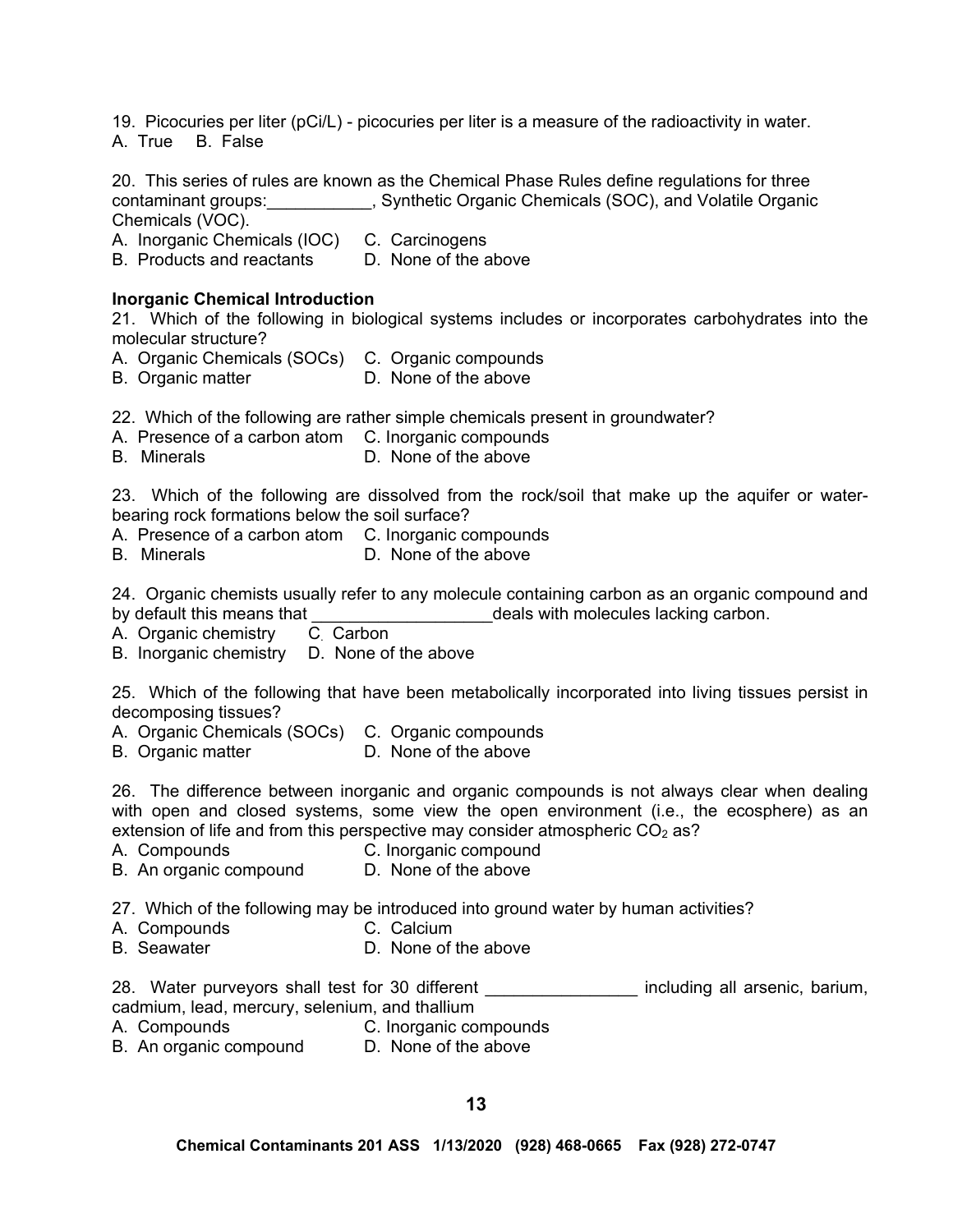19. Picocuries per liter (pCi/L) - picocuries per liter is a measure of the radioactivity in water.
A. True B. False

20. This series of rules are known as the Chemical Phase Rules define regulations for three contaminant groups:___________, Synthetic Organic Chemicals (SOC), and Volatile Organic Chemicals (VOC).
A. Inorganic Chemicals (IOC) C. Carcinogens
B. Products and reactants D. None of the above

**Inorganic Chemical Introduction**

21. Which of the following in biological systems includes or incorporates carbohydrates into the molecular structure?
A. Organic Chemicals (SOCs) C. Organic compounds
B. Organic matter D. None of the above

22. Which of the following are rather simple chemicals present in groundwater?
A. Presence of a carbon atom C. Inorganic compounds
B. Minerals D. None of the above

23. Which of the following are dissolved from the rock/soil that make up the aquifer or water-bearing rock formations below the soil surface?
A. Presence of a carbon atom C. Inorganic compounds
B. Minerals D. None of the above

24. Organic chemists usually refer to any molecule containing carbon as an organic compound and by default this means that ___________________deals with molecules lacking carbon.
A. Organic chemistry C. Carbon
B. Inorganic chemistry D. None of the above

25. Which of the following that have been metabolically incorporated into living tissues persist in decomposing tissues?
A. Organic Chemicals (SOCs) C. Organic compounds
B. Organic matter D. None of the above

26. The difference between inorganic and organic compounds is not always clear when dealing with open and closed systems, some view the open environment (i.e., the ecosphere) as an extension of life and from this perspective may consider atmospheric $CO_2$ as?
A. Compounds C. Inorganic compound
B. An organic compound D. None of the above

27. Which of the following may be introduced into ground water by human activities?
A. Compounds C. Calcium
B. Seawater D. None of the above

28. Water purveyors shall test for 30 different ________________ including all arsenic, barium, cadmium, lead, mercury, selenium, and thallium
A. Compounds C. Inorganic compounds
B. An organic compound D. None of the above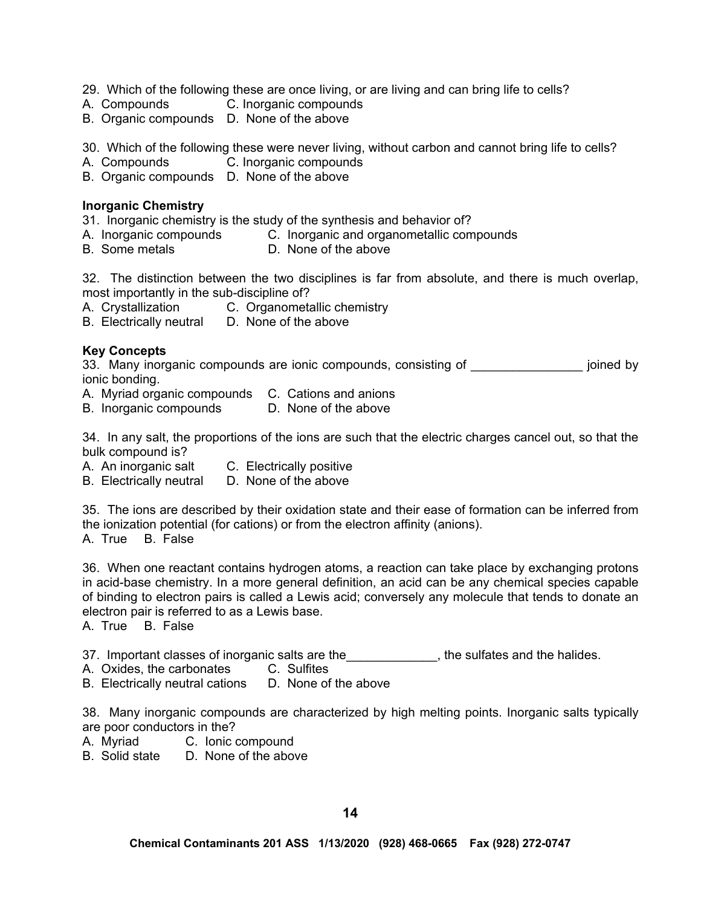29. Which of the following these are once living, or are living and can bring life to cells?
A. Compounds C. Inorganic compounds
B. Organic compounds D. None of the above

30. Which of the following these were never living, without carbon and cannot bring life to cells?
A. Compounds C. Inorganic compounds
B. Organic compounds D. None of the above

**Inorganic Chemistry**

31. Inorganic chemistry is the study of the synthesis and behavior of?
A. Inorganic compounds C. Inorganic and organometallic compounds
B. Some metals D. None of the above

32. The distinction between the two disciplines is far from absolute, and there is much overlap, most importantly in the sub-discipline of?
A. Crystallization C. Organometallic chemistry
B. Electrically neutral D. None of the above

**Key Concepts**

33. Many inorganic compounds are ionic compounds, consisting of ________________ joined by ionic bonding.
A. Myriad organic compounds C. Cations and anions
B. Inorganic compounds D. None of the above

34. In any salt, the proportions of the ions are such that the electric charges cancel out, so that the bulk compound is?
A. An inorganic salt C. Electrically positive
B. Electrically neutral D. None of the above

35. The ions are described by their oxidation state and their ease of formation can be inferred from the ionization potential (for cations) or from the electron affinity (anions).
A. True B. False

36. When one reactant contains hydrogen atoms, a reaction can take place by exchanging protons in acid-base chemistry. In a more general definition, an acid can be any chemical species capable of binding to electron pairs is called a Lewis acid; conversely any molecule that tends to donate an electron pair is referred to as a Lewis base.
A. True B. False

37. Important classes of inorganic salts are the_____________, the sulfates and the halides.
A. Oxides, the carbonates C. Sulfites
B. Electrically neutral cations D. None of the above

38. Many inorganic compounds are characterized by high melting points. Inorganic salts typically are poor conductors in the?
A. Myriad C. Ionic compound
B. Solid state D. None of the above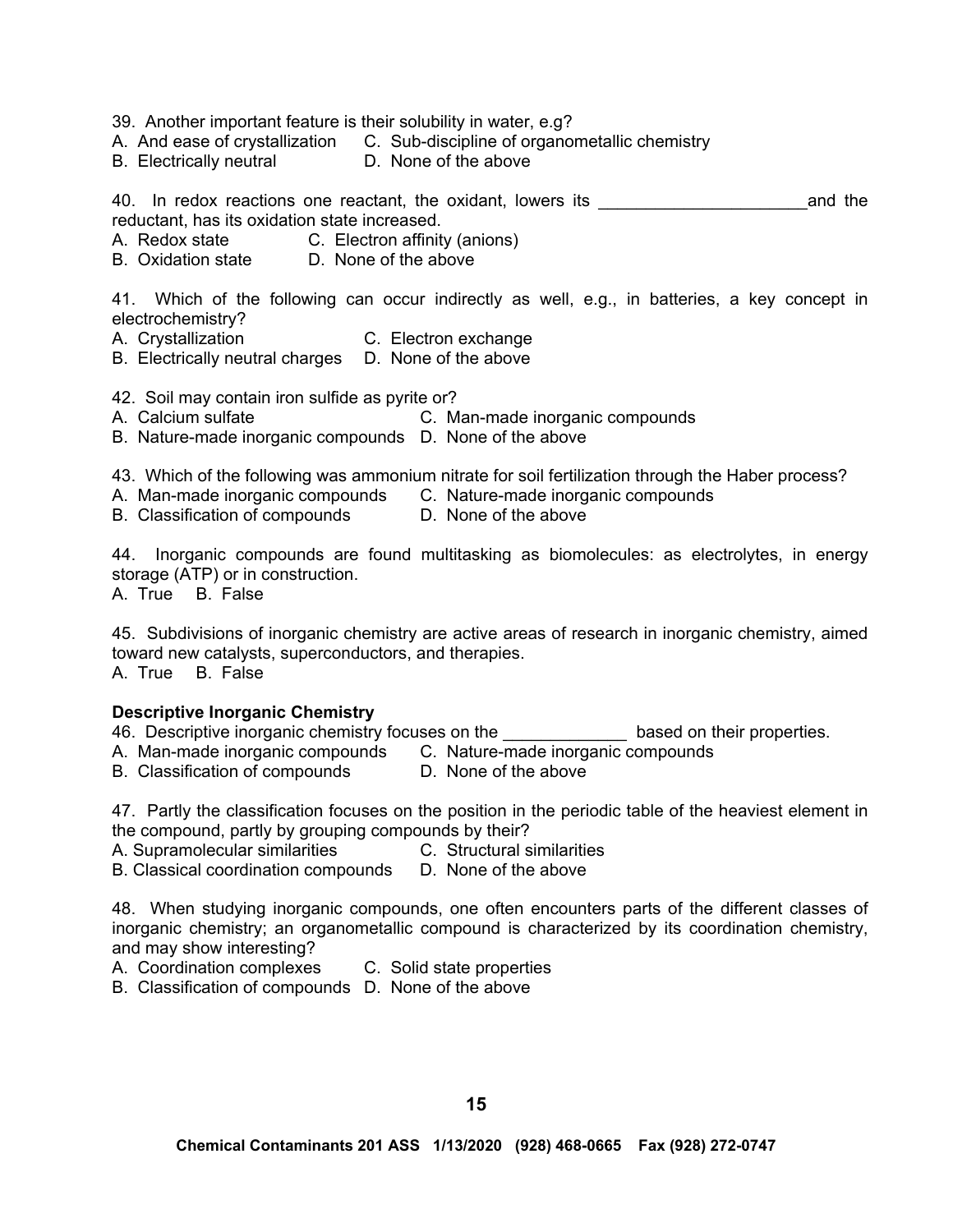39. Another important feature is their solubility in water, e.g?
A. And ease of crystallization  C. Sub-discipline of organometallic chemistry
B. Electrically neutral  D. None of the above

40. In redox reactions one reactant, the oxidant, lowers its ______________________and the reductant, has its oxidation state increased.
A. Redox state  C. Electron affinity (anions)
B. Oxidation state  D. None of the above

41. Which of the following can occur indirectly as well, e.g., in batteries, a key concept in electrochemistry?
A. Crystallization  C. Electron exchange
B. Electrically neutral charges  D. None of the above

42. Soil may contain iron sulfide as pyrite or?
A. Calcium sulfate  C. Man-made inorganic compounds
B. Nature-made inorganic compounds  D. None of the above

43. Which of the following was ammonium nitrate for soil fertilization through the Haber process?
A. Man-made inorganic compounds  C. Nature-made inorganic compounds
B. Classification of compounds  D. None of the above

44. Inorganic compounds are found multitasking as biomolecules: as electrolytes, in energy storage (ATP) or in construction.
A. True  B. False

45. Subdivisions of inorganic chemistry are active areas of research in inorganic chemistry, aimed toward new catalysts, superconductors, and therapies.
A. True  B. False

**Descriptive Inorganic Chemistry**

46. Descriptive inorganic chemistry focuses on the _____________ based on their properties.
A. Man-made inorganic compounds  C. Nature-made inorganic compounds
B. Classification of compounds  D. None of the above

47. Partly the classification focuses on the position in the periodic table of the heaviest element in the compound, partly by grouping compounds by their?
A. Supramolecular similarities  C. Structural similarities
B. Classical coordination compounds  D. None of the above

48. When studying inorganic compounds, one often encounters parts of the different classes of inorganic chemistry; an organometallic compound is characterized by its coordination chemistry, and may show interesting?
A. Coordination complexes  C. Solid state properties
B. Classification of compounds  D. None of the above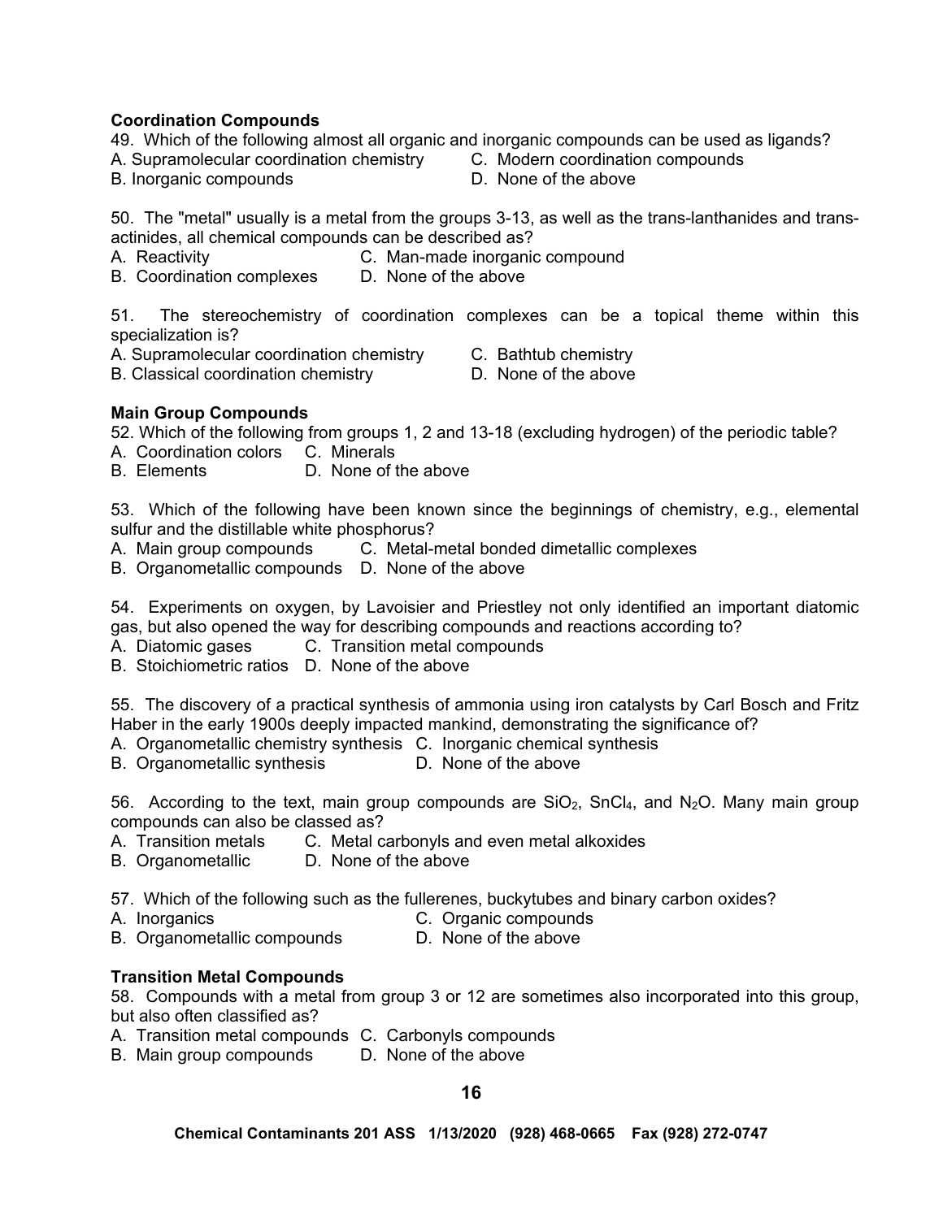**Coordination Compounds**

49. Which of the following almost all organic and inorganic compounds can be used as ligands?

A. Supramolecular coordination chemistry
B. Inorganic compounds
C. Modern coordination compounds
D. None of the above

50. The "metal" usually is a metal from the groups 3-13, as well as the trans-lanthanides and trans-actinides, all chemical compounds can be described as?

A. Reactivity
B. Coordination complexes
C. Man-made inorganic compound
D. None of the above

51. The stereochemistry of coordination complexes can be a topical theme within this specialization is?

A. Supramolecular coordination chemistry
B. Classical coordination chemistry
C. Bathtub chemistry
D. None of the above

**Main Group Compounds**

52. Which of the following from groups 1, 2 and 13-18 (excluding hydrogen) of the periodic table?

A. Coordination colors
B. Elements
C. Minerals
D. None of the above

53. Which of the following have been known since the beginnings of chemistry, e.g., elemental sulfur and the distillable white phosphorus?

A. Main group compounds
B. Organometallic compounds
C. Metal-metal bonded dimetallic complexes
D. None of the above

54. Experiments on oxygen, by Lavoisier and Priestley not only identified an important diatomic gas, but also opened the way for describing compounds and reactions according to?

A. Diatomic gases
B. Stoichiometric ratios
C. Transition metal compounds
D. None of the above

55. The discovery of a practical synthesis of ammonia using iron catalysts by Carl Bosch and Fritz Haber in the early 1900s deeply impacted mankind, demonstrating the significance of?

A. Organometallic chemistry synthesis
B. Organometallic synthesis
C. Inorganic chemical synthesis
D. None of the above

56. According to the text, main group compounds are $SiO_2$, $SnCl_4$, and $N_2O$. Many main group compounds can also be classed as?

A. Transition metals
B. Organometallic
C. Metal carbonyls and even metal alkoxides
D. None of the above

57. Which of the following such as the fullerenes, buckytubes and binary carbon oxides?

A. Inorganics
B. Organometallic compounds
C. Organic compounds
D. None of the above

**Transition Metal Compounds**

58. Compounds with a metal from group 3 or 12 are sometimes also incorporated into this group, but also often classified as?

A. Transition metal compounds
B. Main group compounds
C. Carbonyls compounds
D. None of the above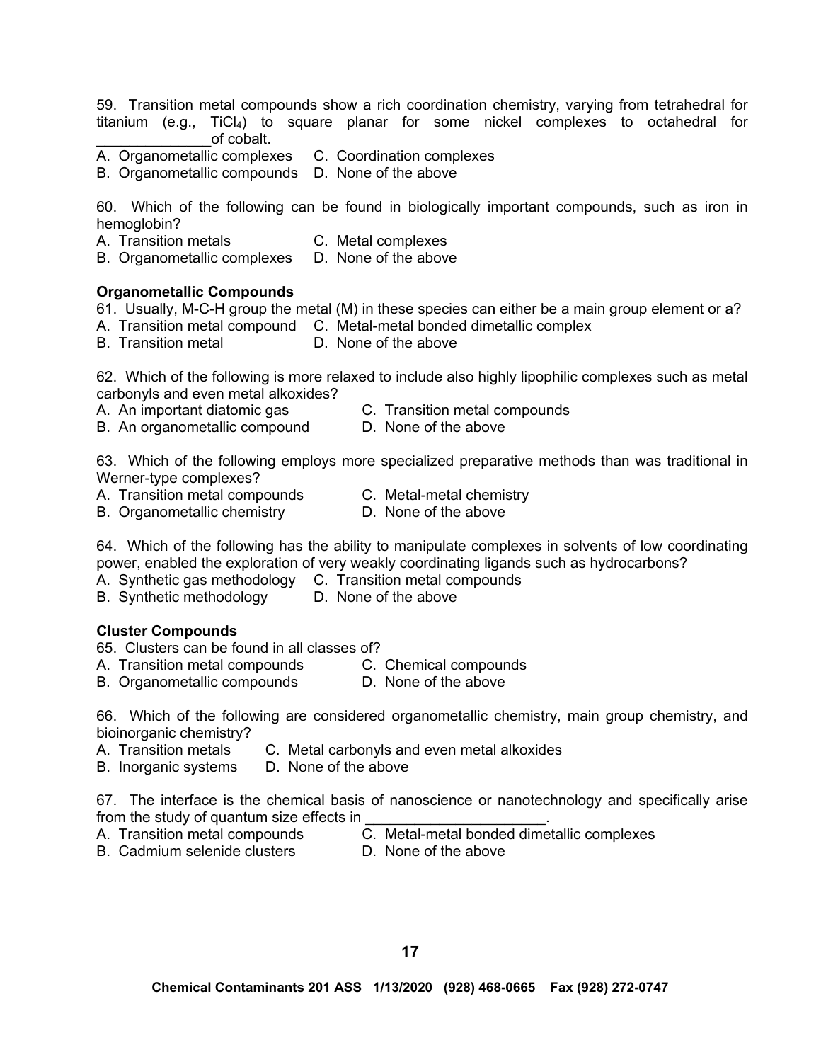59. Transition metal compounds show a rich coordination chemistry, varying from tetrahedral for titanium (e.g., $TiCl_4$) to square planar for some nickel complexes to octahedral for ______________of cobalt.

A. Organometallic complexes  C. Coordination complexes
B. Organometallic compounds  D. None of the above

60. Which of the following can be found in biologically important compounds, such as iron in hemoglobin?

A. Transition metals  C. Metal complexes
B. Organometallic complexes  D. None of the above

**Organometallic Compounds**

61. Usually, M-C-H group the metal (M) in these species can either be a main group element or a?

A. Transition metal compound  C. Metal-metal bonded dimetallic complex
B. Transition metal  D. None of the above

62. Which of the following is more relaxed to include also highly lipophilic complexes such as metal carbonyls and even metal alkoxides?

A. An important diatomic gas  C. Transition metal compounds
B. An organometallic compound  D. None of the above

63. Which of the following employs more specialized preparative methods than was traditional in Werner-type complexes?

A. Transition metal compounds  C. Metal-metal chemistry
B. Organometallic chemistry  D. None of the above

64. Which of the following has the ability to manipulate complexes in solvents of low coordinating power, enabled the exploration of very weakly coordinating ligands such as hydrocarbons?

A. Synthetic gas methodology  C. Transition metal compounds
B. Synthetic methodology  D. None of the above

**Cluster Compounds**

65. Clusters can be found in all classes of?

A. Transition metal compounds  C. Chemical compounds
B. Organometallic compounds  D. None of the above

66. Which of the following are considered organometallic chemistry, main group chemistry, and bioinorganic chemistry?

A. Transition metals  C. Metal carbonyls and even metal alkoxides
B. Inorganic systems  D. None of the above

67. The interface is the chemical basis of nanoscience or nanotechnology and specifically arise from the study of quantum size effects in ______________________.

A. Transition metal compounds  C. Metal-metal bonded dimetallic complexes
B. Cadmium selenide clusters  D. None of the above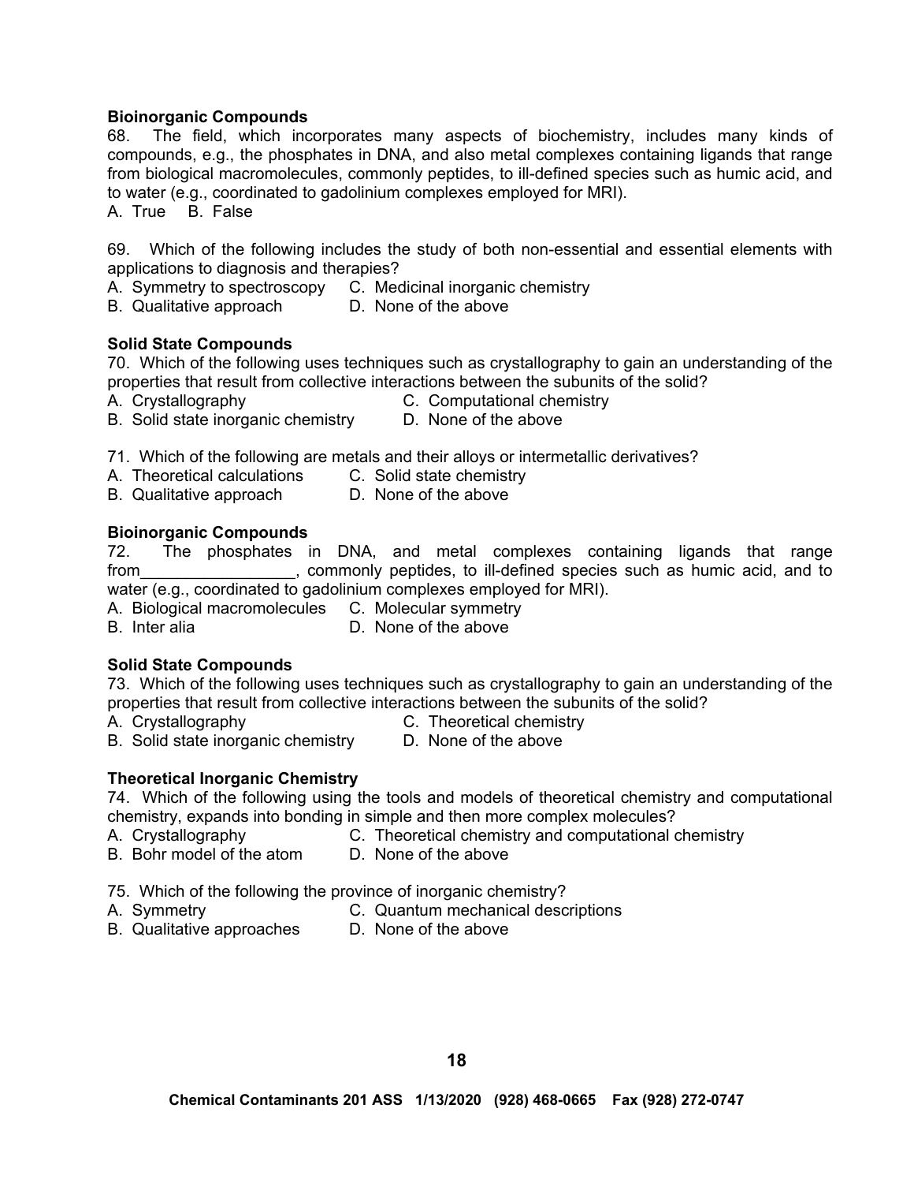**Bioinorganic Compounds**

68. The field, which incorporates many aspects of biochemistry, includes many kinds of compounds, e.g., the phosphates in DNA, and also metal complexes containing ligands that range from biological macromolecules, commonly peptides, to ill-defined species such as humic acid, and to water (e.g., coordinated to gadolinium complexes employed for MRI).

A. True B. False

69. Which of the following includes the study of both non-essential and essential elements with applications to diagnosis and therapies?

A. Symmetry to spectroscopy
B. Qualitative approach
C. Medicinal inorganic chemistry
D. None of the above

**Solid State Compounds**

70. Which of the following uses techniques such as crystallography to gain an understanding of the properties that result from collective interactions between the subunits of the solid?

A. Crystallography
B. Solid state inorganic chemistry
C. Computational chemistry
D. None of the above

71. Which of the following are metals and their alloys or intermetallic derivatives?

A. Theoretical calculations
B. Qualitative approach
C. Solid state chemistry
D. None of the above

**Bioinorganic Compounds**

72. The phosphates in DNA, and metal complexes containing ligands that range from_________________, commonly peptides, to ill-defined species such as humic acid, and to water (e.g., coordinated to gadolinium complexes employed for MRI).

A. Biological macromolecules
B. Inter alia
C. Molecular symmetry
D. None of the above

**Solid State Compounds**

73. Which of the following uses techniques such as crystallography to gain an understanding of the properties that result from collective interactions between the subunits of the solid?

A. Crystallography
B. Solid state inorganic chemistry
C. Theoretical chemistry
D. None of the above

**Theoretical Inorganic Chemistry**

74. Which of the following using the tools and models of theoretical chemistry and computational chemistry, expands into bonding in simple and then more complex molecules?

A. Crystallography
B. Bohr model of the atom
C. Theoretical chemistry and computational chemistry
D. None of the above

75. Which of the following the province of inorganic chemistry?

A. Symmetry
B. Qualitative approaches
C. Quantum mechanical descriptions
D. None of the above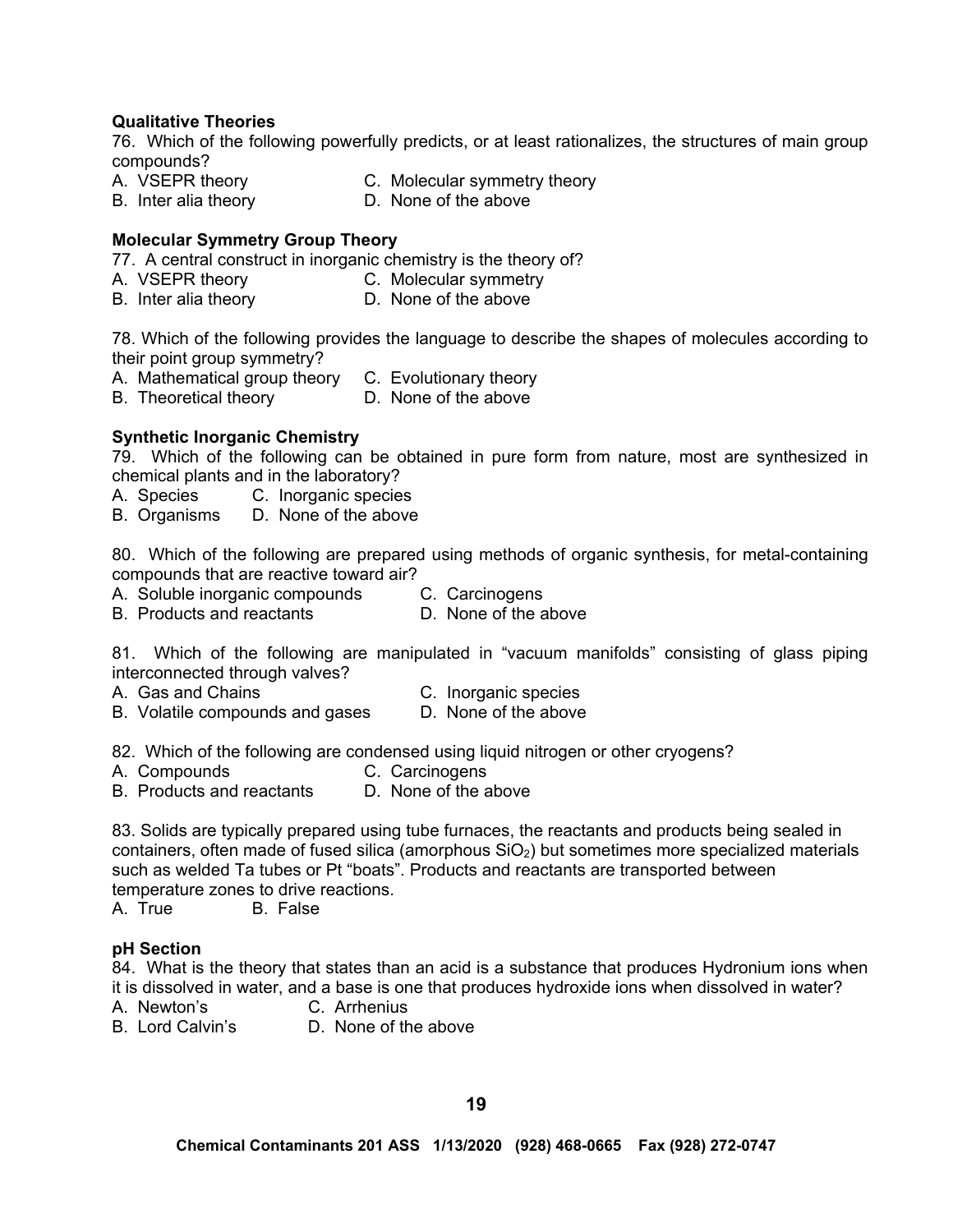**Qualitative Theories**

76. Which of the following powerfully predicts, or at least rationalizes, the structures of main group compounds?

A. VSEPR theory
B. Inter alia theory
C. Molecular symmetry theory
D. None of the above

**Molecular Symmetry Group Theory**

77. A central construct in inorganic chemistry is the theory of?

A. VSEPR theory
B. Inter alia theory
C. Molecular symmetry
D. None of the above

78. Which of the following provides the language to describe the shapes of molecules according to their point group symmetry?

A. Mathematical group theory
B. Theoretical theory
C. Evolutionary theory
D. None of the above

**Synthetic Inorganic Chemistry**

79. Which of the following can be obtained in pure form from nature, most are synthesized in chemical plants and in the laboratory?

A. Species
B. Organisms
C. Inorganic species
D. None of the above

80. Which of the following are prepared using methods of organic synthesis, for metal-containing compounds that are reactive toward air?

A. Soluble inorganic compounds
B. Products and reactants
C. Carcinogens
D. None of the above

81. Which of the following are manipulated in "vacuum manifolds" consisting of glass piping interconnected through valves?

A. Gas and Chains
B. Volatile compounds and gases
C. Inorganic species
D. None of the above

82. Which of the following are condensed using liquid nitrogen or other cryogens?

A. Compounds
B. Products and reactants
C. Carcinogens
D. None of the above

83. Solids are typically prepared using tube furnaces, the reactants and products being sealed in containers, often made of fused silica (amorphous $SiO_2$) but sometimes more specialized materials such as welded Ta tubes or Pt "boats". Products and reactants are transported between temperature zones to drive reactions.

A. True
B. False

**pH Section**

84. What is the theory that states than an acid is a substance that produces Hydronium ions when it is dissolved in water, and a base is one that produces hydroxide ions when dissolved in water?

A. Newton's
B. Lord Calvin's
C. Arrhenius
D. None of the above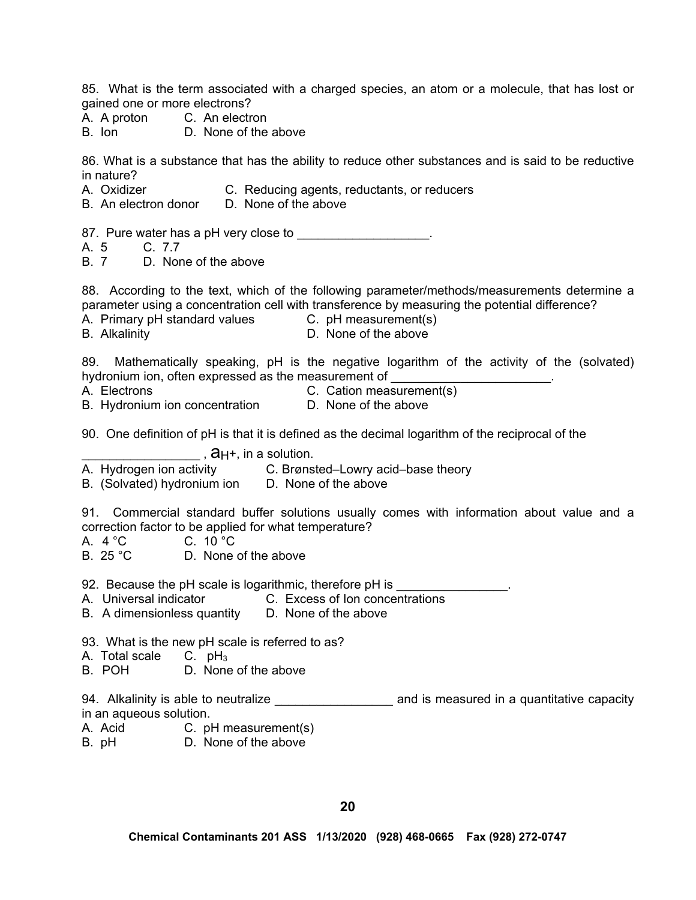85. What is the term associated with a charged species, an atom or a molecule, that has lost or gained one or more electrons?
A. A proton C. An electron
B. Ion D. None of the above

86. What is a substance that has the ability to reduce other substances and is said to be reductive in nature?
A. Oxidizer C. Reducing agents, reductants, or reducers
B. An electron donor D. None of the above

87. Pure water has a pH very close to ___________________.
A. 5 C. 7.7
B. 7 D. None of the above

88. According to the text, which of the following parameter/methods/measurements determine a parameter using a concentration cell with transference by measuring the potential difference?
A. Primary pH standard values C. pH measurement(s)
B. Alkalinity D. None of the above

89. Mathematically speaking, pH is the negative logarithm of the activity of the (solvated) hydronium ion, often expressed as the measurement of _______________________.
A. Electrons C. Cation measurement(s)
B. Hydronium ion concentration D. None of the above

90. One definition of pH is that it is defined as the decimal logarithm of the reciprocal of the _________________ , $a_{H^+}$, in a solution.
A. Hydrogen ion activity C. Brønsted–Lowry acid–base theory
B. (Solvated) hydronium ion D. None of the above

91. Commercial standard buffer solutions usually comes with information about value and a correction factor to be applied for what temperature?
A. 4 °C C. 10 °C
B. 25 °C D. None of the above

92. Because the pH scale is logarithmic, therefore pH is ________________.
A. Universal indicator C. Excess of Ion concentrations
B. A dimensionless quantity D. None of the above

93. What is the new pH scale is referred to as?
A. Total scale C. $pH_3$
B. POH D. None of the above

94. Alkalinity is able to neutralize _________________ and is measured in a quantitative capacity in an aqueous solution.
A. Acid C. pH measurement(s)
B. pH D. None of the above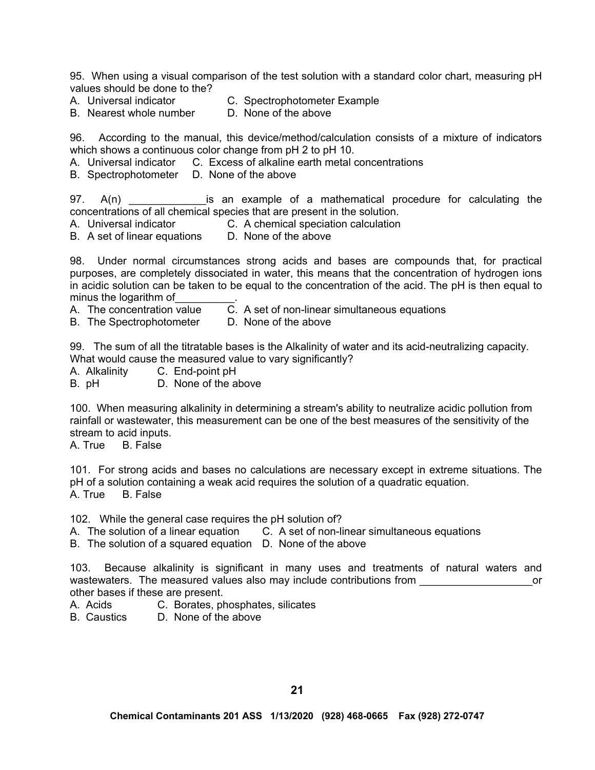95. When using a visual comparison of the test solution with a standard color chart, measuring pH values should be done to the?

A. Universal indicator C. Spectrophotometer Example
B. Nearest whole number D. None of the above

96. According to the manual, this device/method/calculation consists of a mixture of indicators which shows a continuous color change from pH 2 to pH 10.

A. Universal indicator C. Excess of alkaline earth metal concentrations
B. Spectrophotometer D. None of the above

97. A(n) _____________is an example of a mathematical procedure for calculating the concentrations of all chemical species that are present in the solution.

A. Universal indicator C. A chemical speciation calculation
B. A set of linear equations D. None of the above

98. Under normal circumstances strong acids and bases are compounds that, for practical purposes, are completely dissociated in water, this means that the concentration of hydrogen ions in acidic solution can be taken to be equal to the concentration of the acid. The pH is then equal to minus the logarithm of__________.

A. The concentration value C. A set of non-linear simultaneous equations
B. The Spectrophotometer D. None of the above

99. The sum of all the titratable bases is the Alkalinity of water and its acid-neutralizing capacity. What would cause the measured value to vary significantly?

A. Alkalinity C. End-point pH
B. pH D. None of the above

100. When measuring alkalinity in determining a stream's ability to neutralize acidic pollution from rainfall or wastewater, this measurement can be one of the best measures of the sensitivity of the stream to acid inputs.

A. True B. False

101. For strong acids and bases no calculations are necessary except in extreme situations. The pH of a solution containing a weak acid requires the solution of a quadratic equation.

A. True B. False

102. While the general case requires the pH solution of?

A. The solution of a linear equation C. A set of non-linear simultaneous equations
B. The solution of a squared equation D. None of the above

103. Because alkalinity is significant in many uses and treatments of natural waters and wastewaters. The measured values also may include contributions from ___________________or other bases if these are present.

A. Acids C. Borates, phosphates, silicates
B. Caustics D. None of the above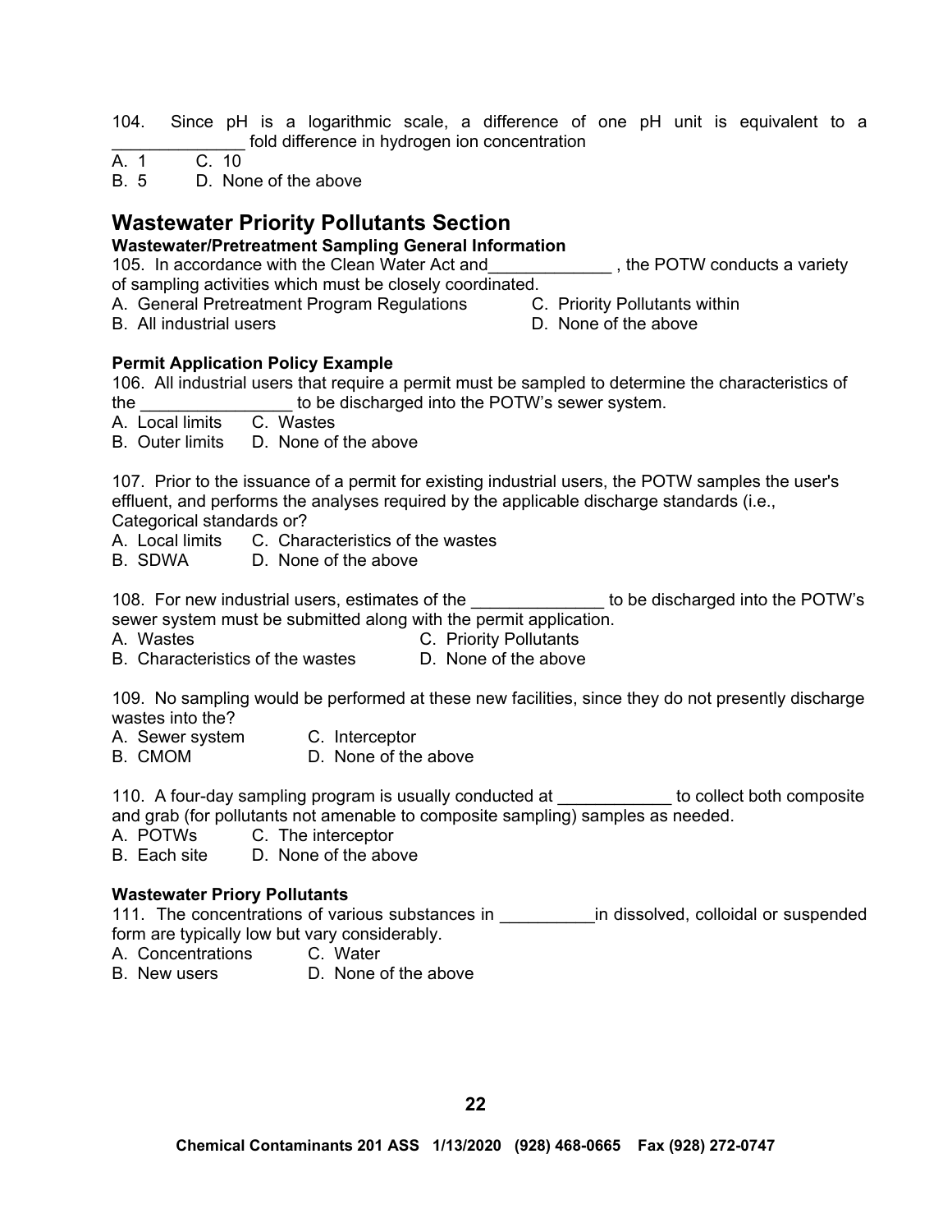104. Since pH is a logarithmic scale, a difference of one pH unit is equivalent to a ______________ fold difference in hydrogen ion concentration

A. 1 C. 10
B. 5 D. None of the above

## Wastewater Priority Pollutants Section

**Wastewater/Pretreatment Sampling General Information**

105. In accordance with the Clean Water Act and_____________ , the POTW conducts a variety of sampling activities which must be closely coordinated.

A. General Pretreatment Program Regulations C. Priority Pollutants within
B. All industrial users D. None of the above

**Permit Application Policy Example**

106. All industrial users that require a permit must be sampled to determine the characteristics of the ________________ to be discharged into the POTW's sewer system.

A. Local limits C. Wastes
B. Outer limits D. None of the above

107. Prior to the issuance of a permit for existing industrial users, the POTW samples the user's effluent, and performs the analyses required by the applicable discharge standards (i.e., Categorical standards or?

A. Local limits C. Characteristics of the wastes
B. SDWA D. None of the above

108. For new industrial users, estimates of the ______________ to be discharged into the POTW's sewer system must be submitted along with the permit application.

A. Wastes C. Priority Pollutants
B. Characteristics of the wastes D. None of the above

109. No sampling would be performed at these new facilities, since they do not presently discharge wastes into the?

A. Sewer system C. Interceptor
B. CMOM D. None of the above

110. A four-day sampling program is usually conducted at ____________ to collect both composite and grab (for pollutants not amenable to composite sampling) samples as needed.

A. POTWs C. The interceptor
B. Each site D. None of the above

**Wastewater Priory Pollutants**

111. The concentrations of various substances in __________in dissolved, colloidal or suspended form are typically low but vary considerably.

A. Concentrations C. Water
B. New users D. None of the above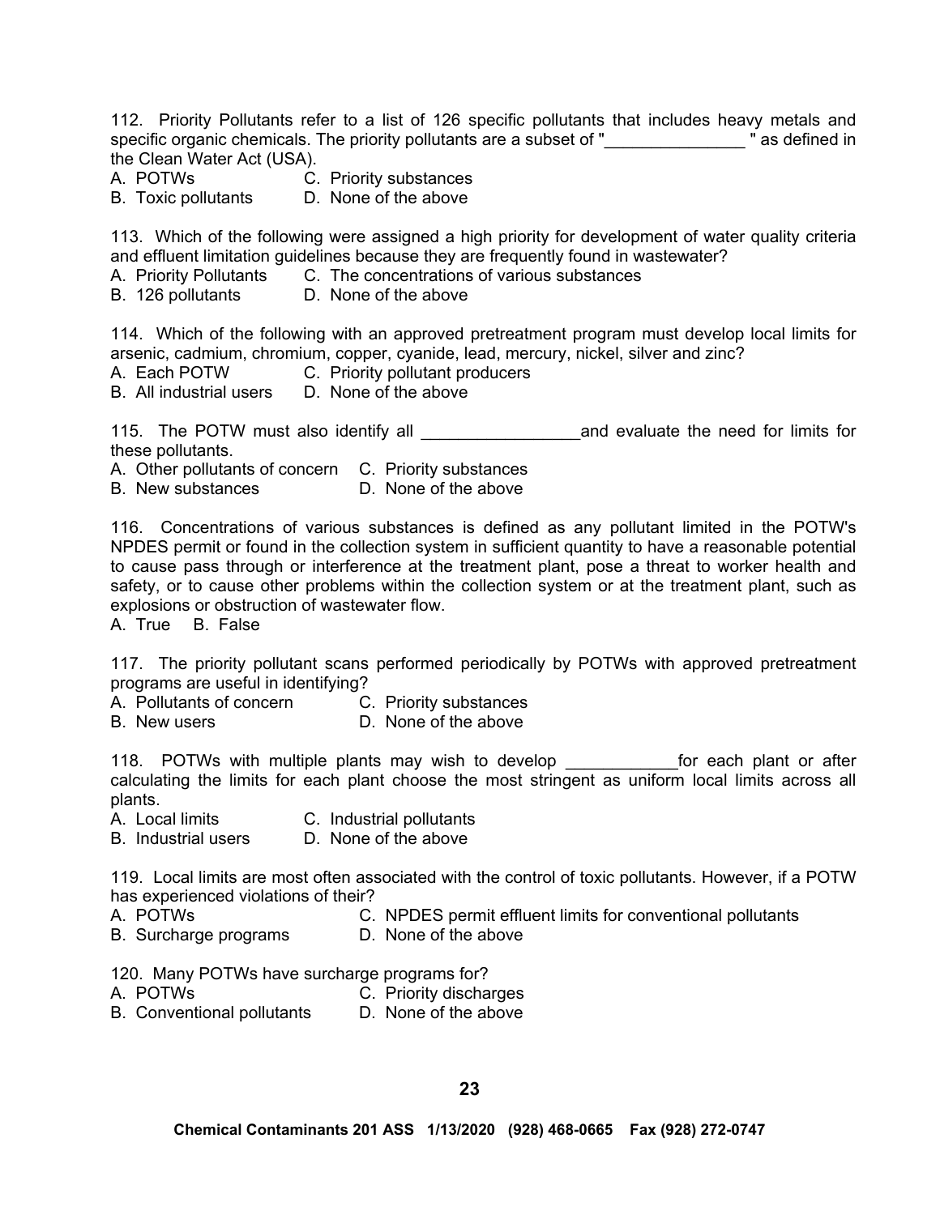112. Priority Pollutants refer to a list of 126 specific pollutants that includes heavy metals and specific organic chemicals. The priority pollutants are a subset of "_______________ " as defined in the Clean Water Act (USA).

A. POTWs
B. Toxic pollutants
C. Priority substances
D. None of the above

113. Which of the following were assigned a high priority for development of water quality criteria and effluent limitation guidelines because they are frequently found in wastewater?

A. Priority Pollutants
B. 126 pollutants
C. The concentrations of various substances
D. None of the above

114. Which of the following with an approved pretreatment program must develop local limits for arsenic, cadmium, chromium, copper, cyanide, lead, mercury, nickel, silver and zinc?

A. Each POTW
B. All industrial users
C. Priority pollutant producers
D. None of the above

115. The POTW must also identify all _________________and evaluate the need for limits for these pollutants.

A. Other pollutants of concern
B. New substances
C. Priority substances
D. None of the above

116. Concentrations of various substances is defined as any pollutant limited in the POTW's NPDES permit or found in the collection system in sufficient quantity to have a reasonable potential to cause pass through or interference at the treatment plant, pose a threat to worker health and safety, or to cause other problems within the collection system or at the treatment plant, such as explosions or obstruction of wastewater flow.

A. True B. False

117. The priority pollutant scans performed periodically by POTWs with approved pretreatment programs are useful in identifying?

A. Pollutants of concern
B. New users
C. Priority substances
D. None of the above

118. POTWs with multiple plants may wish to develop ____________for each plant or after calculating the limits for each plant choose the most stringent as uniform local limits across all plants.

A. Local limits
B. Industrial users
C. Industrial pollutants
D. None of the above

119. Local limits are most often associated with the control of toxic pollutants. However, if a POTW has experienced violations of their?

A. POTWs
B. Surcharge programs
C. NPDES permit effluent limits for conventional pollutants
D. None of the above

120. Many POTWs have surcharge programs for?

A. POTWs
B. Conventional pollutants
C. Priority discharges
D. None of the above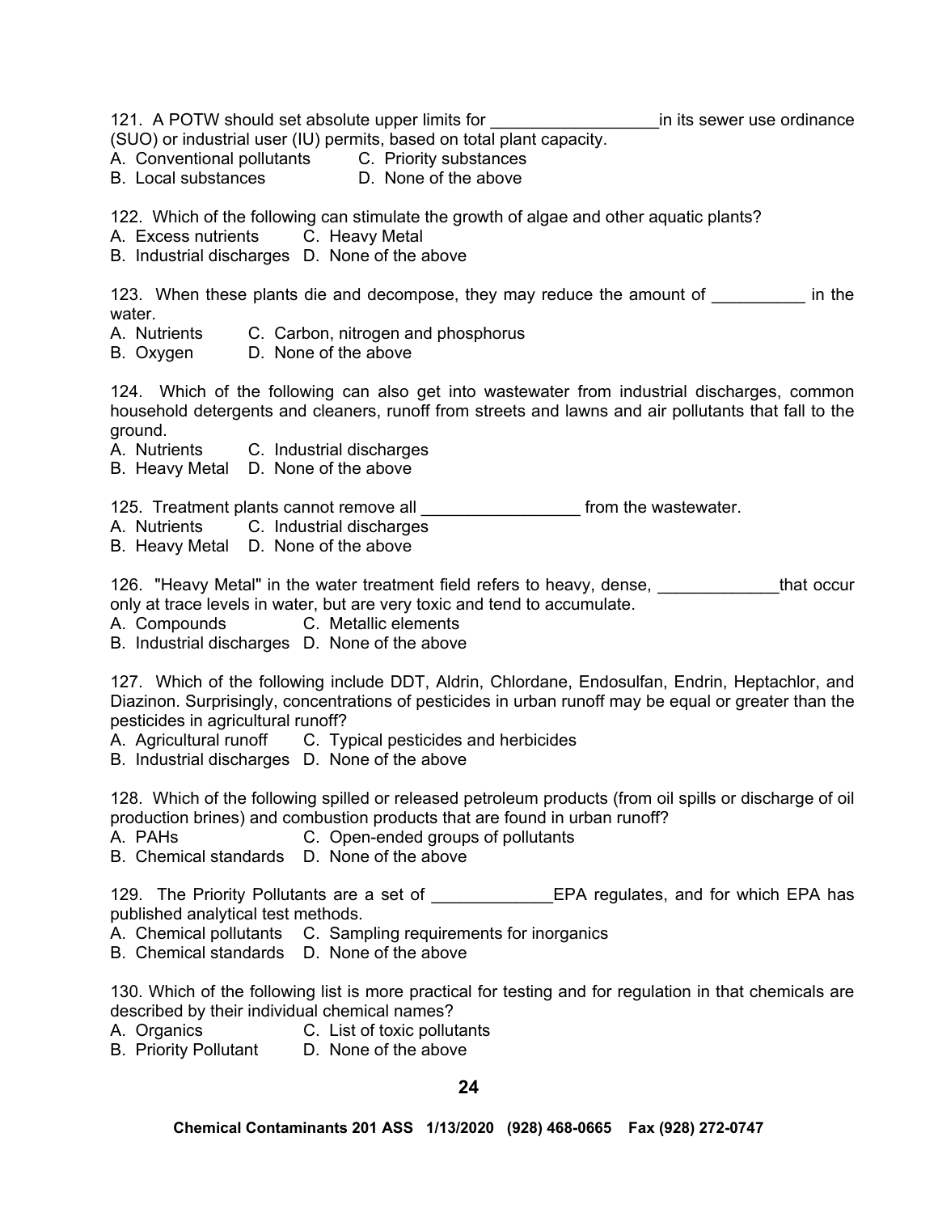121. A POTW should set absolute upper limits for __________________in its sewer use ordinance (SUO) or industrial user (IU) permits, based on total plant capacity.
A. Conventional pollutants C. Priority substances
B. Local substances D. None of the above

122. Which of the following can stimulate the growth of algae and other aquatic plants?
A. Excess nutrients C. Heavy Metal
B. Industrial discharges D. None of the above

123. When these plants die and decompose, they may reduce the amount of __________ in the water.
A. Nutrients C. Carbon, nitrogen and phosphorus
B. Oxygen D. None of the above

124. Which of the following can also get into wastewater from industrial discharges, common household detergents and cleaners, runoff from streets and lawns and air pollutants that fall to the ground.
A. Nutrients C. Industrial discharges
B. Heavy Metal D. None of the above

125. Treatment plants cannot remove all _________________ from the wastewater.
A. Nutrients C. Industrial discharges
B. Heavy Metal D. None of the above

126. "Heavy Metal" in the water treatment field refers to heavy, dense, _____________that occur only at trace levels in water, but are very toxic and tend to accumulate.
A. Compounds C. Metallic elements
B. Industrial discharges D. None of the above

127. Which of the following include DDT, Aldrin, Chlordane, Endosulfan, Endrin, Heptachlor, and Diazinon. Surprisingly, concentrations of pesticides in urban runoff may be equal or greater than the pesticides in agricultural runoff?
A. Agricultural runoff C. Typical pesticides and herbicides
B. Industrial discharges D. None of the above

128. Which of the following spilled or released petroleum products (from oil spills or discharge of oil production brines) and combustion products that are found in urban runoff?
A. PAHs C. Open-ended groups of pollutants
B. Chemical standards D. None of the above

129. The Priority Pollutants are a set of _____________EPA regulates, and for which EPA has published analytical test methods.
A. Chemical pollutants C. Sampling requirements for inorganics
B. Chemical standards D. None of the above

130. Which of the following list is more practical for testing and for regulation in that chemicals are described by their individual chemical names?
A. Organics C. List of toxic pollutants
B. Priority Pollutant D. None of the above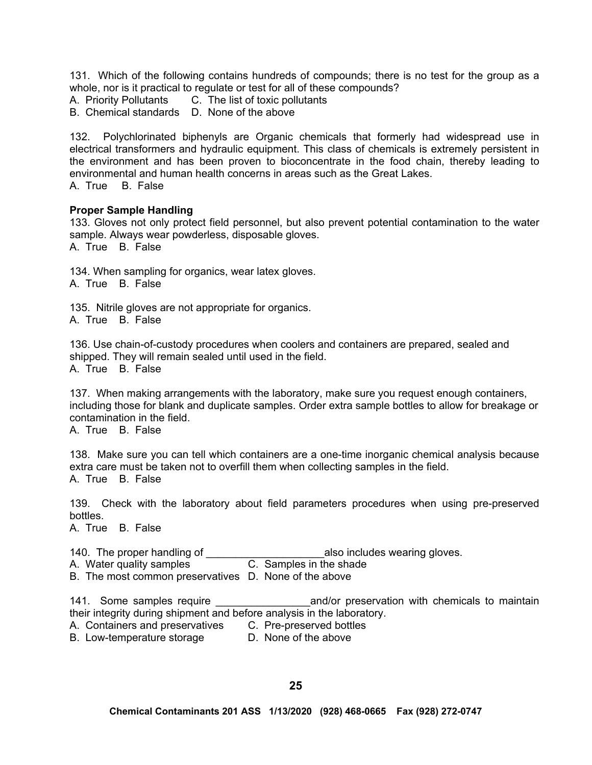131. Which of the following contains hundreds of compounds; there is no test for the group as a whole, nor is it practical to regulate or test for all of these compounds?
A. Priority Pollutants C. The list of toxic pollutants
B. Chemical standards D. None of the above

132. Polychlorinated biphenyls are Organic chemicals that formerly had widespread use in electrical transformers and hydraulic equipment. This class of chemicals is extremely persistent in the environment and has been proven to bioconcentrate in the food chain, thereby leading to environmental and human health concerns in areas such as the Great Lakes.
A. True B. False

**Proper Sample Handling**

133. Gloves not only protect field personnel, but also prevent potential contamination to the water sample. Always wear powderless, disposable gloves.
A. True B. False

134. When sampling for organics, wear latex gloves.
A. True B. False

135. Nitrile gloves are not appropriate for organics.
A. True B. False

136. Use chain-of-custody procedures when coolers and containers are prepared, sealed and shipped. They will remain sealed until used in the field.
A. True B. False

137. When making arrangements with the laboratory, make sure you request enough containers, including those for blank and duplicate samples. Order extra sample bottles to allow for breakage or contamination in the field.
A. True B. False

138. Make sure you can tell which containers are a one-time inorganic chemical analysis because extra care must be taken not to overfill them when collecting samples in the field.
A. True B. False

139. Check with the laboratory about field parameters procedures when using pre-preserved bottles.
A. True B. False

140. The proper handling of ____________________ also includes wearing gloves.
A. Water quality samples C. Samples in the shade
B. The most common preservatives D. None of the above

141. Some samples require ________________ and/or preservation with chemicals to maintain their integrity during shipment and before analysis in the laboratory.
A. Containers and preservatives C. Pre-preserved bottles
B. Low-temperature storage D. None of the above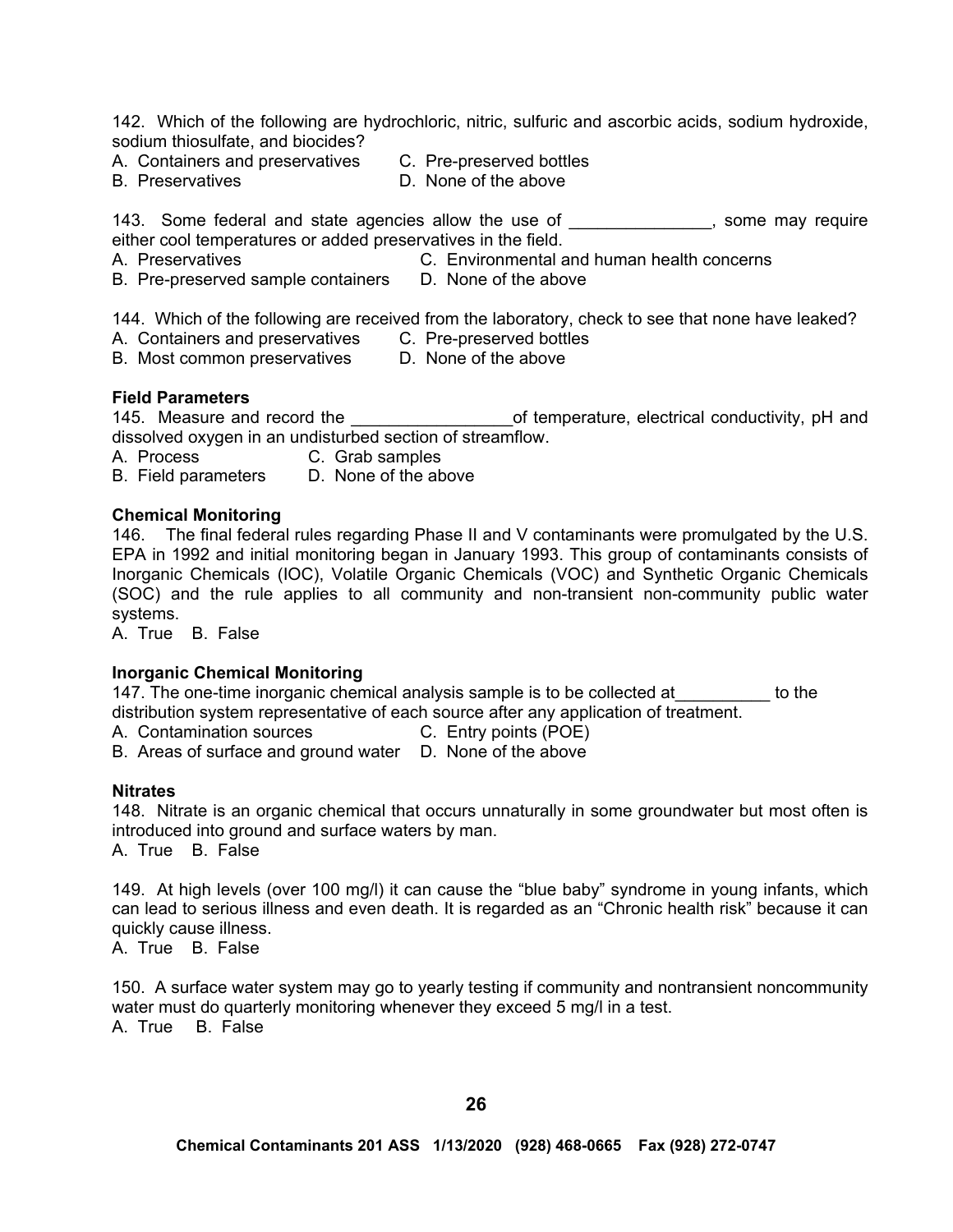142. Which of the following are hydrochloric, nitric, sulfuric and ascorbic acids, sodium hydroxide, sodium thiosulfate, and biocides?
A. Containers and preservatives C. Pre-preserved bottles
B. Preservatives D. None of the above

143. Some federal and state agencies allow the use of _______________, some may require either cool temperatures or added preservatives in the field.
A. Preservatives C. Environmental and human health concerns
B. Pre-preserved sample containers D. None of the above

144. Which of the following are received from the laboratory, check to see that none have leaked?
A. Containers and preservatives C. Pre-preserved bottles
B. Most common preservatives D. None of the above

**Field Parameters**
145. Measure and record the _________________of temperature, electrical conductivity, pH and dissolved oxygen in an undisturbed section of streamflow.
A. Process C. Grab samples
B. Field parameters D. None of the above

**Chemical Monitoring**
146. The final federal rules regarding Phase II and V contaminants were promulgated by the U.S. EPA in 1992 and initial monitoring began in January 1993. This group of contaminants consists of Inorganic Chemicals (IOC), Volatile Organic Chemicals (VOC) and Synthetic Organic Chemicals (SOC) and the rule applies to all community and non-transient non-community public water systems.
A. True B. False

**Inorganic Chemical Monitoring**
147. The one-time inorganic chemical analysis sample is to be collected at__________ to the distribution system representative of each source after any application of treatment.
A. Contamination sources C. Entry points (POE)
B. Areas of surface and ground water D. None of the above

**Nitrates**
148. Nitrate is an organic chemical that occurs unnaturally in some groundwater but most often is introduced into ground and surface waters by man.
A. True B. False

149. At high levels (over 100 mg/l) it can cause the "blue baby" syndrome in young infants, which can lead to serious illness and even death. It is regarded as an "Chronic health risk" because it can quickly cause illness.
A. True B. False

150. A surface water system may go to yearly testing if community and nontransient noncommunity water must do quarterly monitoring whenever they exceed 5 mg/l in a test.
A. True B. False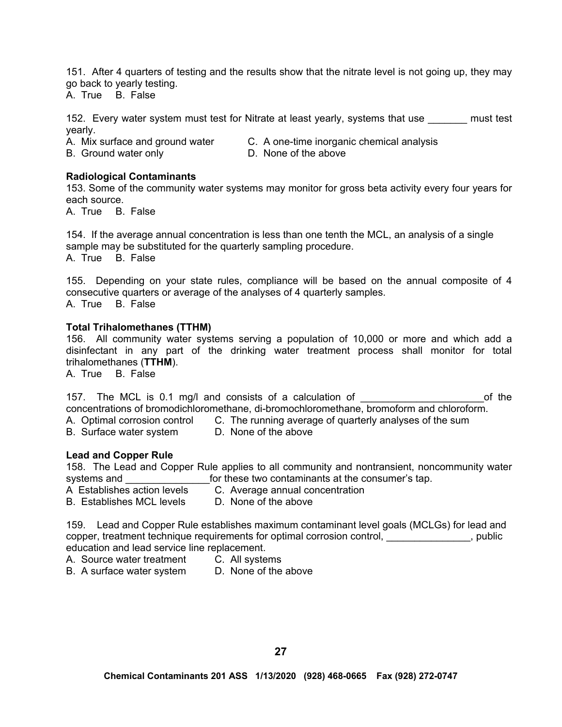151. After 4 quarters of testing and the results show that the nitrate level is not going up, they may go back to yearly testing.
A. True B. False

152. Every water system must test for Nitrate at least yearly, systems that use _______ must test yearly.
A. Mix surface and ground water
B. Ground water only
C. A one-time inorganic chemical analysis
D. None of the above

**Radiological Contaminants**
153. Some of the community water systems may monitor for gross beta activity every four years for each source.
A. True B. False

154. If the average annual concentration is less than one tenth the MCL, an analysis of a single sample may be substituted for the quarterly sampling procedure.
A. True B. False

155. Depending on your state rules, compliance will be based on the annual composite of 4 consecutive quarters or average of the analyses of 4 quarterly samples.
A. True B. False

**Total Trihalomethanes (TTHM)**
156. All community water systems serving a population of 10,000 or more and which add a disinfectant in any part of the drinking water treatment process shall monitor for total trihalomethanes (**TTHM**).
A. True B. False

157. The MCL is 0.1 mg/l and consists of a calculation of ______________________of the concentrations of bromodichloromethane, di-bromochloromethane, bromoform and chloroform.
A. Optimal corrosion control
B. Surface water system
C. The running average of quarterly analyses of the sum
D. None of the above

**Lead and Copper Rule**
158. The Lead and Copper Rule applies to all community and nontransient, noncommunity water systems and _______________for these two contaminants at the consumer's tap.
A Establishes action levels
B. Establishes MCL levels
C. Average annual concentration
D. None of the above

159. Lead and Copper Rule establishes maximum contaminant level goals (MCLGs) for lead and copper, treatment technique requirements for optimal corrosion control, _______________, public education and lead service line replacement.
A. Source water treatment
B. A surface water system
C. All systems
D. None of the above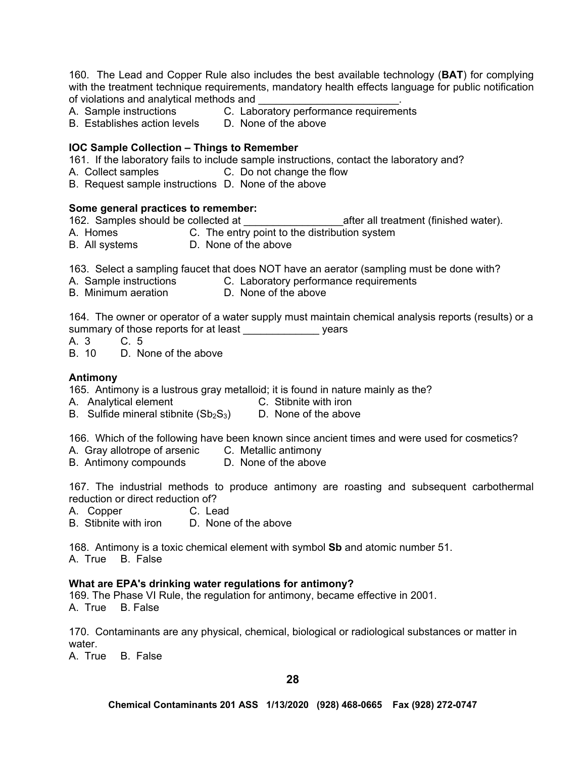160. The Lead and Copper Rule also includes the best available technology (**BAT**) for complying with the treatment technique requirements, mandatory health effects language for public notification of violations and analytical methods and ________________________.

A. Sample instructions  
B. Establishes action levels  
C. Laboratory performance requirements  
D. None of the above

**IOC Sample Collection – Things to Remember**

161. If the laboratory fails to include sample instructions, contact the laboratory and?

A. Collect samples  
B. Request sample instructions  
C. Do not change the flow  
D. None of the above

**Some general practices to remember:**

162. Samples should be collected at _________________after all treatment (finished water).

A. Homes  
B. All systems  
C. The entry point to the distribution system  
D. None of the above

163. Select a sampling faucet that does NOT have an aerator (sampling must be done with?

A. Sample instructions  
B. Minimum aeration  
C. Laboratory performance requirements  
D. None of the above

164. The owner or operator of a water supply must maintain chemical analysis reports (results) or a summary of those reports for at least _____________ years

A. 3  
B. 10  
C. 5  
D. None of the above

**Antimony**

165. Antimony is a lustrous gray metalloid; it is found in nature mainly as the?

A. Analytical element  
B. Sulfide mineral stibnite ($Sb_2S_3$)  
C. Stibnite with iron  
D. None of the above

166. Which of the following have been known since ancient times and were used for cosmetics?

A. Gray allotrope of arsenic  
B. Antimony compounds  
C. Metallic antimony  
D. None of the above

167. The industrial methods to produce antimony are roasting and subsequent carbothermal reduction or direct reduction of?

A. Copper  
B. Stibnite with iron  
C. Lead  
D. None of the above

168. Antimony is a toxic chemical element with symbol **Sb** and atomic number 51.

A. True B. False

**What are EPA's drinking water regulations for antimony?**

169. The Phase VI Rule, the regulation for antimony, became effective in 2001.

A. True B. False

170. Contaminants are any physical, chemical, biological or radiological substances or matter in water.

A. True B. False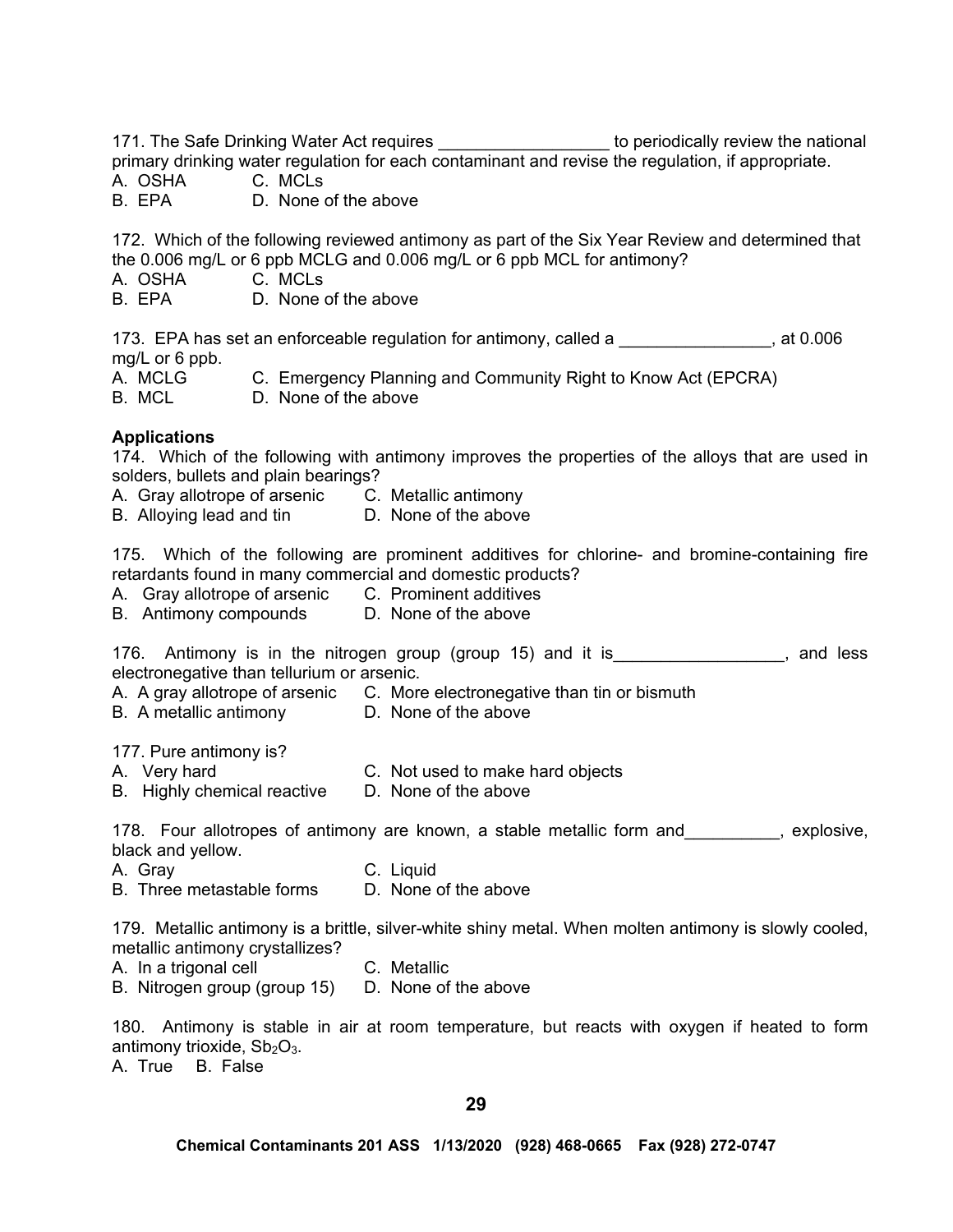171. The Safe Drinking Water Act requires __________________ to periodically review the national primary drinking water regulation for each contaminant and revise the regulation, if appropriate.

A. OSHA  C. MCLs
B. EPA  D. None of the above

172. Which of the following reviewed antimony as part of the Six Year Review and determined that the 0.006 mg/L or 6 ppb MCLG and 0.006 mg/L or 6 ppb MCL for antimony?

A. OSHA  C. MCLs
B. EPA  D. None of the above

173. EPA has set an enforceable regulation for antimony, called a ________________, at 0.006 mg/L or 6 ppb.

A. MCLG  C. Emergency Planning and Community Right to Know Act (EPCRA)
B. MCL  D. None of the above

**Applications**

174. Which of the following with antimony improves the properties of the alloys that are used in solders, bullets and plain bearings?

A. Gray allotrope of arsenic  C. Metallic antimony
B. Alloying lead and tin  D. None of the above

175. Which of the following are prominent additives for chlorine- and bromine-containing fire retardants found in many commercial and domestic products?

A. Gray allotrope of arsenic  C. Prominent additives
B. Antimony compounds  D. None of the above

176. Antimony is in the nitrogen group (group 15) and it is__________________, and less electronegative than tellurium or arsenic.

A. A gray allotrope of arsenic  C. More electronegative than tin or bismuth
B. A metallic antimony  D. None of the above

177. Pure antimony is?

A. Very hard  C. Not used to make hard objects
B. Highly chemical reactive  D. None of the above

178. Four allotropes of antimony are known, a stable metallic form and__________, explosive, black and yellow.

A. Gray  C. Liquid
B. Three metastable forms  D. None of the above

179. Metallic antimony is a brittle, silver-white shiny metal. When molten antimony is slowly cooled, metallic antimony crystallizes?

A. In a trigonal cell  C. Metallic
B. Nitrogen group (group 15)  D. None of the above

180. Antimony is stable in air at room temperature, but reacts with oxygen if heated to form antimony trioxide, $Sb_2O_3$.

A. True  B. False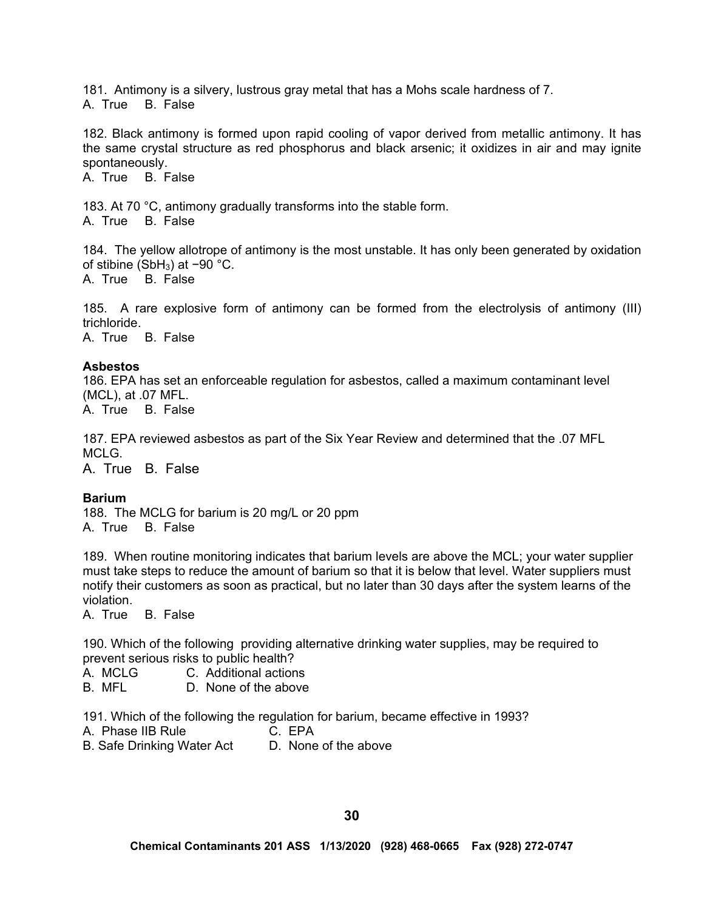181. Antimony is a silvery, lustrous gray metal that has a Mohs scale hardness of 7.
A. True B. False

182. Black antimony is formed upon rapid cooling of vapor derived from metallic antimony. It has the same crystal structure as red phosphorus and black arsenic; it oxidizes in air and may ignite spontaneously.
A. True B. False

183. At 70 °C, antimony gradually transforms into the stable form.
A. True B. False

184. The yellow allotrope of antimony is the most unstable. It has only been generated by oxidation of stibine ($SbH_3$) at −90 °C.
A. True B. False

185. A rare explosive form of antimony can be formed from the electrolysis of antimony (III) trichloride.
A. True B. False

**Asbestos**

186. EPA has set an enforceable regulation for asbestos, called a maximum contaminant level (MCL), at .07 MFL.
A. True B. False

187. EPA reviewed asbestos as part of the Six Year Review and determined that the .07 MFL MCLG.
A. True B. False

**Barium**

188. The MCLG for barium is 20 mg/L or 20 ppm
A. True B. False

189. When routine monitoring indicates that barium levels are above the MCL; your water supplier must take steps to reduce the amount of barium so that it is below that level. Water suppliers must notify their customers as soon as practical, but no later than 30 days after the system learns of the violation.
A. True B. False

190. Which of the following providing alternative drinking water supplies, may be required to prevent serious risks to public health?
A. MCLG C. Additional actions
B. MFL D. None of the above

191. Which of the following the regulation for barium, became effective in 1993?
A. Phase IIB Rule C. EPA
B. Safe Drinking Water Act D. None of the above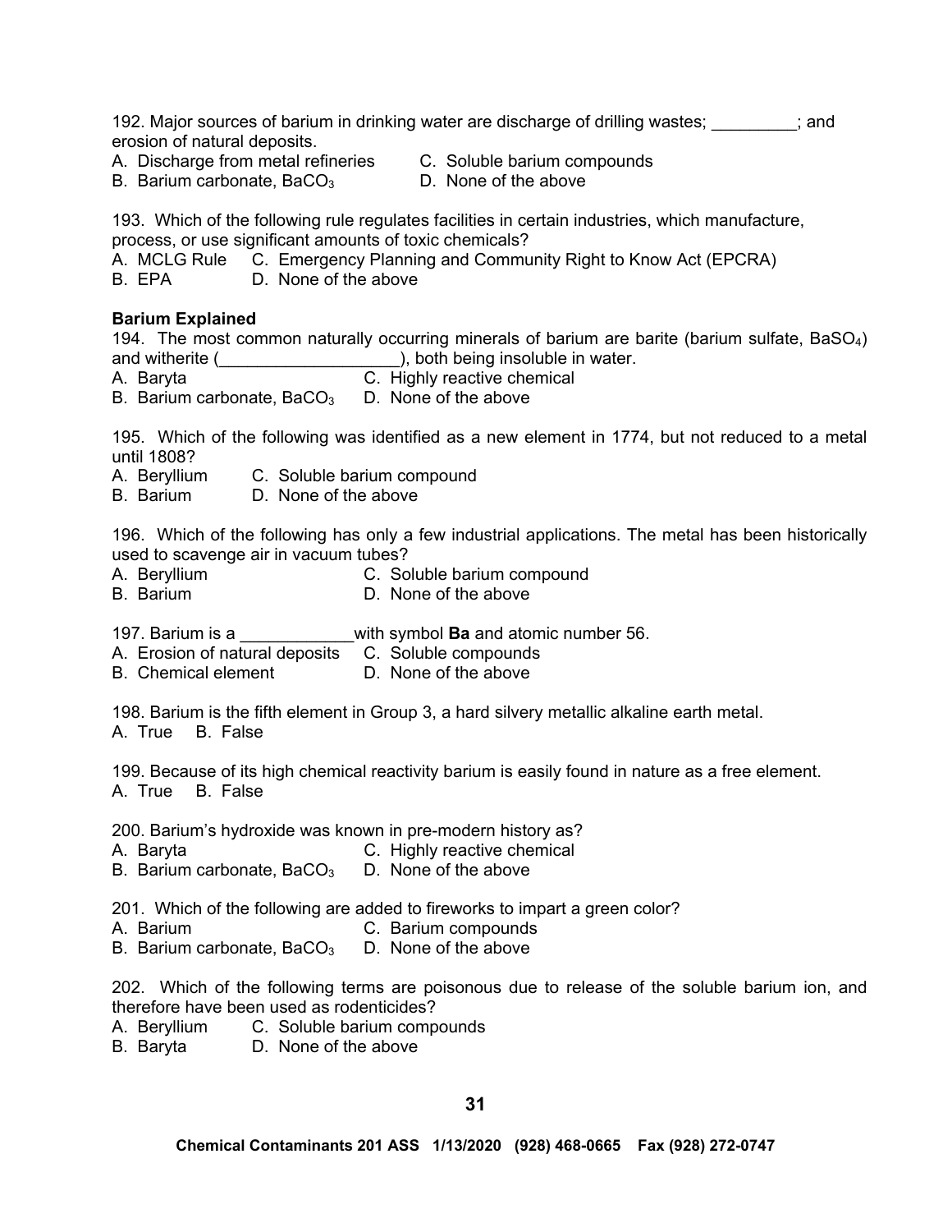192. Major sources of barium in drinking water are discharge of drilling wastes; _________; and erosion of natural deposits.
A. Discharge from metal refineries
B. Barium carbonate, $BaCO_3$
C. Soluble barium compounds
D. None of the above

193. Which of the following rule regulates facilities in certain industries, which manufacture, process, or use significant amounts of toxic chemicals?
A. MCLG Rule
B. EPA
C. Emergency Planning and Community Right to Know Act (EPCRA)
D. None of the above

**Barium Explained**

194. The most common naturally occurring minerals of barium are barite (barium sulfate, $BaSO_4$) and witherite (___________________), both being insoluble in water.
A. Baryta
B. Barium carbonate, $BaCO_3$
C. Highly reactive chemical
D. None of the above

195. Which of the following was identified as a new element in 1774, but not reduced to a metal until 1808?
A. Beryllium
B. Barium
C. Soluble barium compound
D. None of the above

196. Which of the following has only a few industrial applications. The metal has been historically used to scavenge air in vacuum tubes?
A. Beryllium
B. Barium
C. Soluble barium compound
D. None of the above

197. Barium is a ____________with symbol **Ba** and atomic number 56.
A. Erosion of natural deposits
B. Chemical element
C. Soluble compounds
D. None of the above

198. Barium is the fifth element in Group 3, a hard silvery metallic alkaline earth metal.
A. True B. False

199. Because of its high chemical reactivity barium is easily found in nature as a free element.
A. True B. False

200. Barium's hydroxide was known in pre-modern history as?
A. Baryta
B. Barium carbonate, $BaCO_3$
C. Highly reactive chemical
D. None of the above

201. Which of the following are added to fireworks to impart a green color?
A. Barium
B. Barium carbonate, $BaCO_3$
C. Barium compounds
D. None of the above

202. Which of the following terms are poisonous due to release of the soluble barium ion, and therefore have been used as rodenticides?
A. Beryllium
B. Baryta
C. Soluble barium compounds
D. None of the above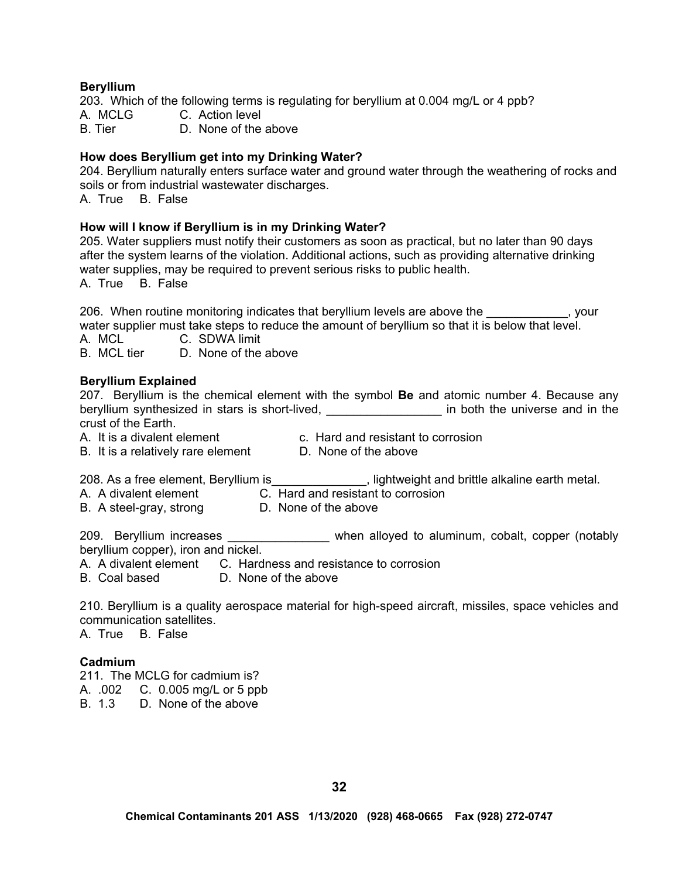**Beryllium**

203. Which of the following terms is regulating for beryllium at 0.004 mg/L or 4 ppb?

A. MCLG C. Action level
B. Tier D. None of the above

**How does Beryllium get into my Drinking Water?**

204. Beryllium naturally enters surface water and ground water through the weathering of rocks and soils or from industrial wastewater discharges.

A. True B. False

**How will I know if Beryllium is in my Drinking Water?**

205. Water suppliers must notify their customers as soon as practical, but no later than 90 days after the system learns of the violation. Additional actions, such as providing alternative drinking water supplies, may be required to prevent serious risks to public health.

A. True B. False

206. When routine monitoring indicates that beryllium levels are above the ____________, your water supplier must take steps to reduce the amount of beryllium so that it is below that level.

A. MCL C. SDWA limit
B. MCL tier D. None of the above

**Beryllium Explained**

207. Beryllium is the chemical element with the symbol **Be** and atomic number 4. Because any beryllium synthesized in stars is short-lived, _________________ in both the universe and in the crust of the Earth.

A. It is a divalent element c. Hard and resistant to corrosion
B. It is a relatively rare element D. None of the above

208. As a free element, Beryllium is______________, lightweight and brittle alkaline earth metal.

A. A divalent element C. Hard and resistant to corrosion
B. A steel-gray, strong D. None of the above

209. Beryllium increases _______________ when alloyed to aluminum, cobalt, copper (notably beryllium copper), iron and nickel.

A. A divalent element C. Hardness and resistance to corrosion
B. Coal based D. None of the above

210. Beryllium is a quality aerospace material for high-speed aircraft, missiles, space vehicles and communication satellites.

A. True B. False

**Cadmium**

211. The MCLG for cadmium is?

A. .002 C. 0.005 mg/L or 5 ppb
B. 1.3 D. None of the above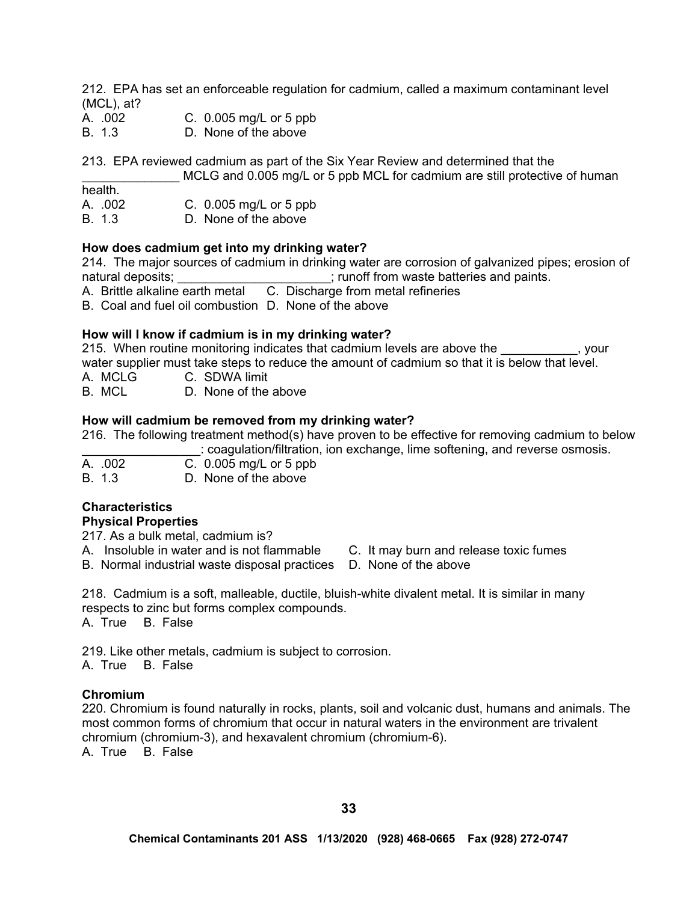212. EPA has set an enforceable regulation for cadmium, called a maximum contaminant level (MCL), at?

A. .002  
B. 1.3  
C. 0.005 mg/L or 5 ppb  
D. None of the above

213. EPA reviewed cadmium as part of the Six Year Review and determined that the ______________ MCLG and 0.005 mg/L or 5 ppb MCL for cadmium are still protective of human health.

A. .002  
B. 1.3  
C. 0.005 mg/L or 5 ppb  
D. None of the above

**How does cadmium get into my drinking water?**

214. The major sources of cadmium in drinking water are corrosion of galvanized pipes; erosion of natural deposits; ______________________; runoff from waste batteries and paints.

A. Brittle alkaline earth metal  
B. Coal and fuel oil combustion  
C. Discharge from metal refineries  
D. None of the above

**How will I know if cadmium is in my drinking water?**

215. When routine monitoring indicates that cadmium levels are above the ___________, your water supplier must take steps to reduce the amount of cadmium so that it is below that level.

A. MCLG  
B. MCL  
C. SDWA limit  
D. None of the above

**How will cadmium be removed from my drinking water?**

216. The following treatment method(s) have proven to be effective for removing cadmium to below ________________: coagulation/filtration, ion exchange, lime softening, and reverse osmosis.

A. .002  
B. 1.3  
C. 0.005 mg/L or 5 ppb  
D. None of the above

**Characteristics**

**Physical Properties**

217. As a bulk metal, cadmium is?

A. Insoluble in water and is not flammable  
B. Normal industrial waste disposal practices  
C. It may burn and release toxic fumes  
D. None of the above

218. Cadmium is a soft, malleable, ductile, bluish-white divalent metal. It is similar in many respects to zinc but forms complex compounds.

A. True B. False

219. Like other metals, cadmium is subject to corrosion.

A. True B. False

**Chromium**

220. Chromium is found naturally in rocks, plants, soil and volcanic dust, humans and animals. The most common forms of chromium that occur in natural waters in the environment are trivalent chromium (chromium-3), and hexavalent chromium (chromium-6).

A. True B. False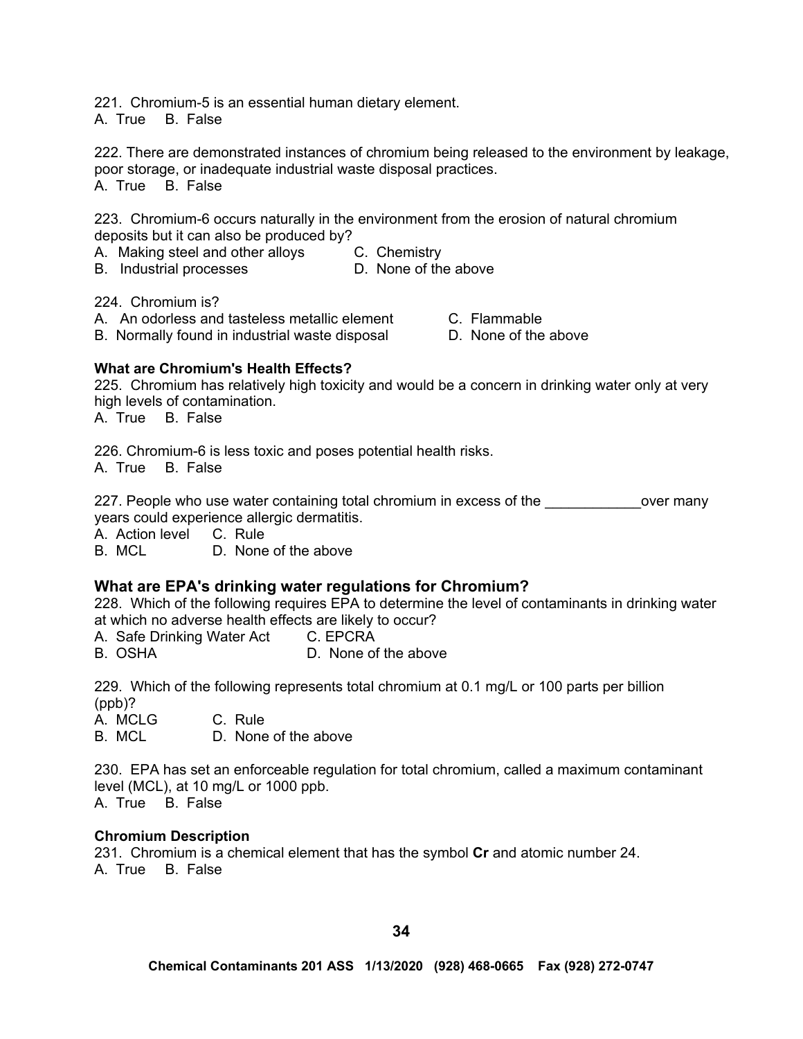221. Chromium-5 is an essential human dietary element.
A. True B. False

222. There are demonstrated instances of chromium being released to the environment by leakage, poor storage, or inadequate industrial waste disposal practices.
A. True B. False

223. Chromium-6 occurs naturally in the environment from the erosion of natural chromium deposits but it can also be produced by?
A. Making steel and other alloys
B. Industrial processes
C. Chemistry
D. None of the above

224. Chromium is?
A. An odorless and tasteless metallic element
B. Normally found in industrial waste disposal
C. Flammable
D. None of the above

**What are Chromium's Health Effects?**

225. Chromium has relatively high toxicity and would be a concern in drinking water only at very high levels of contamination.
A. True B. False

226. Chromium-6 is less toxic and poses potential health risks.
A. True B. False

227. People who use water containing total chromium in excess of the ____________over many years could experience allergic dermatitis.
A. Action level
B. MCL
C. Rule
D. None of the above

## What are EPA's drinking water regulations for Chromium?

228. Which of the following requires EPA to determine the level of contaminants in drinking water at which no adverse health effects are likely to occur?
A. Safe Drinking Water Act
B. OSHA
C. EPCRA
D. None of the above

229. Which of the following represents total chromium at 0.1 mg/L or 100 parts per billion (ppb)?
A. MCLG
B. MCL
C. Rule
D. None of the above

230. EPA has set an enforceable regulation for total chromium, called a maximum contaminant level (MCL), at 10 mg/L or 1000 ppb.
A. True B. False

**Chromium Description**

231. Chromium is a chemical element that has the symbol **Cr** and atomic number 24.
A. True B. False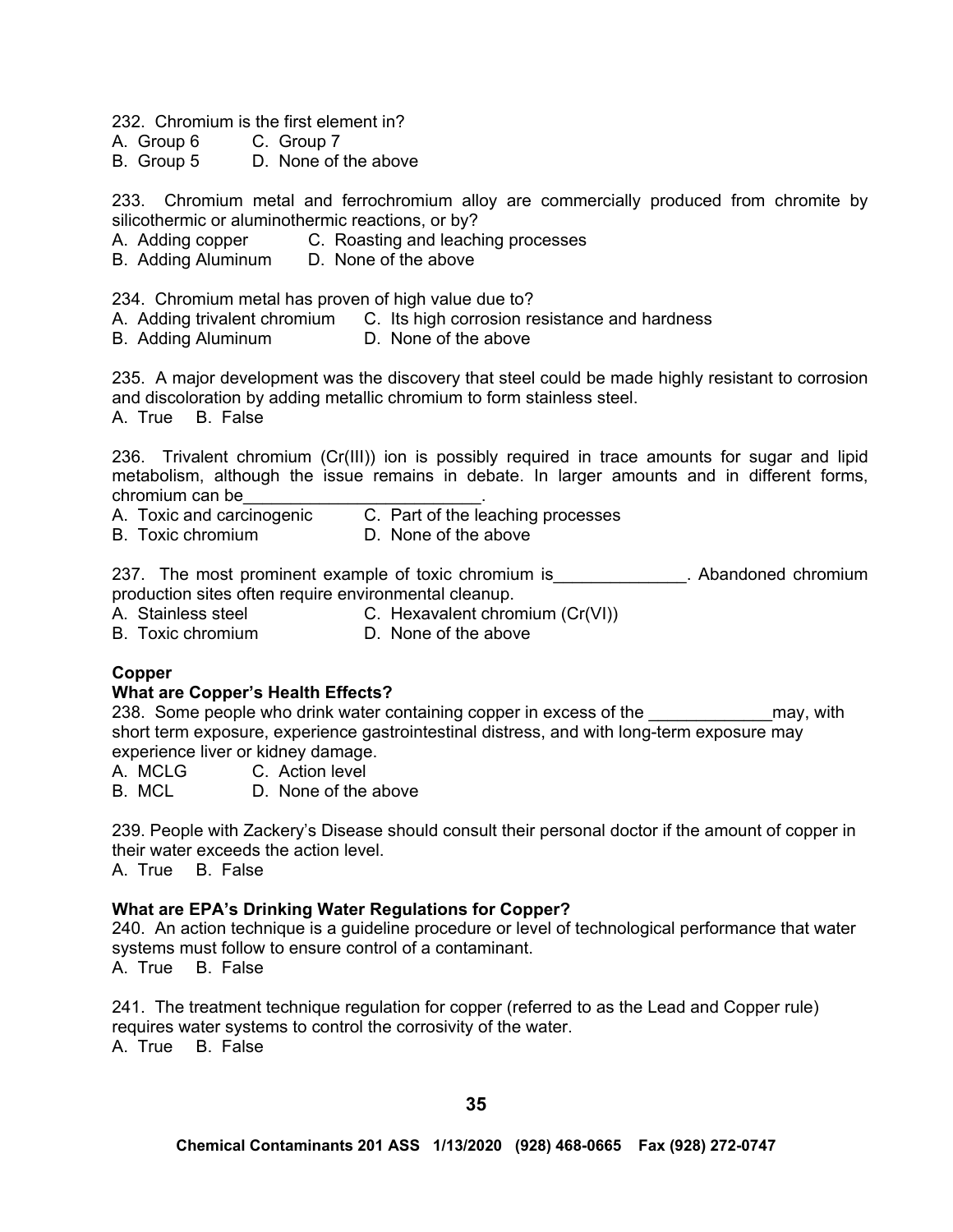232. Chromium is the first element in?
A. Group 6
B. Group 5
C. Group 7
D. None of the above

233. Chromium metal and ferrochromium alloy are commercially produced from chromite by silicothermic or aluminothermic reactions, or by?
A. Adding copper
B. Adding Aluminum
C. Roasting and leaching processes
D. None of the above

234. Chromium metal has proven of high value due to?
A. Adding trivalent chromium
B. Adding Aluminum
C. Its high corrosion resistance and hardness
D. None of the above

235. A major development was the discovery that steel could be made highly resistant to corrosion and discoloration by adding metallic chromium to form stainless steel.
A. True B. False

236. Trivalent chromium (Cr(III)) ion is possibly required in trace amounts for sugar and lipid metabolism, although the issue remains in debate. In larger amounts and in different forms, chromium can be_________________________.
A. Toxic and carcinogenic
B. Toxic chromium
C. Part of the leaching processes
D. None of the above

237. The most prominent example of toxic chromium is______________. Abandoned chromium production sites often require environmental cleanup.
A. Stainless steel
B. Toxic chromium
C. Hexavalent chromium (Cr(VI))
D. None of the above

**Copper**

**What are Copper's Health Effects?**

238. Some people who drink water containing copper in excess of the _____________may, with short term exposure, experience gastrointestinal distress, and with long-term exposure may experience liver or kidney damage.
A. MCLG
B. MCL
C. Action level
D. None of the above

239. People with Zackery's Disease should consult their personal doctor if the amount of copper in their water exceeds the action level.
A. True B. False

**What are EPA's Drinking Water Regulations for Copper?**

240. An action technique is a guideline procedure or level of technological performance that water systems must follow to ensure control of a contaminant.
A. True B. False

241. The treatment technique regulation for copper (referred to as the Lead and Copper rule) requires water systems to control the corrosivity of the water.
A. True B. False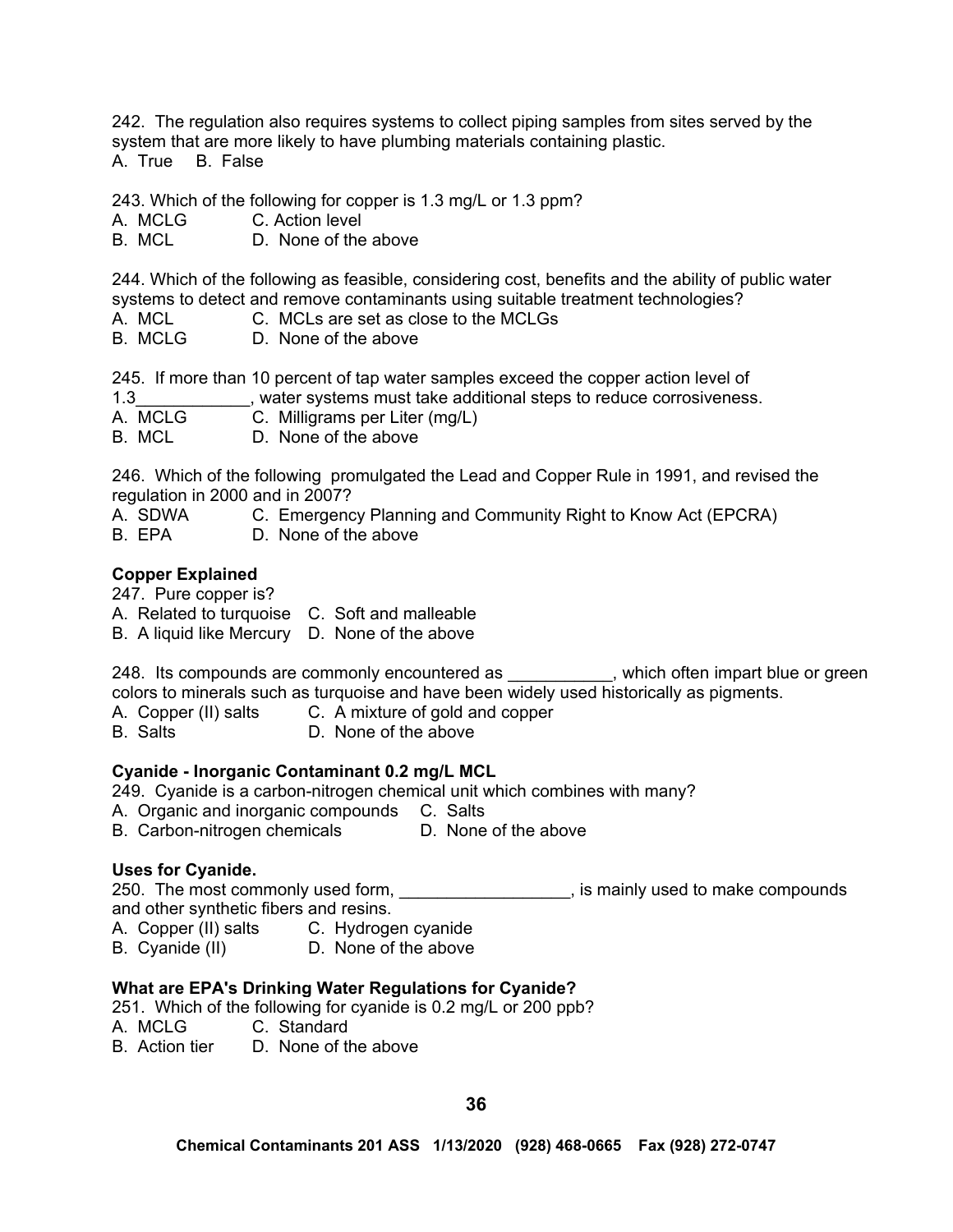242. The regulation also requires systems to collect piping samples from sites served by the system that are more likely to have plumbing materials containing plastic.
A. True B. False

243. Which of the following for copper is 1.3 mg/L or 1.3 ppm?
A. MCLG C. Action level
B. MCL D. None of the above

244. Which of the following as feasible, considering cost, benefits and the ability of public water systems to detect and remove contaminants using suitable treatment technologies?
A. MCL C. MCLs are set as close to the MCLGs
B. MCLG D. None of the above

245. If more than 10 percent of tap water samples exceed the copper action level of 1.3____________, water systems must take additional steps to reduce corrosiveness.
A. MCLG C. Milligrams per Liter (mg/L)
B. MCL D. None of the above

246. Which of the following promulgated the Lead and Copper Rule in 1991, and revised the regulation in 2000 and in 2007?
A. SDWA C. Emergency Planning and Community Right to Know Act (EPCRA)
B. EPA D. None of the above

**Copper Explained**

247. Pure copper is?
A. Related to turquoise C. Soft and malleable
B. A liquid like Mercury D. None of the above

248. Its compounds are commonly encountered as ___________, which often impart blue or green colors to minerals such as turquoise and have been widely used historically as pigments.
A. Copper (II) salts C. A mixture of gold and copper
B. Salts D. None of the above

**Cyanide - Inorganic Contaminant 0.2 mg/L MCL**

249. Cyanide is a carbon-nitrogen chemical unit which combines with many?
A. Organic and inorganic compounds C. Salts
B. Carbon-nitrogen chemicals D. None of the above

**Uses for Cyanide.**

250. The most commonly used form, __________________, is mainly used to make compounds and other synthetic fibers and resins.
A. Copper (II) salts C. Hydrogen cyanide
B. Cyanide (II) D. None of the above

**What are EPA's Drinking Water Regulations for Cyanide?**

251. Which of the following for cyanide is 0.2 mg/L or 200 ppb?
A. MCLG C. Standard
B. Action tier D. None of the above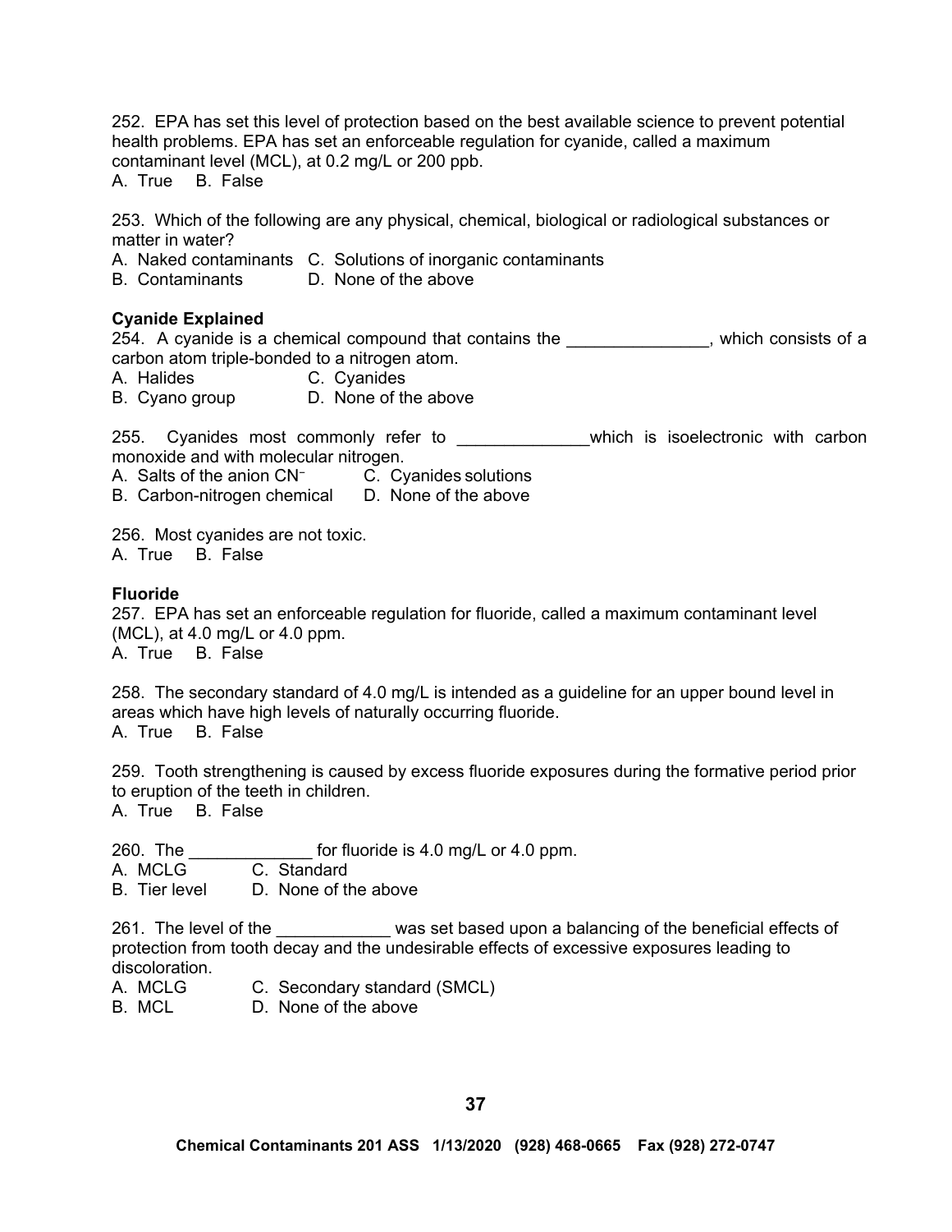252. EPA has set this level of protection based on the best available science to prevent potential health problems. EPA has set an enforceable regulation for cyanide, called a maximum contaminant level (MCL), at 0.2 mg/L or 200 ppb.
A. True B. False

253. Which of the following are any physical, chemical, biological or radiological substances or matter in water?
A. Naked contaminants C. Solutions of inorganic contaminants
B. Contaminants D. None of the above

**Cyanide Explained**

254. A cyanide is a chemical compound that contains the _______________, which consists of a carbon atom triple-bonded to a nitrogen atom.
A. Halides C. Cyanides
B. Cyano group D. None of the above

255. Cyanides most commonly refer to ______________which is isoelectronic with carbon monoxide and with molecular nitrogen.
A. Salts of the anion $CN^{-}$ C. Cyanides solutions
B. Carbon-nitrogen chemical D. None of the above

256. Most cyanides are not toxic.
A. True B. False

**Fluoride**

257. EPA has set an enforceable regulation for fluoride, called a maximum contaminant level (MCL), at 4.0 mg/L or 4.0 ppm.
A. True B. False

258. The secondary standard of 4.0 mg/L is intended as a guideline for an upper bound level in areas which have high levels of naturally occurring fluoride.
A. True B. False

259. Tooth strengthening is caused by excess fluoride exposures during the formative period prior to eruption of the teeth in children.
A. True B. False

260. The _____________ for fluoride is 4.0 mg/L or 4.0 ppm.
A. MCLG C. Standard
B. Tier level D. None of the above

261. The level of the ____________ was set based upon a balancing of the beneficial effects of protection from tooth decay and the undesirable effects of excessive exposures leading to discoloration.
A. MCLG C. Secondary standard (SMCL)
B. MCL D. None of the above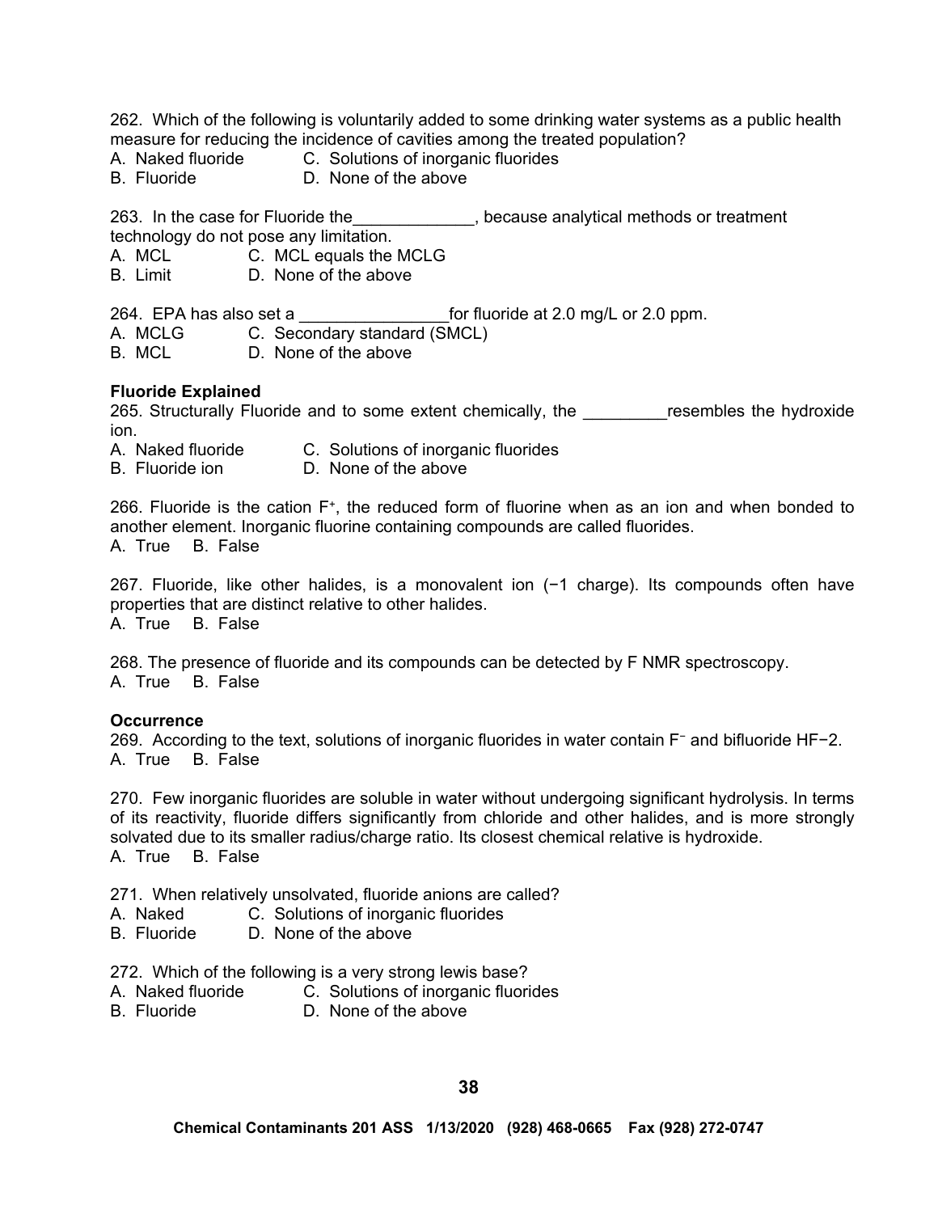262. Which of the following is voluntarily added to some drinking water systems as a public health measure for reducing the incidence of cavities among the treated population?

A. Naked fluoride C. Solutions of inorganic fluorides
B. Fluoride D. None of the above

263. In the case for Fluoride the_____________, because analytical methods or treatment technology do not pose any limitation.

A. MCL C. MCL equals the MCLG
B. Limit D. None of the above

264. EPA has also set a ________________for fluoride at 2.0 mg/L or 2.0 ppm.

A. MCLG C. Secondary standard (SMCL)
B. MCL D. None of the above

**Fluoride Explained**

265. Structurally Fluoride and to some extent chemically, the _________resembles the hydroxide ion.

A. Naked fluoride C. Solutions of inorganic fluorides
B. Fluoride ion D. None of the above

266. Fluoride is the cation $F^+$, the reduced form of fluorine when as an ion and when bonded to another element. Inorganic fluorine containing compounds are called fluorides.

A. True B. False

267. Fluoride, like other halides, is a monovalent ion (−1 charge). Its compounds often have properties that are distinct relative to other halides.

A. True B. False

268. The presence of fluoride and its compounds can be detected by F NMR spectroscopy.

A. True B. False

**Occurrence**

269. According to the text, solutions of inorganic fluorides in water contain $F^-$ and bifluoride $HF-2$.

A. True B. False

270. Few inorganic fluorides are soluble in water without undergoing significant hydrolysis. In terms of its reactivity, fluoride differs significantly from chloride and other halides, and is more strongly solvated due to its smaller radius/charge ratio. Its closest chemical relative is hydroxide.

A. True B. False

271. When relatively unsolvated, fluoride anions are called?

A. Naked C. Solutions of inorganic fluorides
B. Fluoride D. None of the above

272. Which of the following is a very strong lewis base?

A. Naked fluoride C. Solutions of inorganic fluorides
B. Fluoride D. None of the above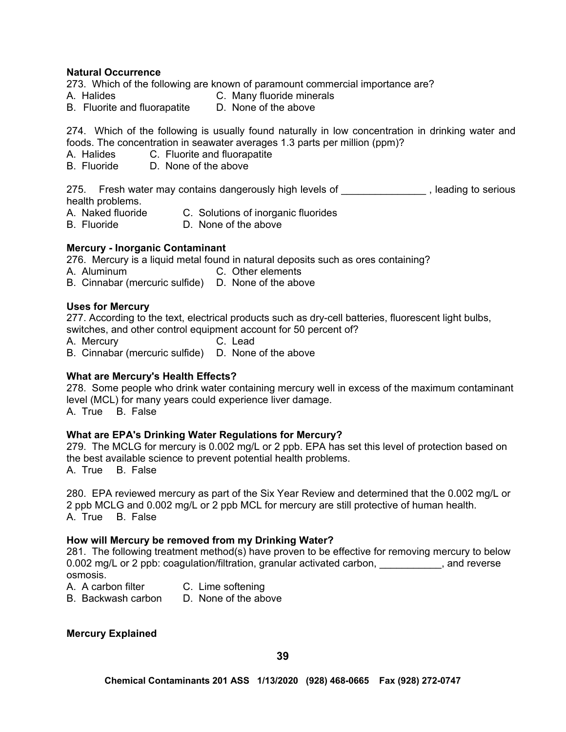**Natural Occurrence**

273. Which of the following are known of paramount commercial importance are?
A. Halides C. Many fluoride minerals
B. Fluorite and fluorapatite D. None of the above

274. Which of the following is usually found naturally in low concentration in drinking water and foods. The concentration in seawater averages 1.3 parts per million (ppm)?
A. Halides C. Fluorite and fluorapatite
B. Fluoride D. None of the above

275. Fresh water may contains dangerously high levels of _______________ , leading to serious health problems.
A. Naked fluoride C. Solutions of inorganic fluorides
B. Fluoride D. None of the above

**Mercury - Inorganic Contaminant**

276. Mercury is a liquid metal found in natural deposits such as ores containing?
A. Aluminum C. Other elements
B. Cinnabar (mercuric sulfide) D. None of the above

**Uses for Mercury**

277. According to the text, electrical products such as dry-cell batteries, fluorescent light bulbs, switches, and other control equipment account for 50 percent of?
A. Mercury C. Lead
B. Cinnabar (mercuric sulfide) D. None of the above

**What are Mercury's Health Effects?**

278. Some people who drink water containing mercury well in excess of the maximum contaminant level (MCL) for many years could experience liver damage.
A. True B. False

**What are EPA's Drinking Water Regulations for Mercury?**

279. The MCLG for mercury is 0.002 mg/L or 2 ppb. EPA has set this level of protection based on the best available science to prevent potential health problems.
A. True B. False

280. EPA reviewed mercury as part of the Six Year Review and determined that the 0.002 mg/L or 2 ppb MCLG and 0.002 mg/L or 2 ppb MCL for mercury are still protective of human health.
A. True B. False

**How will Mercury be removed from my Drinking Water?**

281. The following treatment method(s) have proven to be effective for removing mercury to below 0.002 mg/L or 2 ppb: coagulation/filtration, granular activated carbon, ___________, and reverse osmosis.
A. A carbon filter C. Lime softening
B. Backwash carbon D. None of the above

**Mercury Explained**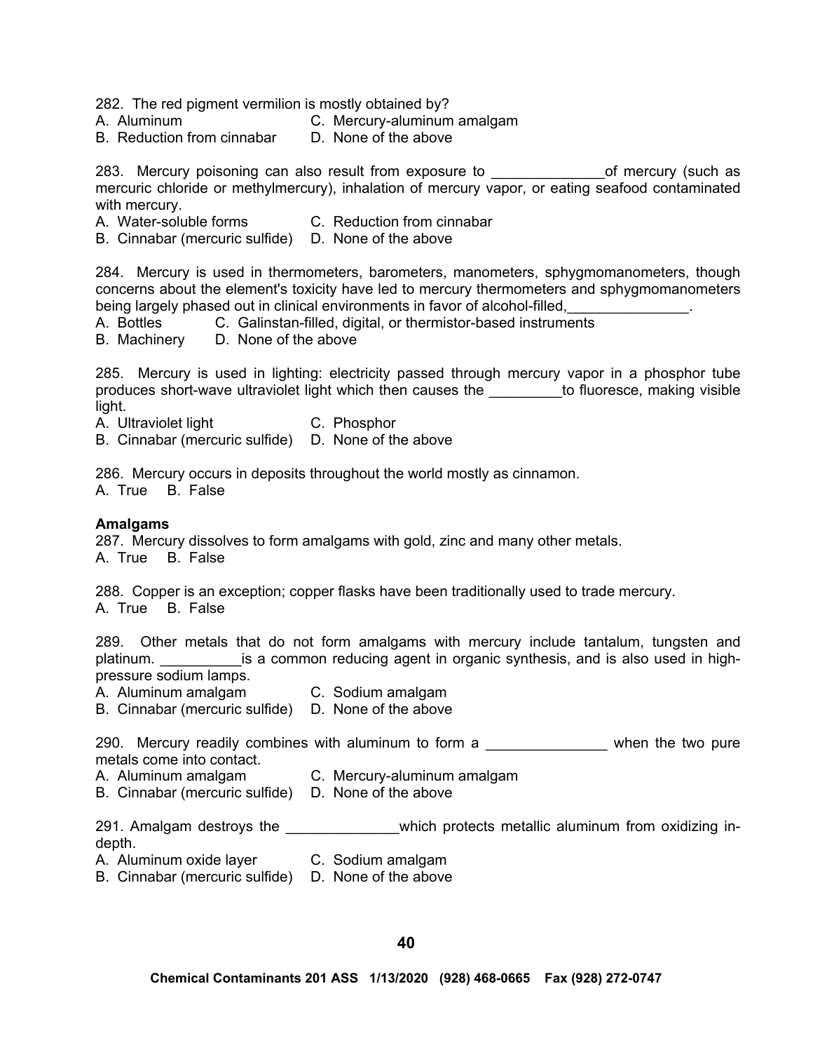282. The red pigment vermilion is mostly obtained by?
A. Aluminum  C. Mercury-aluminum amalgam
B. Reduction from cinnabar  D. None of the above

283. Mercury poisoning can also result from exposure to ______________of mercury (such as mercuric chloride or methylmercury), inhalation of mercury vapor, or eating seafood contaminated with mercury.
A. Water-soluble forms  C. Reduction from cinnabar
B. Cinnabar (mercuric sulfide)  D. None of the above

284. Mercury is used in thermometers, barometers, manometers, sphygmomanometers, though concerns about the element's toxicity have led to mercury thermometers and sphygmomanometers being largely phased out in clinical environments in favor of alcohol-filled,_______________.
A. Bottles  C. Galinstan-filled, digital, or thermistor-based instruments
B. Machinery  D. None of the above

285. Mercury is used in lighting: electricity passed through mercury vapor in a phosphor tube produces short-wave ultraviolet light which then causes the _________to fluoresce, making visible light.
A. Ultraviolet light  C. Phosphor
B. Cinnabar (mercuric sulfide)  D. None of the above

286. Mercury occurs in deposits throughout the world mostly as cinnamon.
A. True  B. False

**Amalgams**

287. Mercury dissolves to form amalgams with gold, zinc and many other metals.
A. True  B. False

288. Copper is an exception; copper flasks have been traditionally used to trade mercury.
A. True  B. False

289. Other metals that do not form amalgams with mercury include tantalum, tungsten and platinum. __________is a common reducing agent in organic synthesis, and is also used in high-pressure sodium lamps.
A. Aluminum amalgam  C. Sodium amalgam
B. Cinnabar (mercuric sulfide)  D. None of the above

290. Mercury readily combines with aluminum to form a _______________ when the two pure metals come into contact.
A. Aluminum amalgam  C. Mercury-aluminum amalgam
B. Cinnabar (mercuric sulfide)  D. None of the above

291. Amalgam destroys the ______________which protects metallic aluminum from oxidizing in-depth.
A. Aluminum oxide layer  C. Sodium amalgam
B. Cinnabar (mercuric sulfide)  D. None of the above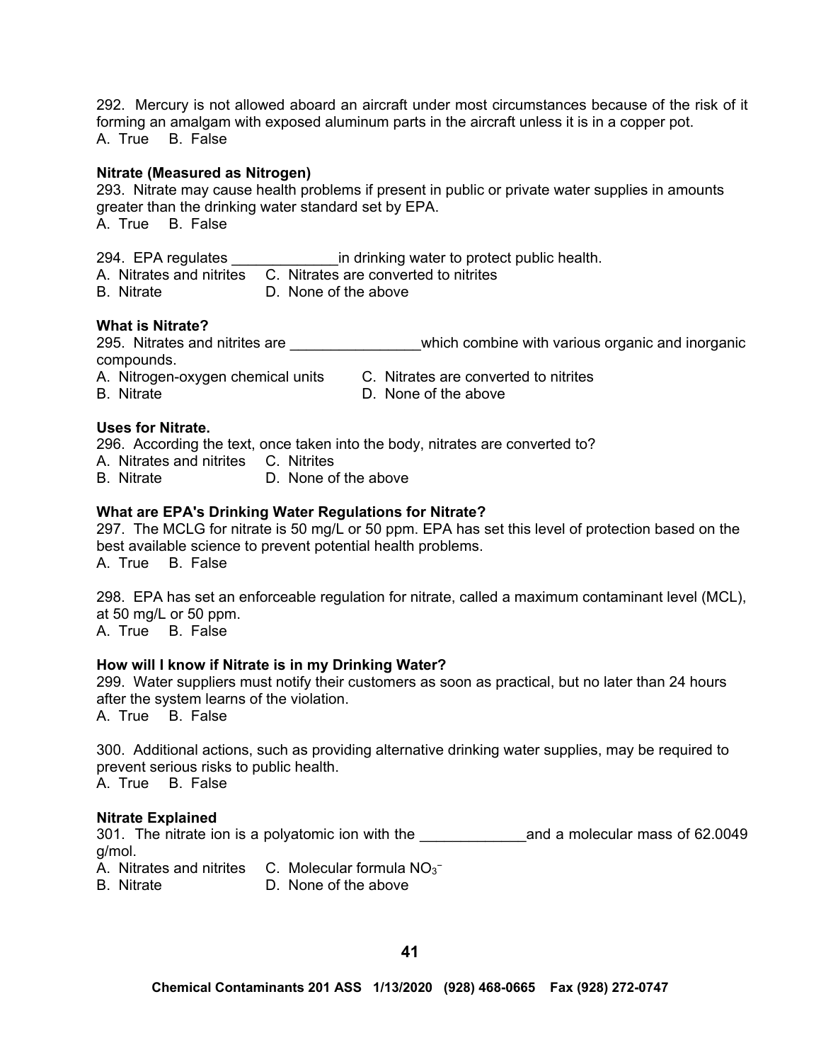292. Mercury is not allowed aboard an aircraft under most circumstances because of the risk of it forming an amalgam with exposed aluminum parts in the aircraft unless it is in a copper pot.
A. True B. False

**Nitrate (Measured as Nitrogen)**

293. Nitrate may cause health problems if present in public or private water supplies in amounts greater than the drinking water standard set by EPA.
A. True B. False

294. EPA regulates _____________in drinking water to protect public health.
A. Nitrates and nitrites C. Nitrates are converted to nitrites
B. Nitrate D. None of the above

**What is Nitrate?**

295. Nitrates and nitrites are ________________which combine with various organic and inorganic compounds.
A. Nitrogen-oxygen chemical units C. Nitrates are converted to nitrites
B. Nitrate D. None of the above

**Uses for Nitrate.**

296. According the text, once taken into the body, nitrates are converted to?
A. Nitrates and nitrites C. Nitrites
B. Nitrate D. None of the above

**What are EPA's Drinking Water Regulations for Nitrate?**

297. The MCLG for nitrate is 50 mg/L or 50 ppm. EPA has set this level of protection based on the best available science to prevent potential health problems.
A. True B. False

298. EPA has set an enforceable regulation for nitrate, called a maximum contaminant level (MCL), at 50 mg/L or 50 ppm.
A. True B. False

**How will I know if Nitrate is in my Drinking Water?**

299. Water suppliers must notify their customers as soon as practical, but no later than 24 hours after the system learns of the violation.
A. True B. False

300. Additional actions, such as providing alternative drinking water supplies, may be required to prevent serious risks to public health.
A. True B. False

**Nitrate Explained**

301. The nitrate ion is a polyatomic ion with the _____________and a molecular mass of 62.0049 g/mol.
A. Nitrates and nitrites C. Molecular formula $NO_3^-$
B. Nitrate D. None of the above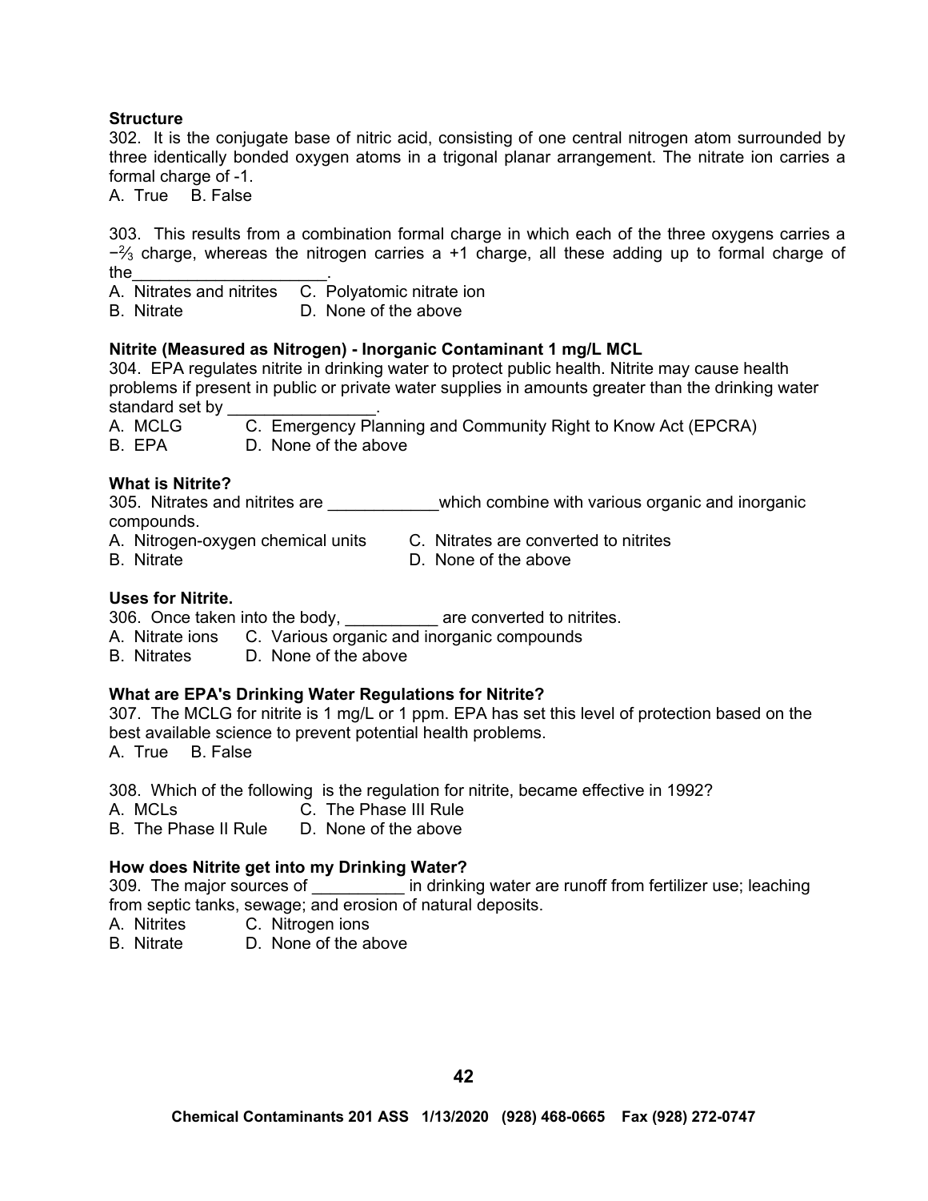**Structure**

302. It is the conjugate base of nitric acid, consisting of one central nitrogen atom surrounded by three identically bonded oxygen atoms in a trigonal planar arrangement. The nitrate ion carries a formal charge of -1.

A. True B. False

303. This results from a combination formal charge in which each of the three oxygens carries a $-\frac{2}{3}$ charge, whereas the nitrogen carries a +1 charge, all these adding up to formal charge of the_____________________.

A. Nitrates and nitrites C. Polyatomic nitrate ion
B. Nitrate D. None of the above

**Nitrite (Measured as Nitrogen) - Inorganic Contaminant 1 mg/L MCL**

304. EPA regulates nitrite in drinking water to protect public health. Nitrite may cause health problems if present in public or private water supplies in amounts greater than the drinking water standard set by ________________.

A. MCLG C. Emergency Planning and Community Right to Know Act (EPCRA)
B. EPA D. None of the above

**What is Nitrite?**

305. Nitrates and nitrites are ____________which combine with various organic and inorganic compounds.

A. Nitrogen-oxygen chemical units C. Nitrates are converted to nitrites
B. Nitrate D. None of the above

**Uses for Nitrite.**

306. Once taken into the body, __________ are converted to nitrites.

A. Nitrate ions C. Various organic and inorganic compounds
B. Nitrates D. None of the above

**What are EPA's Drinking Water Regulations for Nitrite?**

307. The MCLG for nitrite is 1 mg/L or 1 ppm. EPA has set this level of protection based on the best available science to prevent potential health problems.

A. True B. False

308. Which of the following is the regulation for nitrite, became effective in 1992?

A. MCLs C. The Phase III Rule
B. The Phase II Rule D. None of the above

**How does Nitrite get into my Drinking Water?**

309. The major sources of __________ in drinking water are runoff from fertilizer use; leaching from septic tanks, sewage; and erosion of natural deposits.

A. Nitrites C. Nitrogen ions
B. Nitrate D. None of the above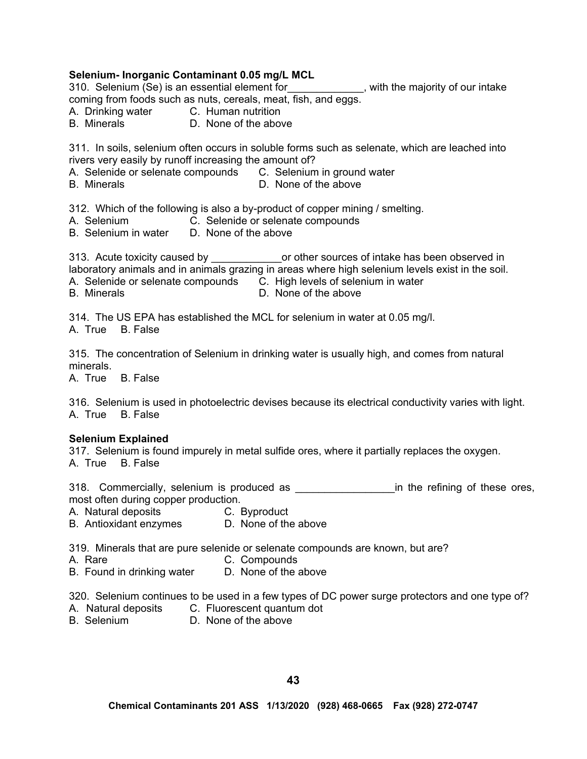**Selenium- Inorganic Contaminant 0.05 mg/L MCL**

310. Selenium (Se) is an essential element for_____________, with the majority of our intake coming from foods such as nuts, cereals, meat, fish, and eggs.
A. Drinking water C. Human nutrition
B. Minerals D. None of the above

311. In soils, selenium often occurs in soluble forms such as selenate, which are leached into rivers very easily by runoff increasing the amount of?
A. Selenide or selenate compounds C. Selenium in ground water
B. Minerals D. None of the above

312. Which of the following is also a by-product of copper mining / smelting.
A. Selenium C. Selenide or selenate compounds
B. Selenium in water D. None of the above

313. Acute toxicity caused by ____________or other sources of intake has been observed in laboratory animals and in animals grazing in areas where high selenium levels exist in the soil.
A. Selenide or selenate compounds C. High levels of selenium in water
B. Minerals D. None of the above

314. The US EPA has established the MCL for selenium in water at 0.05 mg/l.
A. True B. False

315. The concentration of Selenium in drinking water is usually high, and comes from natural minerals.
A. True B. False

316. Selenium is used in photoelectric devises because its electrical conductivity varies with light.
A. True B. False

**Selenium Explained**

317. Selenium is found impurely in metal sulfide ores, where it partially replaces the oxygen.
A. True B. False

318. Commercially, selenium is produced as _________________in the refining of these ores, most often during copper production.
A. Natural deposits C. Byproduct
B. Antioxidant enzymes D. None of the above

319. Minerals that are pure selenide or selenate compounds are known, but are?
A. Rare C. Compounds
B. Found in drinking water D. None of the above

320. Selenium continues to be used in a few types of DC power surge protectors and one type of?
A. Natural deposits C. Fluorescent quantum dot
B. Selenium D. None of the above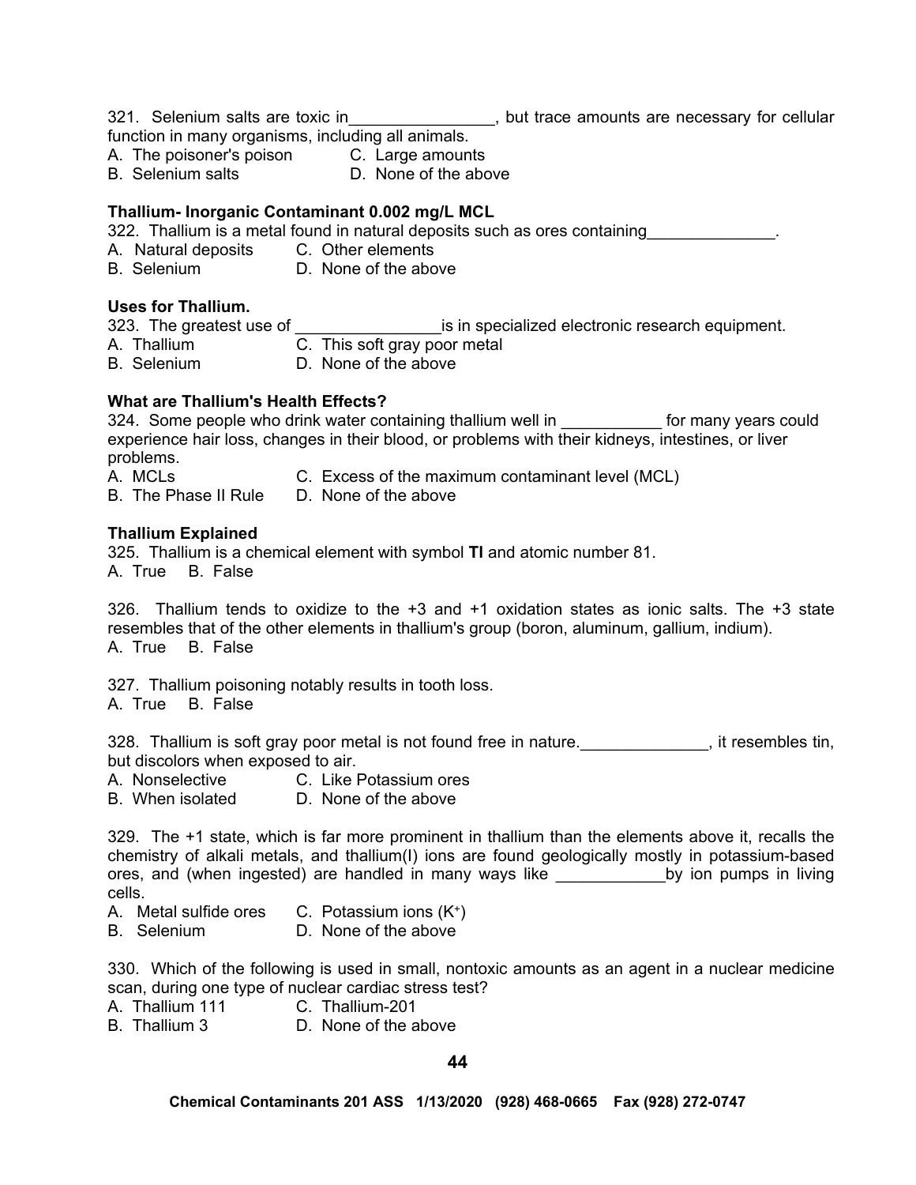321. Selenium salts are toxic in________________, but trace amounts are necessary for cellular function in many organisms, including all animals.

A. The poisoner's poison C. Large amounts
B. Selenium salts D. None of the above

**Thallium- Inorganic Contaminant 0.002 mg/L MCL**

322. Thallium is a metal found in natural deposits such as ores containing______________.

A. Natural deposits C. Other elements
B. Selenium D. None of the above

**Uses for Thallium.**

323. The greatest use of ________________is in specialized electronic research equipment.

A. Thallium C. This soft gray poor metal
B. Selenium D. None of the above

**What are Thallium's Health Effects?**

324. Some people who drink water containing thallium well in ___________ for many years could experience hair loss, changes in their blood, or problems with their kidneys, intestines, or liver problems.

A. MCLs C. Excess of the maximum contaminant level (MCL)
B. The Phase II Rule D. None of the above

**Thallium Explained**

325. Thallium is a chemical element with symbol **Tl** and atomic number 81.

A. True B. False

326. Thallium tends to oxidize to the +3 and +1 oxidation states as ionic salts. The +3 state resembles that of the other elements in thallium's group (boron, aluminum, gallium, indium).

A. True B. False

327. Thallium poisoning notably results in tooth loss.

A. True B. False

328. Thallium is soft gray poor metal is not found free in nature.______________, it resembles tin, but discolors when exposed to air.

A. Nonselective C. Like Potassium ores
B. When isolated D. None of the above

329. The +1 state, which is far more prominent in thallium than the elements above it, recalls the chemistry of alkali metals, and thallium(I) ions are found geologically mostly in potassium-based ores, and (when ingested) are handled in many ways like ____________by ion pumps in living cells.

A. Metal sulfide ores C. Potassium ions ($K^+$)
B. Selenium D. None of the above

330. Which of the following is used in small, nontoxic amounts as an agent in a nuclear medicine scan, during one type of nuclear cardiac stress test?

A. Thallium 111 C. Thallium-201
B. Thallium 3 D. None of the above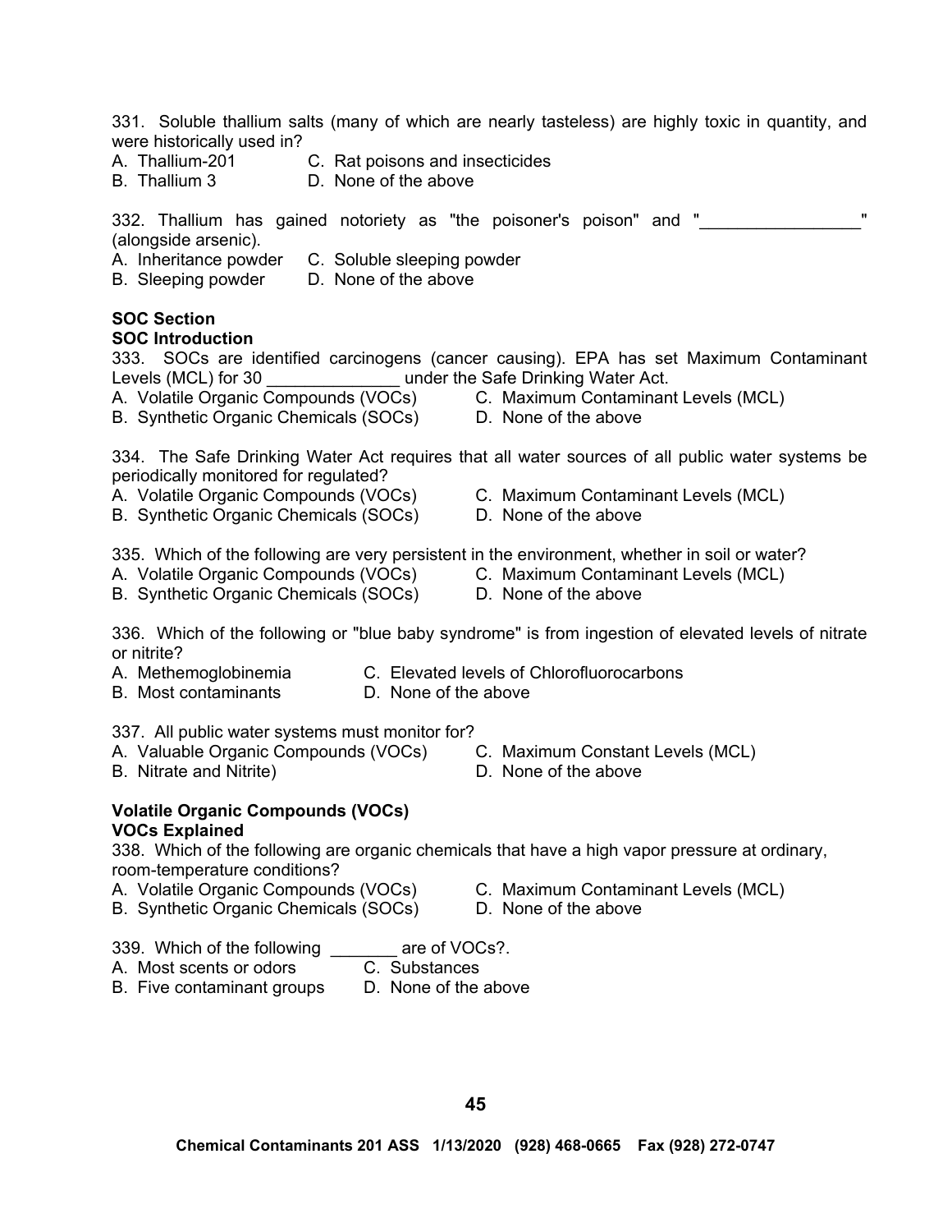331. Soluble thallium salts (many of which are nearly tasteless) are highly toxic in quantity, and were historically used in?

A. Thallium-201  
B. Thallium 3  
C. Rat poisons and insecticides  
D. None of the above

332. Thallium has gained notoriety as "the poisoner's poison" and "_________________" (alongside arsenic).

A. Inheritance powder  
B. Sleeping powder  
C. Soluble sleeping powder  
D. None of the above

**SOC Section**

**SOC Introduction**

333. SOCs are identified carcinogens (cancer causing). EPA has set Maximum Contaminant Levels (MCL) for 30 ______________ under the Safe Drinking Water Act.

A. Volatile Organic Compounds (VOCs)  
B. Synthetic Organic Chemicals (SOCs)  
C. Maximum Contaminant Levels (MCL)  
D. None of the above

334. The Safe Drinking Water Act requires that all water sources of all public water systems be periodically monitored for regulated?

A. Volatile Organic Compounds (VOCs)  
B. Synthetic Organic Chemicals (SOCs)  
C. Maximum Contaminant Levels (MCL)  
D. None of the above

335. Which of the following are very persistent in the environment, whether in soil or water?

A. Volatile Organic Compounds (VOCs)  
B. Synthetic Organic Chemicals (SOCs)  
C. Maximum Contaminant Levels (MCL)  
D. None of the above

336. Which of the following or "blue baby syndrome" is from ingestion of elevated levels of nitrate or nitrite?

A. Methemoglobinemia  
B. Most contaminants  
C. Elevated levels of Chlorofluorocarbons  
D. None of the above

337. All public water systems must monitor for?

A. Valuable Organic Compounds (VOCs)  
B. Nitrate and Nitrite)  
C. Maximum Constant Levels (MCL)  
D. None of the above

**Volatile Organic Compounds (VOCs)**

**VOCs Explained**

338. Which of the following are organic chemicals that have a high vapor pressure at ordinary, room-temperature conditions?

A. Volatile Organic Compounds (VOCs)  
B. Synthetic Organic Chemicals (SOCs)  
C. Maximum Contaminant Levels (MCL)  
D. None of the above

339. Which of the following _______ are of VOCs?.

A. Most scents or odors  
B. Five contaminant groups  
C. Substances  
D. None of the above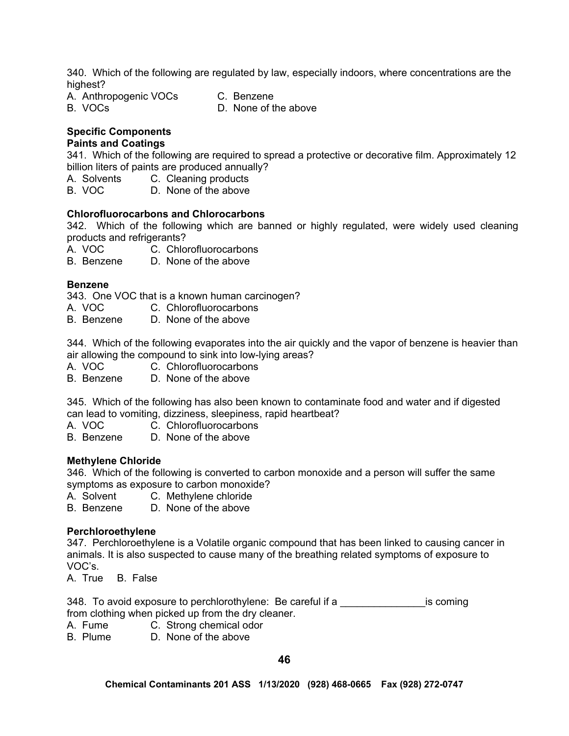340. Which of the following are regulated by law, especially indoors, where concentrations are the highest?

A. Anthropogenic VOCs
B. VOCs
C. Benzene
D. None of the above

**Specific Components**

**Paints and Coatings**

341. Which of the following are required to spread a protective or decorative film. Approximately 12 billion liters of paints are produced annually?

A. Solvents
B. VOC
C. Cleaning products
D. None of the above

**Chlorofluorocarbons and Chlorocarbons**

342. Which of the following which are banned or highly regulated, were widely used cleaning products and refrigerants?

A. VOC
B. Benzene
C. Chlorofluorocarbons
D. None of the above

**Benzene**

343. One VOC that is a known human carcinogen?

A. VOC
B. Benzene
C. Chlorofluorocarbons
D. None of the above

344. Which of the following evaporates into the air quickly and the vapor of benzene is heavier than air allowing the compound to sink into low-lying areas?

A. VOC
B. Benzene
C. Chlorofluorocarbons
D. None of the above

345. Which of the following has also been known to contaminate food and water and if digested can lead to vomiting, dizziness, sleepiness, rapid heartbeat?

A. VOC
B. Benzene
C. Chlorofluorocarbons
D. None of the above

**Methylene Chloride**

346. Which of the following is converted to carbon monoxide and a person will suffer the same symptoms as exposure to carbon monoxide?

A. Solvent
B. Benzene
C. Methylene chloride
D. None of the above

**Perchloroethylene**

347. Perchloroethylene is a Volatile organic compound that has been linked to causing cancer in animals. It is also suspected to cause many of the breathing related symptoms of exposure to VOC's.

A. True B. False

348. To avoid exposure to perchlorothylene: Be careful if a _______________is coming from clothing when picked up from the dry cleaner.

A. Fume
B. Plume
C. Strong chemical odor
D. None of the above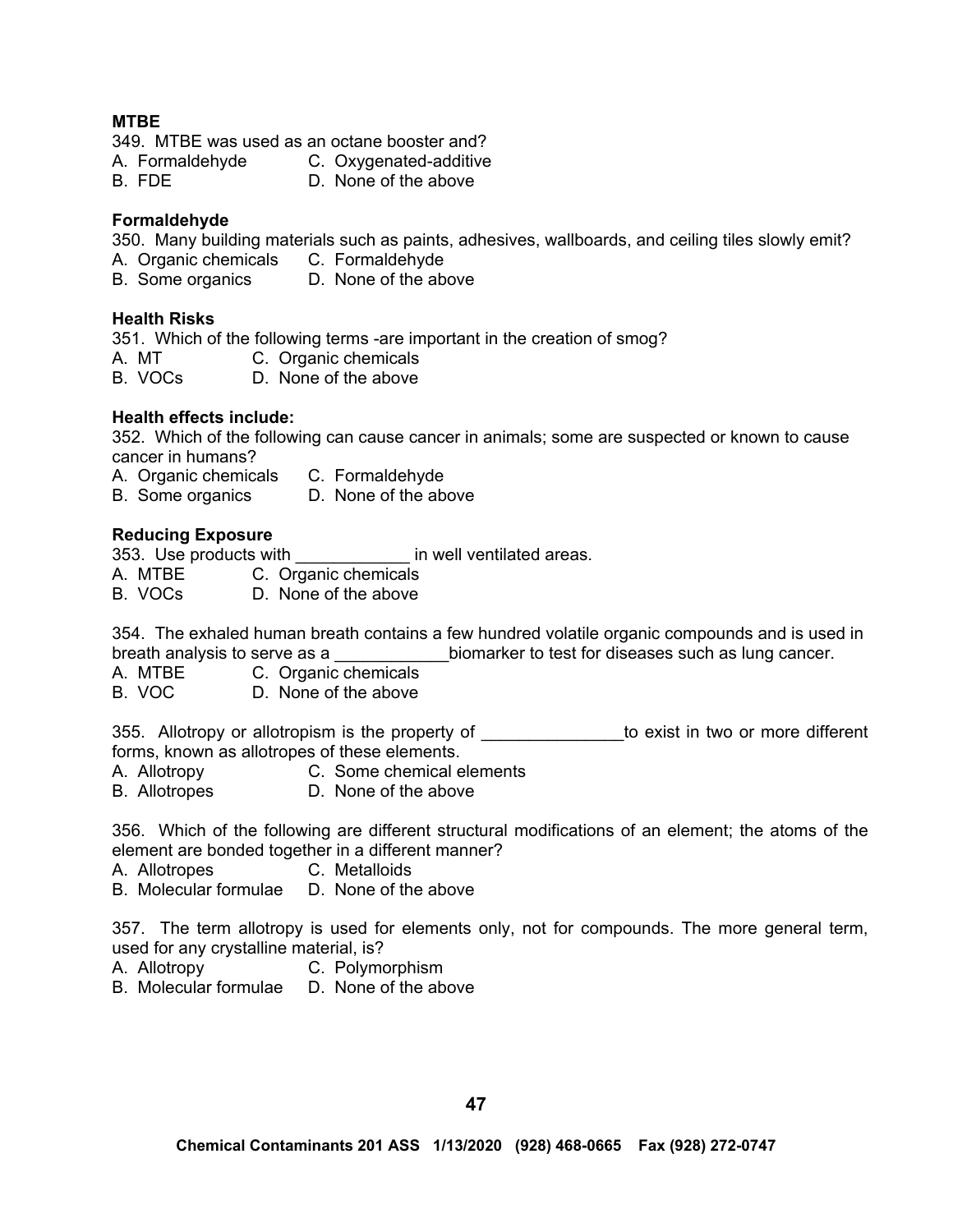**MTBE**

349. MTBE was used as an octane booster and?

A. Formaldehyde C. Oxygenated-additive
B. FDE D. None of the above

**Formaldehyde**

350. Many building materials such as paints, adhesives, wallboards, and ceiling tiles slowly emit?

A. Organic chemicals C. Formaldehyde
B. Some organics D. None of the above

**Health Risks**

351. Which of the following terms -are important in the creation of smog?

A. MT C. Organic chemicals
B. VOCs D. None of the above

**Health effects include:**

352. Which of the following can cause cancer in animals; some are suspected or known to cause cancer in humans?

A. Organic chemicals C. Formaldehyde
B. Some organics D. None of the above

**Reducing Exposure**

353. Use products with ____________ in well ventilated areas.

A. MTBE C. Organic chemicals
B. VOCs D. None of the above

354. The exhaled human breath contains a few hundred volatile organic compounds and is used in breath analysis to serve as a ____________biomarker to test for diseases such as lung cancer.

A. MTBE C. Organic chemicals
B. VOC D. None of the above

355. Allotropy or allotropism is the property of _______________to exist in two or more different forms, known as allotropes of these elements.

A. Allotropy C. Some chemical elements
B. Allotropes D. None of the above

356. Which of the following are different structural modifications of an element; the atoms of the element are bonded together in a different manner?

A. Allotropes C. Metalloids
B. Molecular formulae D. None of the above

357. The term allotropy is used for elements only, not for compounds. The more general term, used for any crystalline material, is?

A. Allotropy C. Polymorphism
B. Molecular formulae D. None of the above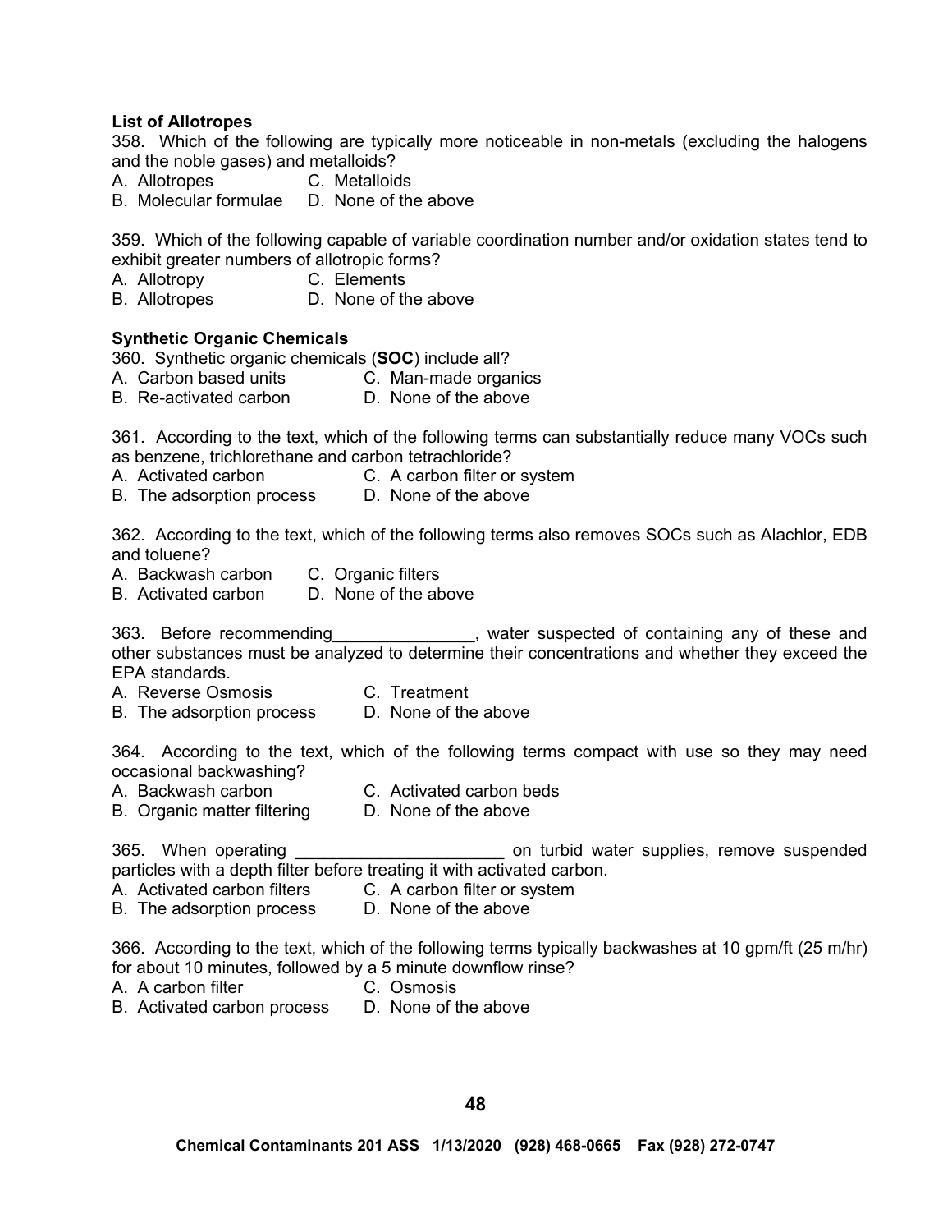**List of Allotropes**

358. Which of the following are typically more noticeable in non-metals (excluding the halogens and the noble gases) and metalloids?

A. Allotropes
B. Molecular formulae
C. Metalloids
D. None of the above

359. Which of the following capable of variable coordination number and/or oxidation states tend to exhibit greater numbers of allotropic forms?

A. Allotropy
B. Allotropes
C. Elements
D. None of the above

**Synthetic Organic Chemicals**

360. Synthetic organic chemicals (**SOC**) include all?

A. Carbon based units
B. Re-activated carbon
C. Man-made organics
D. None of the above

361. According to the text, which of the following terms can substantially reduce many VOCs such as benzene, trichlorethane and carbon tetrachloride?

A. Activated carbon
B. The adsorption process
C. A carbon filter or system
D. None of the above

362. According to the text, which of the following terms also removes SOCs such as Alachlor, EDB and toluene?

A. Backwash carbon
B. Activated carbon
C. Organic filters
D. None of the above

363. Before recommending_______________, water suspected of containing any of these and other substances must be analyzed to determine their concentrations and whether they exceed the EPA standards.

A. Reverse Osmosis
B. The adsorption process
C. Treatment
D. None of the above

364. According to the text, which of the following terms compact with use so they may need occasional backwashing?

A. Backwash carbon
B. Organic matter filtering
C. Activated carbon beds
D. None of the above

365. When operating ______________________ on turbid water supplies, remove suspended particles with a depth filter before treating it with activated carbon.

A. Activated carbon filters
B. The adsorption process
C. A carbon filter or system
D. None of the above

366. According to the text, which of the following terms typically backwashes at 10 gpm/ft (25 m/hr) for about 10 minutes, followed by a 5 minute downflow rinse?

A. A carbon filter
B. Activated carbon process
C. Osmosis
D. None of the above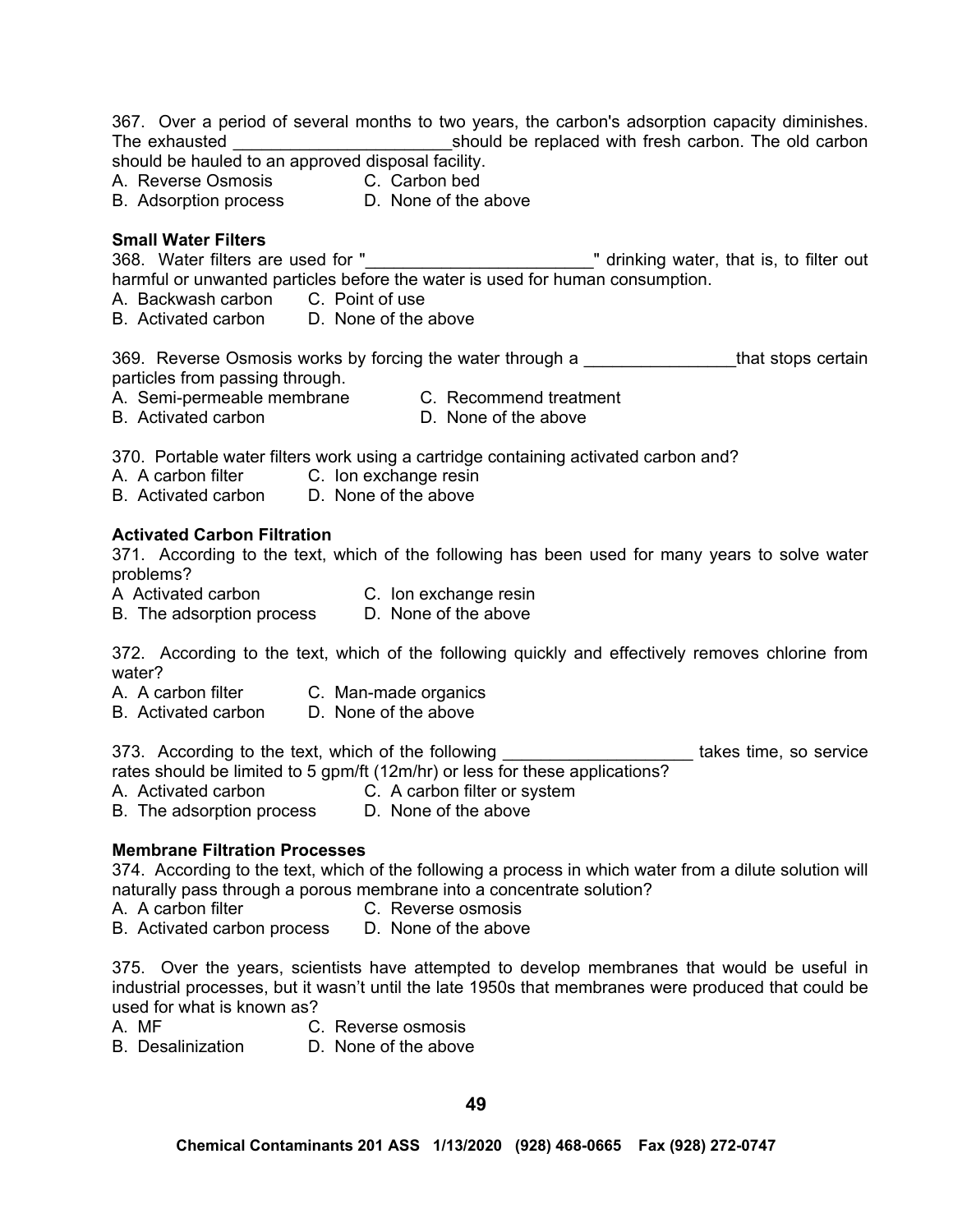367. Over a period of several months to two years, the carbon's adsorption capacity diminishes. The exhausted _______________________should be replaced with fresh carbon. The old carbon should be hauled to an approved disposal facility.
A. Reverse Osmosis
B. Adsorption process
C. Carbon bed
D. None of the above

**Small Water Filters**

368. Water filters are used for "________________________" drinking water, that is, to filter out harmful or unwanted particles before the water is used for human consumption.
A. Backwash carbon
B. Activated carbon
C. Point of use
D. None of the above

369. Reverse Osmosis works by forcing the water through a ________________that stops certain particles from passing through.
A. Semi-permeable membrane
B. Activated carbon
C. Recommend treatment
D. None of the above

370. Portable water filters work using a cartridge containing activated carbon and?
A. A carbon filter
B. Activated carbon
C. Ion exchange resin
D. None of the above

**Activated Carbon Filtration**

371. According to the text, which of the following has been used for many years to solve water problems?
A Activated carbon
B. The adsorption process
C. Ion exchange resin
D. None of the above

372. According to the text, which of the following quickly and effectively removes chlorine from water?
A. A carbon filter
B. Activated carbon
C. Man-made organics
D. None of the above

373. According to the text, which of the following ____________________ takes time, so service rates should be limited to 5 gpm/ft (12m/hr) or less for these applications?
A. Activated carbon
B. The adsorption process
C. A carbon filter or system
D. None of the above

**Membrane Filtration Processes**

374. According to the text, which of the following a process in which water from a dilute solution will naturally pass through a porous membrane into a concentrate solution?
A. A carbon filter
B. Activated carbon process
C. Reverse osmosis
D. None of the above

375. Over the years, scientists have attempted to develop membranes that would be useful in industrial processes, but it wasn't until the late 1950s that membranes were produced that could be used for what is known as?
A. MF
B. Desalinization
C. Reverse osmosis
D. None of the above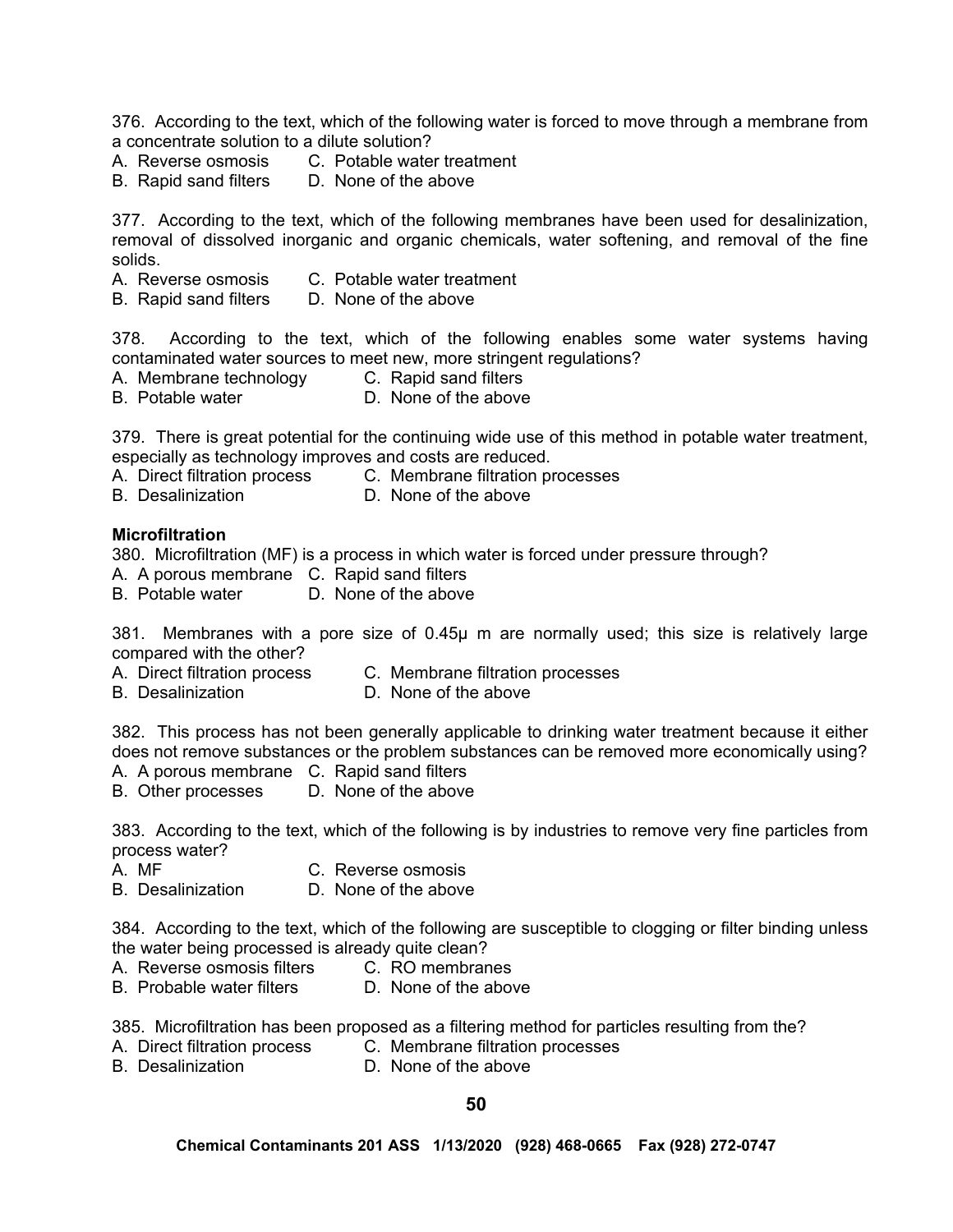376. According to the text, which of the following water is forced to move through a membrane from a concentrate solution to a dilute solution?

A. Reverse osmosis C. Potable water treatment
B. Rapid sand filters D. None of the above

377. According to the text, which of the following membranes have been used for desalinization, removal of dissolved inorganic and organic chemicals, water softening, and removal of the fine solids.

A. Reverse osmosis C. Potable water treatment
B. Rapid sand filters D. None of the above

378. According to the text, which of the following enables some water systems having contaminated water sources to meet new, more stringent regulations?

A. Membrane technology C. Rapid sand filters
B. Potable water D. None of the above

379. There is great potential for the continuing wide use of this method in potable water treatment, especially as technology improves and costs are reduced.

A. Direct filtration process C. Membrane filtration processes
B. Desalinization D. None of the above

**Microfiltration**

380. Microfiltration (MF) is a process in which water is forced under pressure through?

A. A porous membrane C. Rapid sand filters
B. Potable water D. None of the above

381. Membranes with a pore size of 0.45μ m are normally used; this size is relatively large compared with the other?

A. Direct filtration process C. Membrane filtration processes
B. Desalinization D. None of the above

382. This process has not been generally applicable to drinking water treatment because it either does not remove substances or the problem substances can be removed more economically using?

A. A porous membrane C. Rapid sand filters
B. Other processes D. None of the above

383. According to the text, which of the following is by industries to remove very fine particles from process water?

A. MF C. Reverse osmosis
B. Desalinization D. None of the above

384. According to the text, which of the following are susceptible to clogging or filter binding unless the water being processed is already quite clean?

A. Reverse osmosis filters C. RO membranes
B. Probable water filters D. None of the above

385. Microfiltration has been proposed as a filtering method for particles resulting from the?

A. Direct filtration process C. Membrane filtration processes
B. Desalinization D. None of the above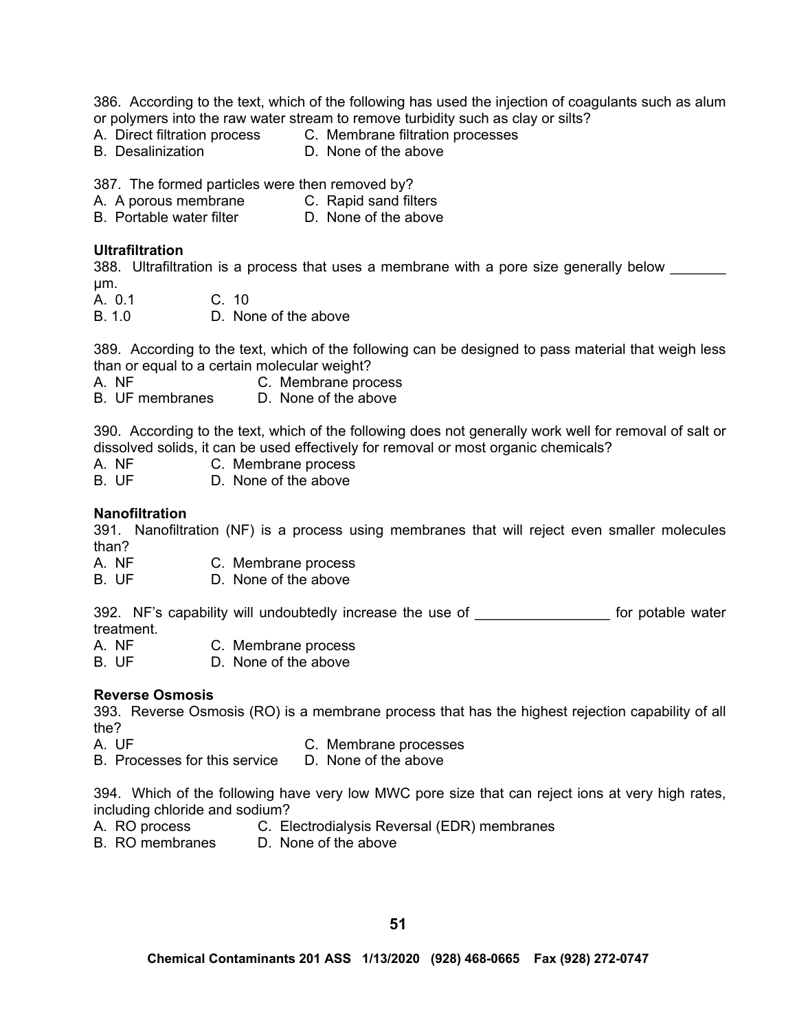386. According to the text, which of the following has used the injection of coagulants such as alum or polymers into the raw water stream to remove turbidity such as clay or silts?

A. Direct filtration process
B. Desalinization
C. Membrane filtration processes
D. None of the above

387. The formed particles were then removed by?

A. A porous membrane
B. Portable water filter
C. Rapid sand filters
D. None of the above

**Ultrafiltration**

388. Ultrafiltration is a process that uses a membrane with a pore size generally below _______ µm.

A. 0.1
B. 1.0
C. 10
D. None of the above

389. According to the text, which of the following can be designed to pass material that weigh less than or equal to a certain molecular weight?

A. NF
B. UF membranes
C. Membrane process
D. None of the above

390. According to the text, which of the following does not generally work well for removal of salt or dissolved solids, it can be used effectively for removal or most organic chemicals?

A. NF
B. UF
C. Membrane process
D. None of the above

**Nanofiltration**

391. Nanofiltration (NF) is a process using membranes that will reject even smaller molecules than?

A. NF
B. UF
C. Membrane process
D. None of the above

392. NF's capability will undoubtedly increase the use of _________________ for potable water treatment.

A. NF
B. UF
C. Membrane process
D. None of the above

**Reverse Osmosis**

393. Reverse Osmosis (RO) is a membrane process that has the highest rejection capability of all the?

A. UF
B. Processes for this service
C. Membrane processes
D. None of the above

394. Which of the following have very low MWC pore size that can reject ions at very high rates, including chloride and sodium?

A. RO process
B. RO membranes
C. Electrodialysis Reversal (EDR) membranes
D. None of the above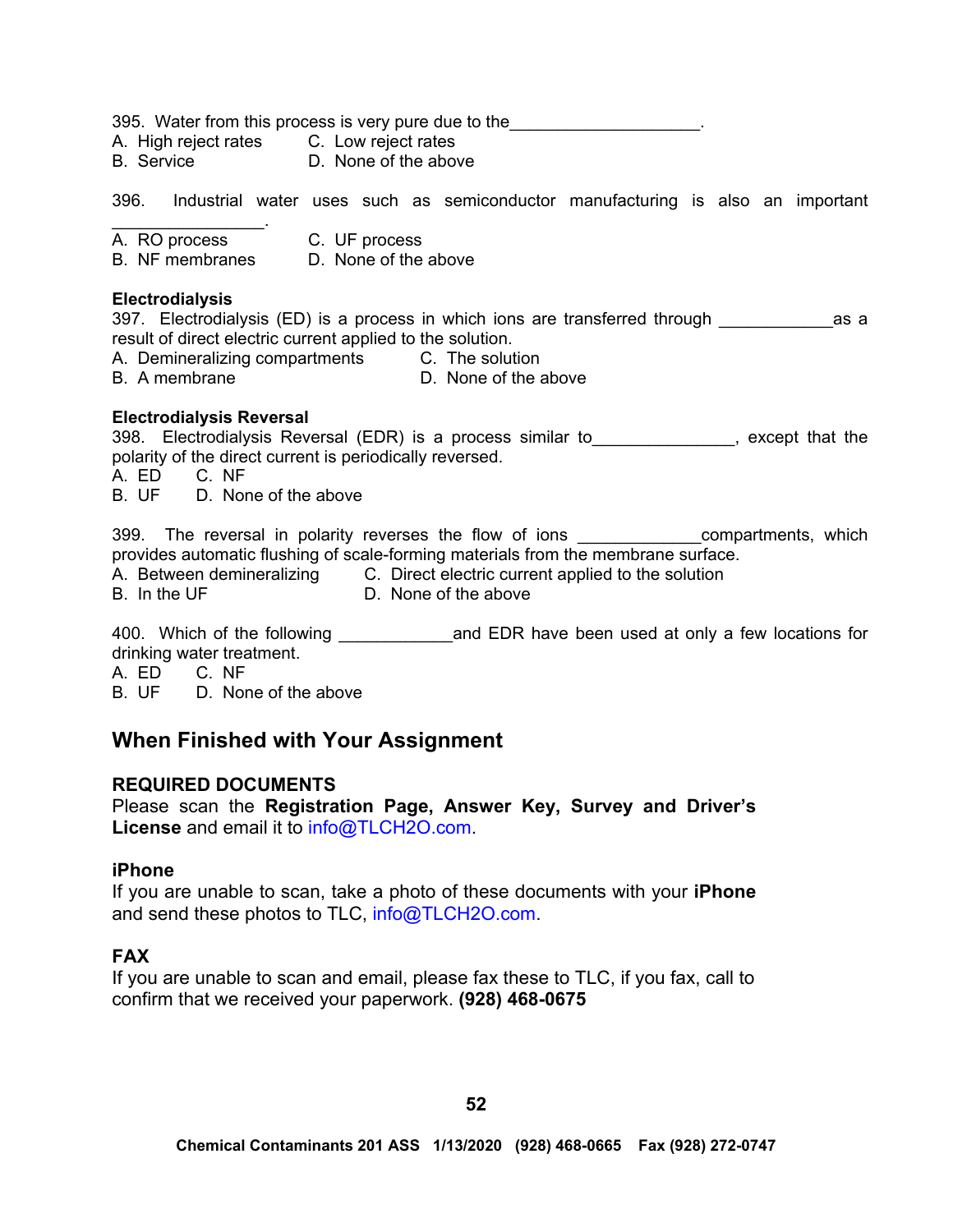395. Water from this process is very pure due to the____________________.

A. High reject rates
B. Service
C. Low reject rates
D. None of the above

396. Industrial water uses such as semiconductor manufacturing is also an important ________________.

A. RO process
B. NF membranes
C. UF process
D. None of the above

**Electrodialysis**

397. Electrodialysis (ED) is a process in which ions are transferred through ____________as a result of direct electric current applied to the solution.

A. Demineralizing compartments
B. A membrane
C. The solution
D. None of the above

**Electrodialysis Reversal**

398. Electrodialysis Reversal (EDR) is a process similar to_______________, except that the polarity of the direct current is periodically reversed.

A. ED
B. UF
C. NF
D. None of the above

399. The reversal in polarity reverses the flow of ions _____________compartments, which provides automatic flushing of scale-forming materials from the membrane surface.

A. Between demineralizing
B. In the UF
C. Direct electric current applied to the solution
D. None of the above

400. Which of the following ____________and EDR have been used at only a few locations for drinking water treatment.

A. ED
B. UF
C. NF
D. None of the above

## When Finished with Your Assignment

**REQUIRED DOCUMENTS**

Please scan the **Registration Page, Answer Key, Survey and Driver's License** and email it to info@TLCH2O.com.

**iPhone**

If you are unable to scan, take a photo of these documents with your **iPhone** and send these photos to TLC, info@TLCH2O.com.

**FAX**

If you are unable to scan and email, please fax these to TLC, if you fax, call to confirm that we received your paperwork. **(928) 468-0675**